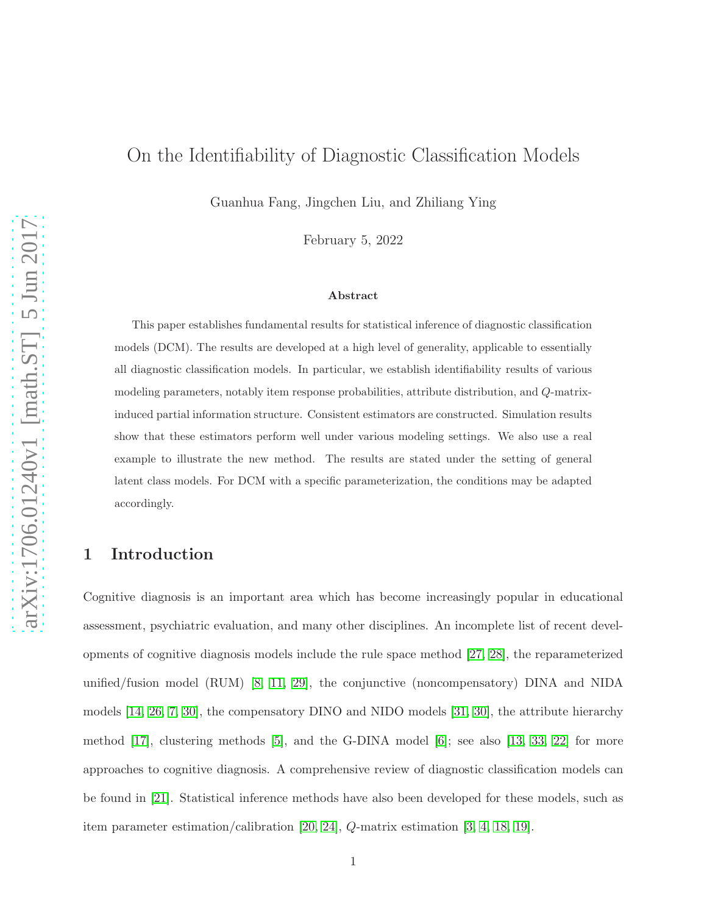# On the Identifiability of Diagnostic Classification Models

Guanhua Fang, Jingchen Liu, and Zhiliang Ying

February 5, 2022

### Abstract

This paper establishes fundamental results for statistical inference of diagnostic classification models (DCM). The results are developed at a high level of generality, applicable to essentially all diagnostic classification models. In particular, we establish identifiability results of various modeling parameters, notably item response probabilities, attribute distribution, and $Q$-matrix-induced partial information structure. Consistent estimators are constructed. Simulation results show that these estimators perform well under various modeling settings. We also use a real example to illustrate the new method. The results are stated under the setting of general latent class models. For DCM with a specific parameterization, the conditions may be adapted accordingly.

## 1 Introduction

Cognitive diagnosis is an important area which has become increasingly popular in educational assessment, psychiatric evaluation, and many other disciplines. An incomplete list of recent developments of cognitive diagnosis models include the rule space method [27, 28], the reparameterized unified/fusion model (RUM) [8, 11, 29], the conjunctive (noncompensatory) DINA and NIDA models [14, 26, 7, 30], the compensatory DINO and NIDO models [31, 30], the attribute hierarchy method [17], clustering methods [5], and the G-DINA model [6]; see also [13, 33, 22] for more approaches to cognitive diagnosis. A comprehensive review of diagnostic classification models can be found in [21]. Statistical inference methods have also been developed for these models, such as item parameter estimation/calibration [20, 24], $Q$-matrix estimation [3, 4, 18, 19].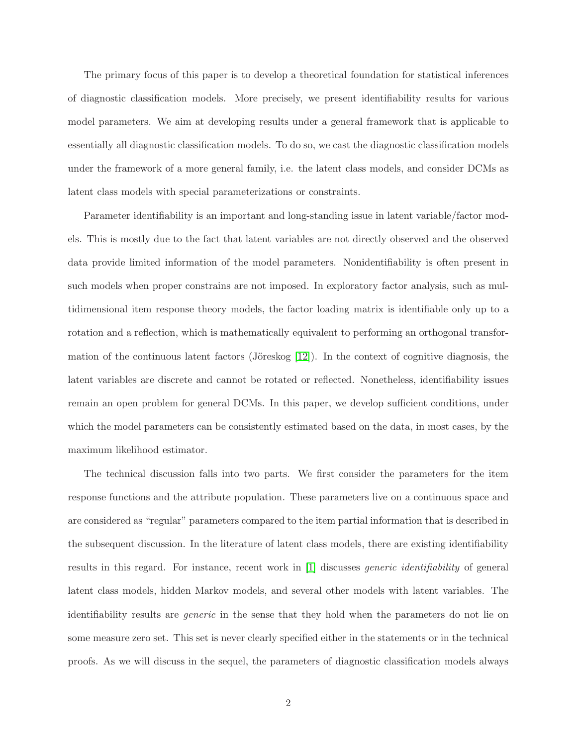The primary focus of this paper is to develop a theoretical foundation for statistical inferences of diagnostic classification models. More precisely, we present identifiability results for various model parameters. We aim at developing results under a general framework that is applicable to essentially all diagnostic classification models. To do so, we cast the diagnostic classification models under the framework of a more general family, i.e. the latent class models, and consider DCMs as latent class models with special parameterizations or constraints.

Parameter identifiability is an important and long-standing issue in latent variable/factor models. This is mostly due to the fact that latent variables are not directly observed and the observed data provide limited information of the model parameters. Nonidentifiability is often present in such models when proper constrains are not imposed. In exploratory factor analysis, such as multidimensional item response theory models, the factor loading matrix is identifiable only up to a rotation and a reflection, which is mathematically equivalent to performing an orthogonal transformation of the continuous latent factors (Jöreskog [12]). In the context of cognitive diagnosis, the latent variables are discrete and cannot be rotated or reflected. Nonetheless, identifiability issues remain an open problem for general DCMs. In this paper, we develop sufficient conditions, under which the model parameters can be consistently estimated based on the data, in most cases, by the maximum likelihood estimator.

The technical discussion falls into two parts. We first consider the parameters for the item response functions and the attribute population. These parameters live on a continuous space and are considered as "regular" parameters compared to the item partial information that is described in the subsequent discussion. In the literature of latent class models, there are existing identifiability results in this regard. For instance, recent work in [1] discusses *generic identifiability* of general latent class models, hidden Markov models, and several other models with latent variables. The identifiability results are *generic* in the sense that they hold when the parameters do not lie on some measure zero set. This set is never clearly specified either in the statements or in the technical proofs. As we will discuss in the sequel, the parameters of diagnostic classification models always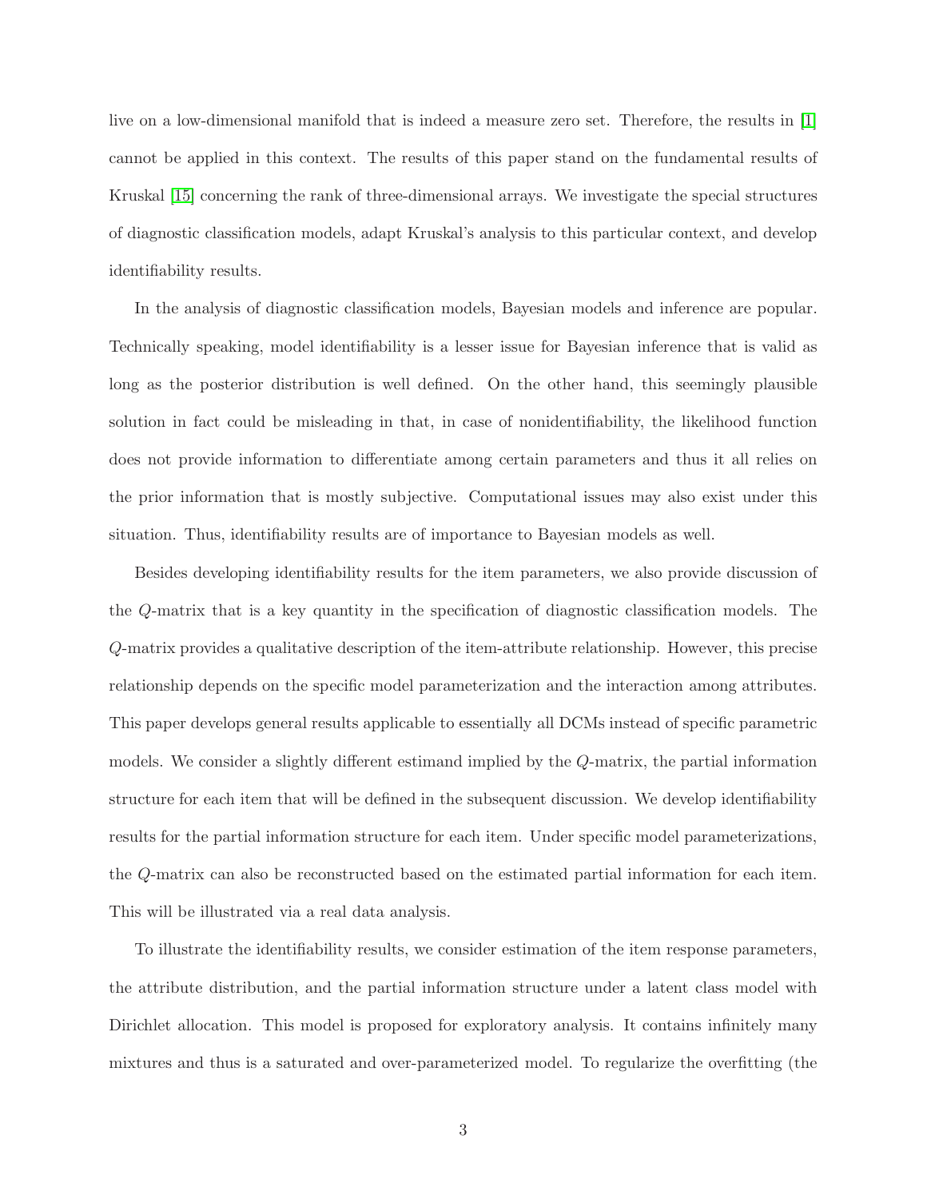live on a low-dimensional manifold that is indeed a measure zero set. Therefore, the results in [1] cannot be applied in this context. The results of this paper stand on the fundamental results of Kruskal [15] concerning the rank of three-dimensional arrays. We investigate the special structures of diagnostic classification models, adapt Kruskal's analysis to this particular context, and develop identifiability results.

In the analysis of diagnostic classification models, Bayesian models and inference are popular. Technically speaking, model identifiability is a lesser issue for Bayesian inference that is valid as long as the posterior distribution is well defined. On the other hand, this seemingly plausible solution in fact could be misleading in that, in case of nonidentifiability, the likelihood function does not provide information to differentiate among certain parameters and thus it all relies on the prior information that is mostly subjective. Computational issues may also exist under this situation. Thus, identifiability results are of importance to Bayesian models as well.

Besides developing identifiability results for the item parameters, we also provide discussion of the $Q$-matrix that is a key quantity in the specification of diagnostic classification models. The $Q$-matrix provides a qualitative description of the item-attribute relationship. However, this precise relationship depends on the specific model parameterization and the interaction among attributes. This paper develops general results applicable to essentially all DCMs instead of specific parametric models. We consider a slightly different estimand implied by the $Q$-matrix, the partial information structure for each item that will be defined in the subsequent discussion. We develop identifiability results for the partial information structure for each item. Under specific model parameterizations, the $Q$-matrix can also be reconstructed based on the estimated partial information for each item. This will be illustrated via a real data analysis.

To illustrate the identifiability results, we consider estimation of the item response parameters, the attribute distribution, and the partial information structure under a latent class model with Dirichlet allocation. This model is proposed for exploratory analysis. It contains infinitely many mixtures and thus is a saturated and over-parameterized model. To regularize the overfitting (the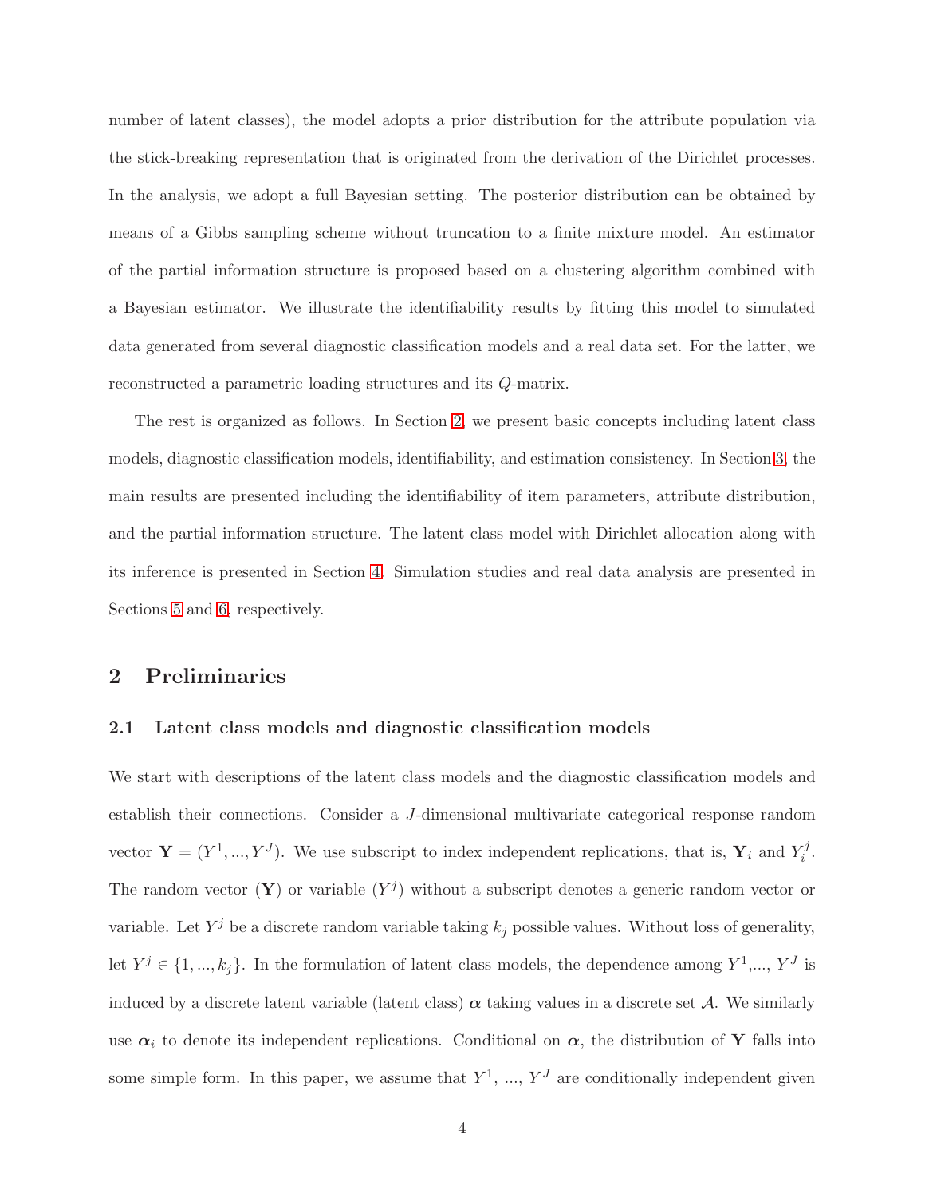number of latent classes), the model adopts a prior distribution for the attribute population via the stick-breaking representation that is originated from the derivation of the Dirichlet processes. In the analysis, we adopt a full Bayesian setting. The posterior distribution can be obtained by means of a Gibbs sampling scheme without truncation to a finite mixture model. An estimator of the partial information structure is proposed based on a clustering algorithm combined with a Bayesian estimator. We illustrate the identifiability results by fitting this model to simulated data generated from several diagnostic classification models and a real data set. For the latter, we reconstructed a parametric loading structures and its $Q$-matrix.

The rest is organized as follows. In Section 2, we present basic concepts including latent class models, diagnostic classification models, identifiability, and estimation consistency. In Section 3, the main results are presented including the identifiability of item parameters, attribute distribution, and the partial information structure. The latent class model with Dirichlet allocation along with its inference is presented in Section 4. Simulation studies and real data analysis are presented in Sections 5 and 6, respectively.

## 2 Preliminaries

### 2.1 Latent class models and diagnostic classification models

We start with descriptions of the latent class models and the diagnostic classification models and establish their connections. Consider a $J$-dimensional multivariate categorical response random vector $\mathbf{Y} = (Y^1, ..., Y^J)$. We use subscript to index independent replications, that is, $\mathbf{Y}_i$ and $Y_i^j$. The random vector ($\mathbf{Y}$) or variable ($Y^j$) without a subscript denotes a generic random vector or variable. Let $Y^j$ be a discrete random variable taking $k_j$ possible values. Without loss of generality, let $Y^j \in \{1, ..., k_j\}$. In the formulation of latent class models, the dependence among $Y^1$,..., $Y^J$ is induced by a discrete latent variable (latent class) $\boldsymbol{\alpha}$ taking values in a discrete set $\mathcal{A}$. We similarly use $\boldsymbol{\alpha}_i$ to denote its independent replications. Conditional on $\boldsymbol{\alpha}$, the distribution of $\mathbf{Y}$ falls into some simple form. In this paper, we assume that $Y^1$, ..., $Y^J$ are conditionally independent given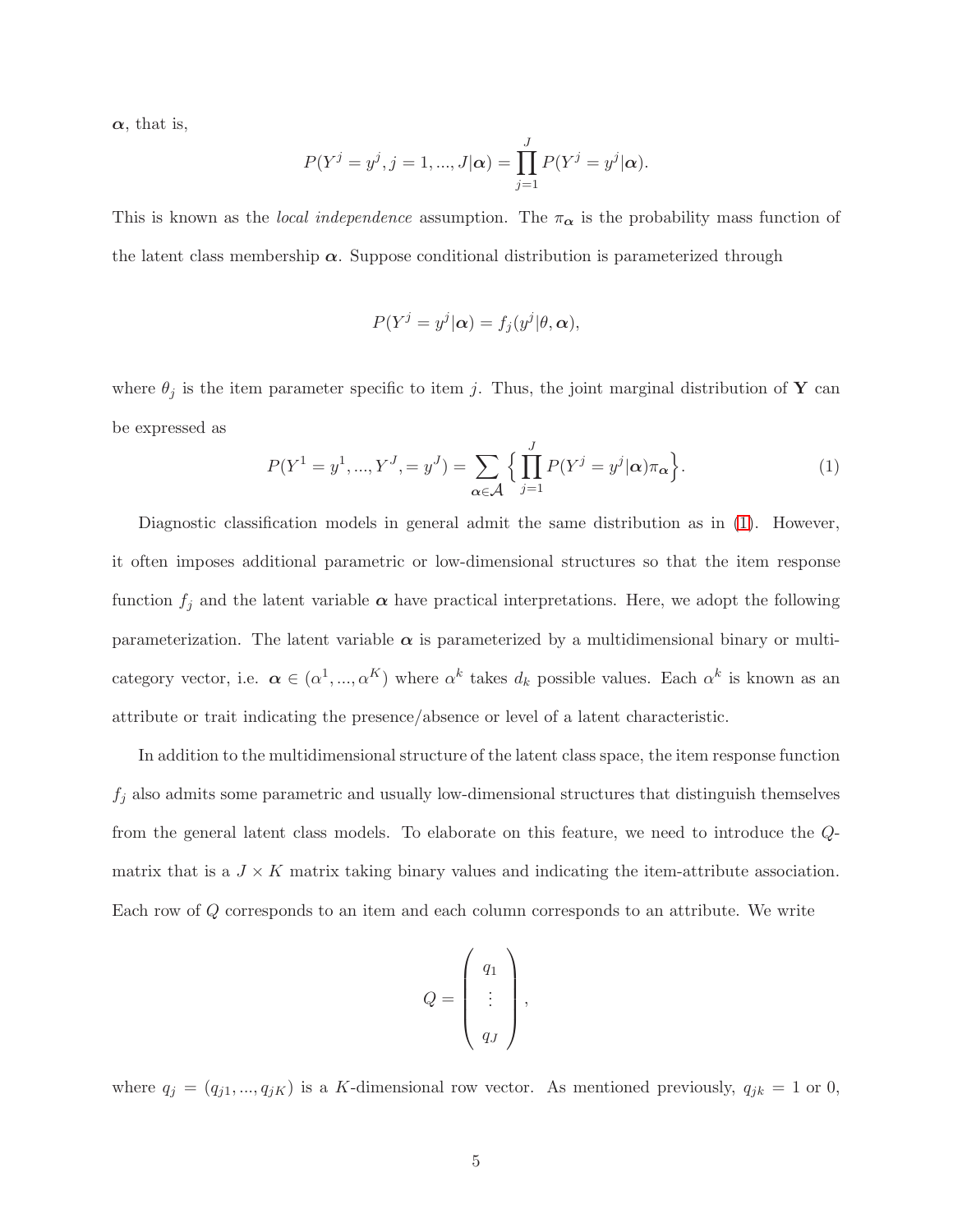$\boldsymbol{\alpha}$, that is,

$$P(Y^j = y^j, j = 1, ..., J|\boldsymbol{\alpha}) = \prod_{j=1}^{J} P(Y^j = y^j|\boldsymbol{\alpha}).$$

This is known as the *local independence* assumption. The $\pi_{\boldsymbol{\alpha}}$ is the probability mass function of the latent class membership $\boldsymbol{\alpha}$. Suppose conditional distribution is parameterized through

$$P(Y^j = y^j|\boldsymbol{\alpha}) = f_j(y^j|\theta, \boldsymbol{\alpha}),$$

where $\theta_j$ is the item parameter specific to item $j$. Thus, the joint marginal distribution of $\mathbf{Y}$ can be expressed as

$$P(Y^1 = y^1, ..., Y^J, = y^J) = \sum_{\boldsymbol{\alpha} \in \mathcal{A}} \Big\{ \prod_{j=1}^{J} P(Y^j = y^j|\boldsymbol{\alpha})\pi_{\boldsymbol{\alpha}} \Big\}. \tag{1}$$

Diagnostic classification models in general admit the same distribution as in (1). However, it often imposes additional parametric or low-dimensional structures so that the item response function $f_j$ and the latent variable $\boldsymbol{\alpha}$ have practical interpretations. Here, we adopt the following parameterization. The latent variable $\boldsymbol{\alpha}$ is parameterized by a multidimensional binary or multi-category vector, i.e. $\boldsymbol{\alpha} \in (\alpha^1, ..., \alpha^K)$ where $\alpha^k$ takes $d_k$ possible values. Each $\alpha^k$ is known as an attribute or trait indicating the presence/absence or level of a latent characteristic.

In addition to the multidimensional structure of the latent class space, the item response function $f_j$ also admits some parametric and usually low-dimensional structures that distinguish themselves from the general latent class models. To elaborate on this feature, we need to introduce the $Q$-matrix that is a $J \times K$ matrix taking binary values and indicating the item-attribute association. Each row of $Q$ corresponds to an item and each column corresponds to an attribute. We write

$$Q = \begin{pmatrix} q_1 \\ \vdots \\ q_J \end{pmatrix},$$

where $q_j = (q_{j1}, ..., q_{jK})$ is a $K$-dimensional row vector. As mentioned previously, $q_{jk} = 1$ or 0,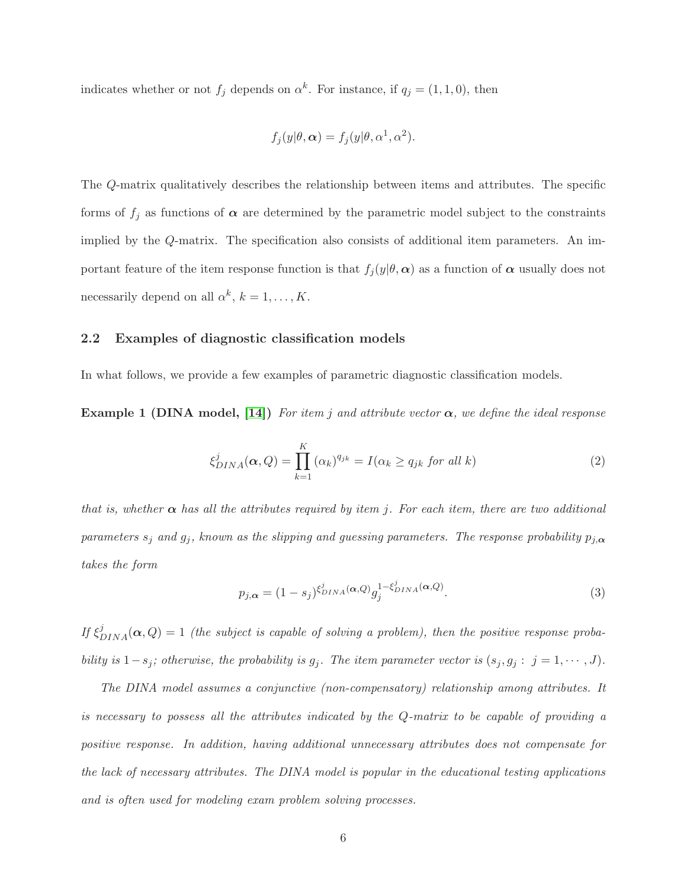indicates whether or not $f_j$ depends on $\alpha^k$. For instance, if $q_j = (1, 1, 0)$, then

$$f_j(y|\theta, \boldsymbol{\alpha}) = f_j(y|\theta, \alpha^1, \alpha^2).$$

The $Q$-matrix qualitatively describes the relationship between items and attributes. The specific forms of $f_j$ as functions of $\boldsymbol{\alpha}$ are determined by the parametric model subject to the constraints implied by the $Q$-matrix. The specification also consists of additional item parameters. An important feature of the item response function is that $f_j(y|\theta, \boldsymbol{\alpha})$ as a function of $\boldsymbol{\alpha}$ usually does not necessarily depend on all $\alpha^k$, $k = 1, \ldots, K$.

### 2.2 Examples of diagnostic classification models

In what follows, we provide a few examples of parametric diagnostic classification models.

**Example 1 (DINA model, [14])** *For item $j$ and attribute vector $\boldsymbol{\alpha}$, we define the ideal response*

$$\xi^j_{DINA}(\boldsymbol{\alpha}, Q) = \prod_{k=1}^{K} (\alpha_k)^{q_{jk}} = I(\alpha_k \geq q_{jk} \text{ for all } k) \tag{2}$$

*that is, whether $\boldsymbol{\alpha}$ has all the attributes required by item $j$. For each item, there are two additional parameters $s_j$ and $g_j$, known as the slipping and guessing parameters. The response probability $p_{j,\boldsymbol{\alpha}}$ takes the form*

$$p_{j,\boldsymbol{\alpha}} = (1 - s_j)^{\xi^j_{DINA}(\boldsymbol{\alpha}, Q)} g_j^{1 - \xi^j_{DINA}(\boldsymbol{\alpha}, Q)}. \tag{3}$$

*If $\xi^j_{DINA}(\boldsymbol{\alpha}, Q) = 1$ (the subject is capable of solving a problem), then the positive response probability is $1 - s_j$; otherwise, the probability is $g_j$. The item parameter vector is $(s_j, g_j : j = 1, \cdots, J)$.*

*The DINA model assumes a conjunctive (non-compensatory) relationship among attributes. It is necessary to possess all the attributes indicated by the $Q$-matrix to be capable of providing a positive response. In addition, having additional unnecessary attributes does not compensate for the lack of necessary attributes. The DINA model is popular in the educational testing applications and is often used for modeling exam problem solving processes.*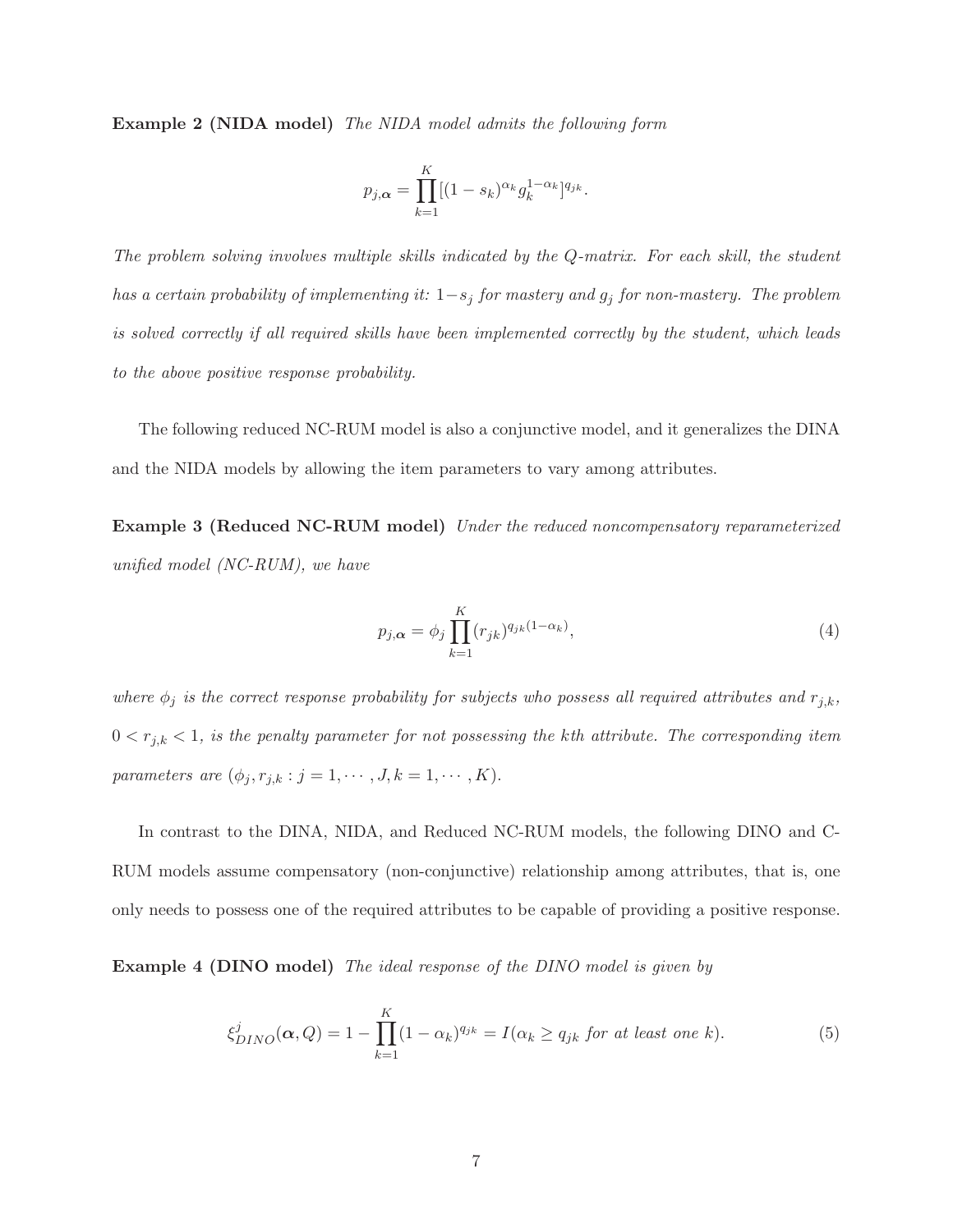**Example 2 (NIDA model)** *The NIDA model admits the following form*

$$p_{j,\boldsymbol{\alpha}} = \prod_{k=1}^{K} [(1-s_k)^{\alpha_k} g_k^{1-\alpha_k}]^{q_{jk}}.$$

*The problem solving involves multiple skills indicated by the Q-matrix. For each skill, the student has a certain probability of implementing it: $1-s_j$ for mastery and $g_j$ for non-mastery. The problem is solved correctly if all required skills have been implemented correctly by the student, which leads to the above positive response probability.*

The following reduced NC-RUM model is also a conjunctive model, and it generalizes the DINA and the NIDA models by allowing the item parameters to vary among attributes.

**Example 3 (Reduced NC-RUM model)** *Under the reduced noncompensatory reparameterized unified model (NC-RUM), we have*

$$p_{j,\boldsymbol{\alpha}} = \phi_j \prod_{k=1}^{K} (r_{jk})^{q_{jk}(1-\alpha_k)}, \tag{4}$$

*where $\phi_j$ is the correct response probability for subjects who possess all required attributes and $r_{j,k}$, $0 < r_{j,k} < 1$, is the penalty parameter for not possessing the kth attribute. The corresponding item parameters are $(\phi_j, r_{j,k} : j = 1, \cdots, J, k = 1, \cdots, K)$.*

In contrast to the DINA, NIDA, and Reduced NC-RUM models, the following DINO and C-RUM models assume compensatory (non-conjunctive) relationship among attributes, that is, one only needs to possess one of the required attributes to be capable of providing a positive response.

**Example 4 (DINO model)** *The ideal response of the DINO model is given by*

$$\xi^{j}_{DINO}(\boldsymbol{\alpha}, Q) = 1 - \prod_{k=1}^{K} (1-\alpha_k)^{q_{jk}} = I(\alpha_k \geq q_{jk} \text{ for at least one } k). \tag{5}$$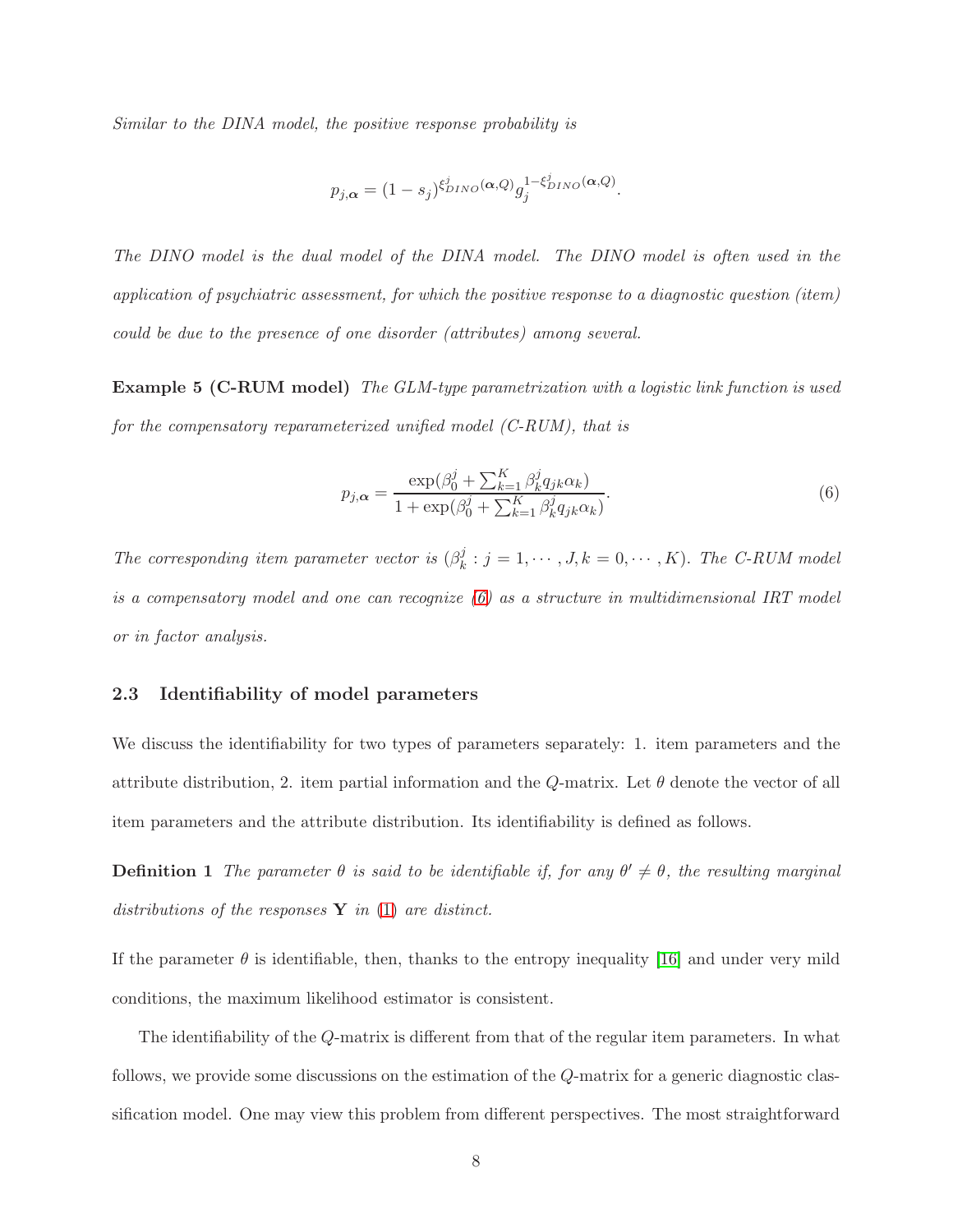*Similar to the DINA model, the positive response probability is*

$$p_{j,\boldsymbol{\alpha}} = (1 - s_j)^{\xi^j_{DINO}(\boldsymbol{\alpha},Q)} g_j^{1-\xi^j_{DINO}(\boldsymbol{\alpha},Q)}.$$

*The DINO model is the dual model of the DINA model. The DINO model is often used in the application of psychiatric assessment, for which the positive response to a diagnostic question (item) could be due to the presence of one disorder (attributes) among several.*

**Example 5 (C-RUM model)** *The GLM-type parametrization with a logistic link function is used for the compensatory reparameterized unified model (C-RUM), that is*

$$p_{j,\boldsymbol{\alpha}} = \frac{\exp(\beta^j_0 + \sum_{k=1}^K \beta^j_k q_{jk}\alpha_k)}{1 + \exp(\beta^j_0 + \sum_{k=1}^K \beta^j_k q_{jk}\alpha_k)}. \tag{6}$$

*The corresponding item parameter vector is $(\beta^j_k : j = 1, \cdots, J, k = 0, \cdots, K)$. The C-RUM model is a compensatory model and one can recognize (6) as a structure in multidimensional IRT model or in factor analysis.*

### 2.3 Identifiability of model parameters

We discuss the identifiability for two types of parameters separately: 1. item parameters and the attribute distribution, 2. item partial information and the $Q$-matrix. Let $\theta$ denote the vector of all item parameters and the attribute distribution. Its identifiability is defined as follows.

**Definition 1** *The parameter $\theta$ is said to be identifiable if, for any $\theta' \neq \theta$, the resulting marginal distributions of the responses $\mathbf{Y}$ in (1) are distinct.*

If the parameter $\theta$ is identifiable, then, thanks to the entropy inequality [16] and under very mild conditions, the maximum likelihood estimator is consistent.

The identifiability of the $Q$-matrix is different from that of the regular item parameters. In what follows, we provide some discussions on the estimation of the $Q$-matrix for a generic diagnostic classification model. One may view this problem from different perspectives. The most straightforward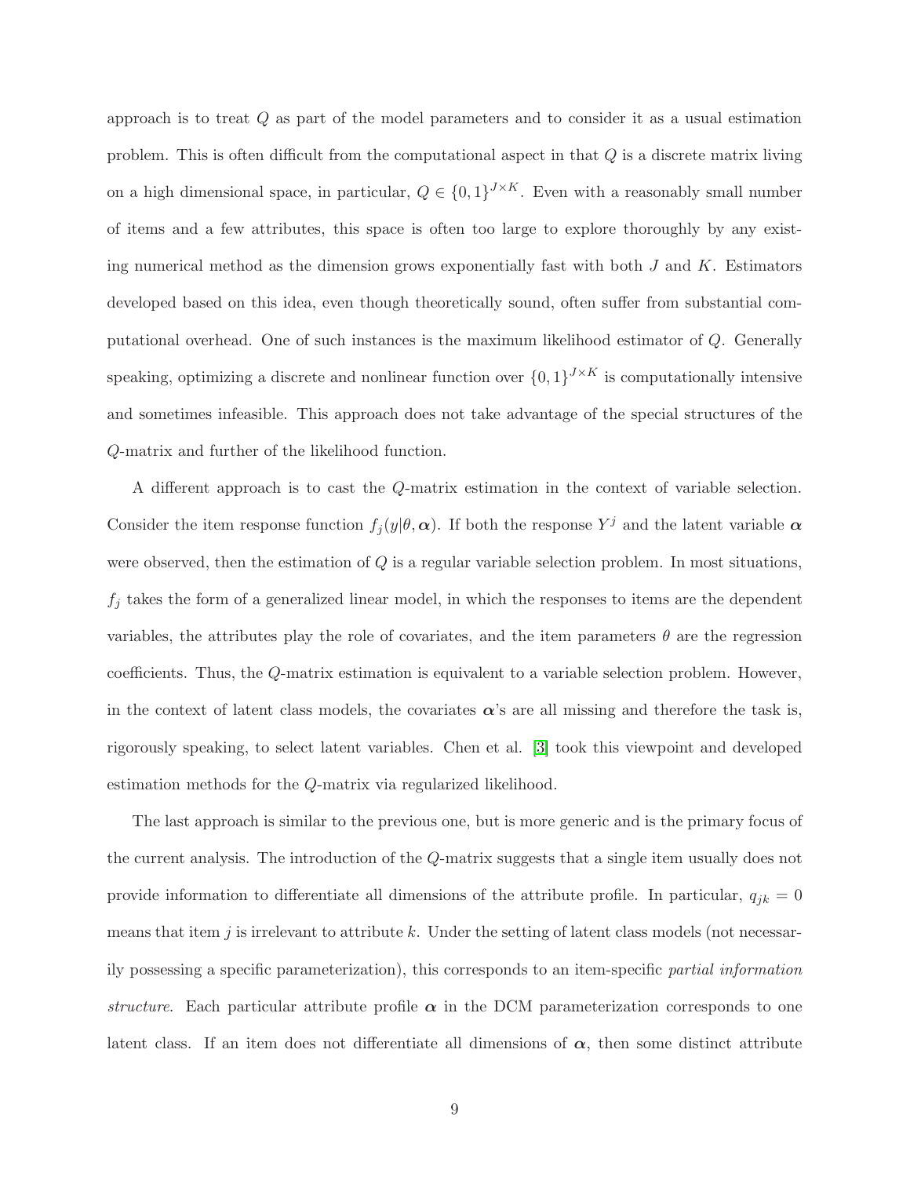approach is to treat $Q$ as part of the model parameters and to consider it as a usual estimation problem. This is often difficult from the computational aspect in that $Q$ is a discrete matrix living on a high dimensional space, in particular, $Q \in \{0,1\}^{J\times K}$. Even with a reasonably small number of items and a few attributes, this space is often too large to explore thoroughly by any existing numerical method as the dimension grows exponentially fast with both $J$ and $K$. Estimators developed based on this idea, even though theoretically sound, often suffer from substantial computational overhead. One of such instances is the maximum likelihood estimator of $Q$. Generally speaking, optimizing a discrete and nonlinear function over $\{0,1\}^{J\times K}$ is computationally intensive and sometimes infeasible. This approach does not take advantage of the special structures of the $Q$-matrix and further of the likelihood function.

A different approach is to cast the $Q$-matrix estimation in the context of variable selection. Consider the item response function $f_j(y|\theta, \boldsymbol{\alpha})$. If both the response $Y^j$ and the latent variable $\boldsymbol{\alpha}$ were observed, then the estimation of $Q$ is a regular variable selection problem. In most situations, $f_j$ takes the form of a generalized linear model, in which the responses to items are the dependent variables, the attributes play the role of covariates, and the item parameters $\theta$ are the regression coefficients. Thus, the $Q$-matrix estimation is equivalent to a variable selection problem. However, in the context of latent class models, the covariates $\boldsymbol{\alpha}$'s are all missing and therefore the task is, rigorously speaking, to select latent variables. Chen et al. [3] took this viewpoint and developed estimation methods for the $Q$-matrix via regularized likelihood.

The last approach is similar to the previous one, but is more generic and is the primary focus of the current analysis. The introduction of the $Q$-matrix suggests that a single item usually does not provide information to differentiate all dimensions of the attribute profile. In particular, $q_{jk} = 0$ means that item $j$ is irrelevant to attribute $k$. Under the setting of latent class models (not necessarily possessing a specific parameterization), this corresponds to an item-specific *partial information structure*. Each particular attribute profile $\boldsymbol{\alpha}$ in the DCM parameterization corresponds to one latent class. If an item does not differentiate all dimensions of $\boldsymbol{\alpha}$, then some distinct attribute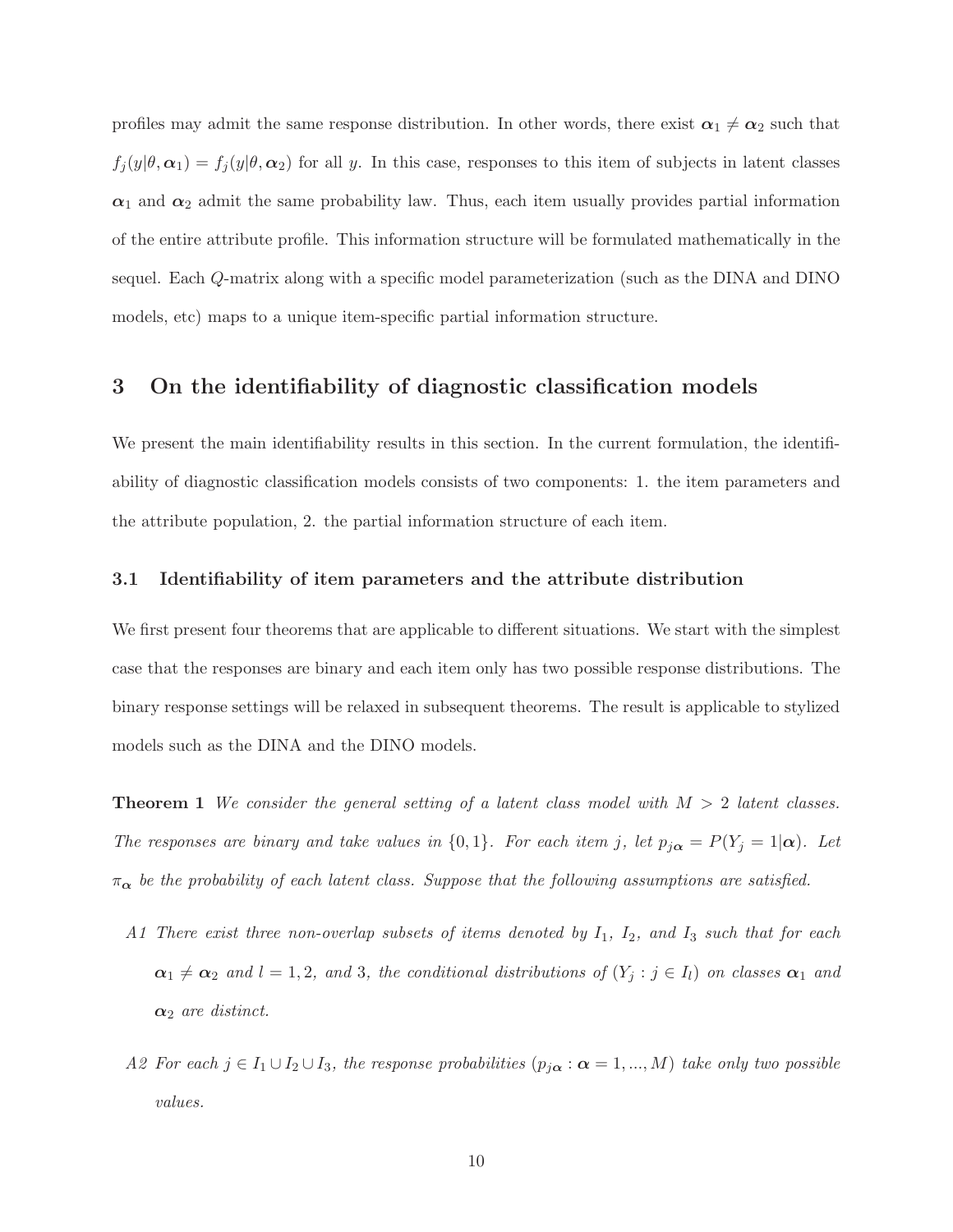profiles may admit the same response distribution. In other words, there exist $\boldsymbol{\alpha}_1 \neq \boldsymbol{\alpha}_2$ such that $f_j(y|\theta, \boldsymbol{\alpha}_1) = f_j(y|\theta, \boldsymbol{\alpha}_2)$ for all $y$. In this case, responses to this item of subjects in latent classes $\boldsymbol{\alpha}_1$ and $\boldsymbol{\alpha}_2$ admit the same probability law. Thus, each item usually provides partial information of the entire attribute profile. This information structure will be formulated mathematically in the sequel. Each $Q$-matrix along with a specific model parameterization (such as the DINA and DINO models, etc) maps to a unique item-specific partial information structure.

## 3 On the identifiability of diagnostic classification models

We present the main identifiability results in this section. In the current formulation, the identifiability of diagnostic classification models consists of two components: 1. the item parameters and the attribute population, 2. the partial information structure of each item.

### 3.1 Identifiability of item parameters and the attribute distribution

We first present four theorems that are applicable to different situations. We start with the simplest case that the responses are binary and each item only has two possible response distributions. The binary response settings will be relaxed in subsequent theorems. The result is applicable to stylized models such as the DINA and the DINO models.

**Theorem 1** *We consider the general setting of a latent class model with $M > 2$ latent classes. The responses are binary and take values in $\{0, 1\}$. For each item $j$, let $p_{j\boldsymbol{\alpha}} = P(Y_j = 1|\boldsymbol{\alpha})$. Let $\pi_{\boldsymbol{\alpha}}$ be the probability of each latent class. Suppose that the following assumptions are satisfied.*

- *A1 There exist three non-overlap subsets of items denoted by $I_1$, $I_2$, and $I_3$ such that for each $\boldsymbol{\alpha}_1 \neq \boldsymbol{\alpha}_2$ and $l = 1, 2,$ and $3$, the conditional distributions of $(Y_j : j \in I_l)$ on classes $\boldsymbol{\alpha}_1$ and $\boldsymbol{\alpha}_2$ are distinct.*
- *A2 For each $j \in I_1 \cup I_2 \cup I_3$, the response probabilities $(p_{j\boldsymbol{\alpha}} : \boldsymbol{\alpha} = 1, ..., M)$ take only two possible values.*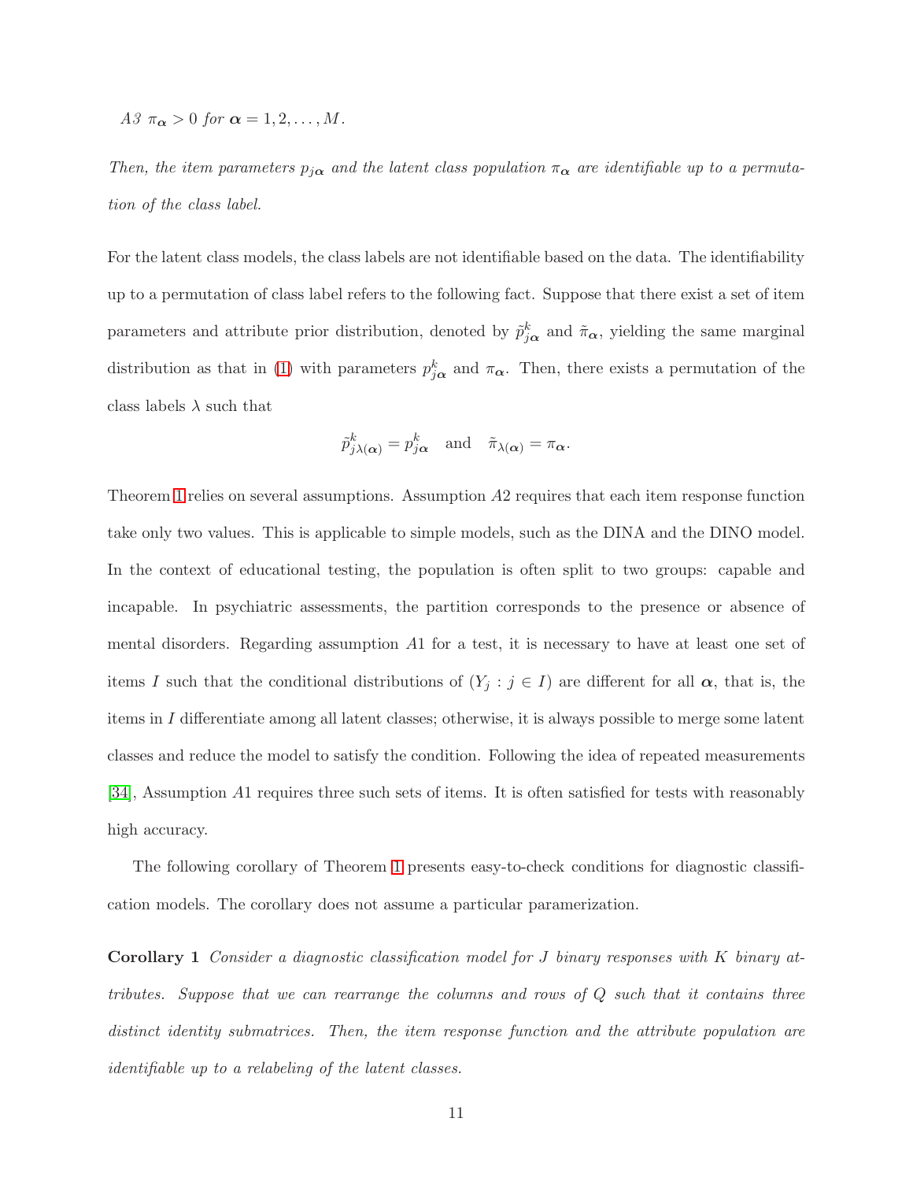*A3* $\pi_{\boldsymbol{\alpha}} > 0$ *for* $\boldsymbol{\alpha} = 1, 2, \ldots, M$.

*Then, the item parameters* $p_{j\boldsymbol{\alpha}}$ *and the latent class population* $\pi_{\boldsymbol{\alpha}}$ *are identifiable up to a permutation of the class label.*

For the latent class models, the class labels are not identifiable based on the data. The identifiability up to a permutation of class label refers to the following fact. Suppose that there exist a set of item parameters and attribute prior distribution, denoted by $\tilde{p}^k_{j\boldsymbol{\alpha}}$ and $\tilde{\pi}_{\boldsymbol{\alpha}}$, yielding the same marginal distribution as that in (1) with parameters $p^k_{j\boldsymbol{\alpha}}$ and $\pi_{\boldsymbol{\alpha}}$. Then, there exists a permutation of the class labels $\lambda$ such that

$$\tilde{p}^k_{j\lambda(\boldsymbol{\alpha})} = p^k_{j\boldsymbol{\alpha}} \quad \text{and} \quad \tilde{\pi}_{\lambda(\boldsymbol{\alpha})} = \pi_{\boldsymbol{\alpha}}.$$

Theorem 1 relies on several assumptions. Assumption $A2$ requires that each item response function take only two values. This is applicable to simple models, such as the DINA and the DINO model. In the context of educational testing, the population is often split to two groups: capable and incapable. In psychiatric assessments, the partition corresponds to the presence or absence of mental disorders. Regarding assumption $A1$ for a test, it is necessary to have at least one set of items $I$ such that the conditional distributions of $(Y_j : j \in I)$ are different for all $\boldsymbol{\alpha}$, that is, the items in $I$ differentiate among all latent classes; otherwise, it is always possible to merge some latent classes and reduce the model to satisfy the condition. Following the idea of repeated measurements [34], Assumption $A1$ requires three such sets of items. It is often satisfied for tests with reasonably high accuracy.

The following corollary of Theorem 1 presents easy-to-check conditions for diagnostic classification models. The corollary does not assume a particular paramerization.

**Corollary 1** *Consider a diagnostic classification model for* $J$ *binary responses with* $K$ *binary attributes. Suppose that we can rearrange the columns and rows of* $Q$ *such that it contains three distinct identity submatrices. Then, the item response function and the attribute population are identifiable up to a relabeling of the latent classes.*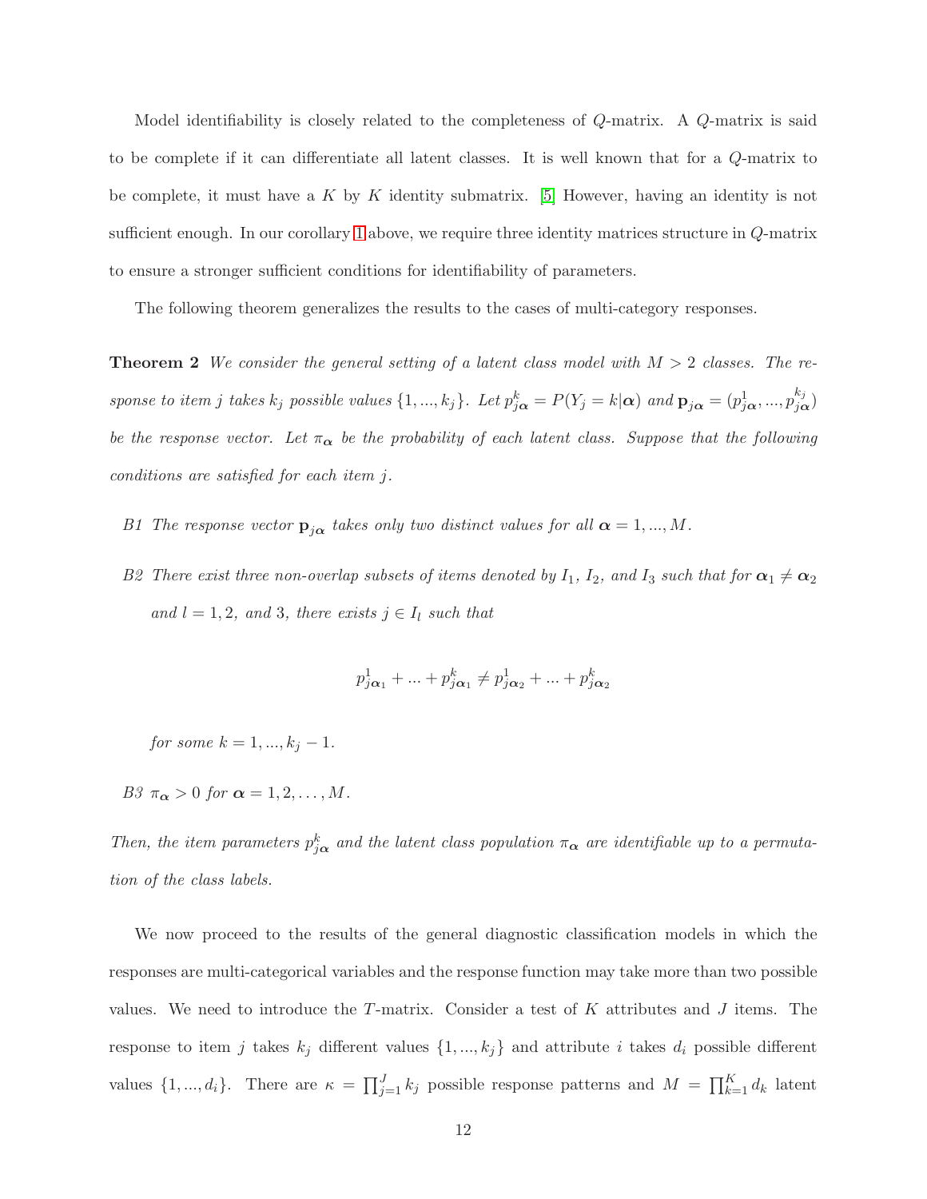Model identifiability is closely related to the completeness of $Q$-matrix. A $Q$-matrix is said to be complete if it can differentiate all latent classes. It is well known that for a $Q$-matrix to be complete, it must have a $K$ by $K$ identity submatrix. [5] However, having an identity is not sufficient enough. In our corollary 1 above, we require three identity matrices structure in $Q$-matrix to ensure a stronger sufficient conditions for identifiability of parameters.

The following theorem generalizes the results to the cases of multi-category responses.

**Theorem 2** *We consider the general setting of a latent class model with $M > 2$ classes. The response to item $j$ takes $k_j$ possible values $\{1, ..., k_j\}$. Let $p^k_{j\boldsymbol{\alpha}} = P(Y_j = k|\boldsymbol{\alpha})$ and $\mathbf{p}_{j\boldsymbol{\alpha}} = (p^1_{j\boldsymbol{\alpha}}, ..., p^{k_j}_{j\boldsymbol{\alpha}})$ be the response vector. Let $\pi_{\boldsymbol{\alpha}}$ be the probability of each latent class. Suppose that the following conditions are satisfied for each item $j$.*

*B1 The response vector $\mathbf{p}_{j\boldsymbol{\alpha}}$ takes only two distinct values for all $\boldsymbol{\alpha} = 1, ..., M$.*

*B2 There exist three non-overlap subsets of items denoted by $I_1$, $I_2$, and $I_3$ such that for $\boldsymbol{\alpha}_1 \neq \boldsymbol{\alpha}_2$ and $l = 1, 2,$ and $3$, there exists $j \in I_l$ such that*

$$p^1_{j\boldsymbol{\alpha}_1} + ... + p^k_{j\boldsymbol{\alpha}_1} \neq p^1_{j\boldsymbol{\alpha}_2} + ... + p^k_{j\boldsymbol{\alpha}_2}$$

*for some $k = 1, ..., k_j - 1$.*

*B3 $\pi_{\boldsymbol{\alpha}} > 0$ for $\boldsymbol{\alpha} = 1, 2, \ldots, M$.*

*Then, the item parameters $p^k_{j\boldsymbol{\alpha}}$ and the latent class population $\pi_{\boldsymbol{\alpha}}$ are identifiable up to a permutation of the class labels.*

We now proceed to the results of the general diagnostic classification models in which the responses are multi-categorical variables and the response function may take more than two possible values. We need to introduce the $T$-matrix. Consider a test of $K$ attributes and $J$ items. The response to item $j$ takes $k_j$ different values $\{1, ..., k_j\}$ and attribute $i$ takes $d_i$ possible different values $\{1, ..., d_i\}$. There are $\kappa = \prod_{j=1}^{J} k_j$ possible response patterns and $M = \prod_{k=1}^{K} d_k$ latent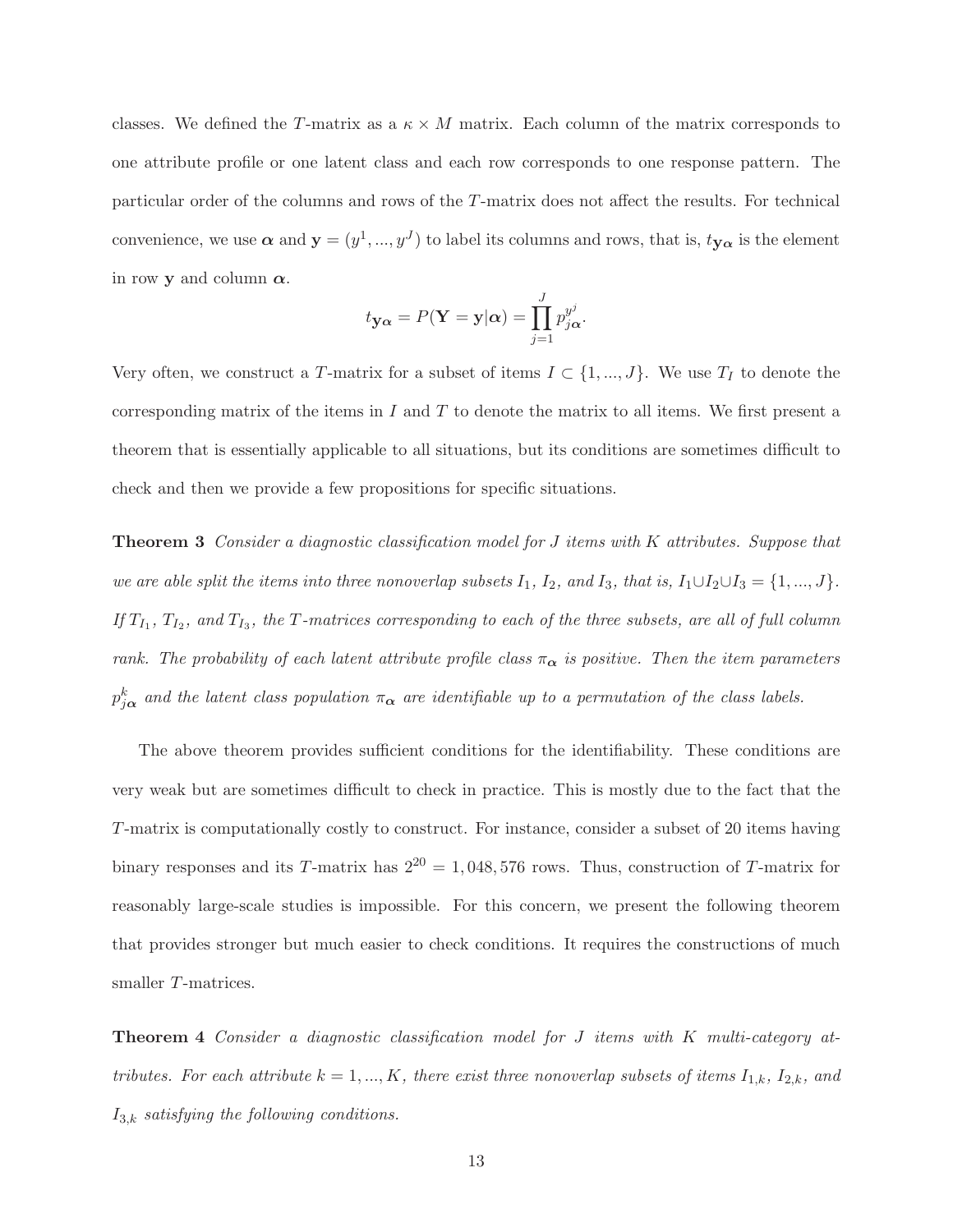classes. We defined the $T$-matrix as a $\kappa \times M$ matrix. Each column of the matrix corresponds to one attribute profile or one latent class and each row corresponds to one response pattern. The particular order of the columns and rows of the $T$-matrix does not affect the results. For technical convenience, we use $\boldsymbol{\alpha}$ and $\mathbf{y} = (y^1, ..., y^J)$ to label its columns and rows, that is, $t_{\mathbf{y}\boldsymbol{\alpha}}$ is the element in row $\mathbf{y}$ and column $\boldsymbol{\alpha}$.

$$t_{\mathbf{y}\boldsymbol{\alpha}} = P(\mathbf{Y} = \mathbf{y}|\boldsymbol{\alpha}) = \prod_{j=1}^{J} p_{j\boldsymbol{\alpha}}^{y^j}.$$

Very often, we construct a $T$-matrix for a subset of items $I \subset \{1, ..., J\}$. We use $T_I$ to denote the corresponding matrix of the items in $I$ and $T$ to denote the matrix to all items. We first present a theorem that is essentially applicable to all situations, but its conditions are sometimes difficult to check and then we provide a few propositions for specific situations.

**Theorem 3** *Consider a diagnostic classification model for $J$ items with $K$ attributes. Suppose that we are able split the items into three nonoverlap subsets $I_1$, $I_2$, and $I_3$, that is, $I_1 \cup I_2 \cup I_3 = \{1, ..., J\}$. If $T_{I_1}$, $T_{I_2}$, and $T_{I_3}$, the $T$-matrices corresponding to each of the three subsets, are all of full column rank. The probability of each latent attribute profile class $\pi_{\boldsymbol{\alpha}}$ is positive. Then the item parameters $p_{j\boldsymbol{\alpha}}^k$ and the latent class population $\pi_{\boldsymbol{\alpha}}$ are identifiable up to a permutation of the class labels.*

The above theorem provides sufficient conditions for the identifiability. These conditions are very weak but are sometimes difficult to check in practice. This is mostly due to the fact that the $T$-matrix is computationally costly to construct. For instance, consider a subset of 20 items having binary responses and its $T$-matrix has $2^{20} = 1,048,576$ rows. Thus, construction of $T$-matrix for reasonably large-scale studies is impossible. For this concern, we present the following theorem that provides stronger but much easier to check conditions. It requires the constructions of much smaller $T$-matrices.

**Theorem 4** *Consider a diagnostic classification model for $J$ items with $K$ multi-category attributes. For each attribute $k = 1, ..., K$, there exist three nonoverlap subsets of items $I_{1,k}$, $I_{2,k}$, and $I_{3,k}$ satisfying the following conditions.*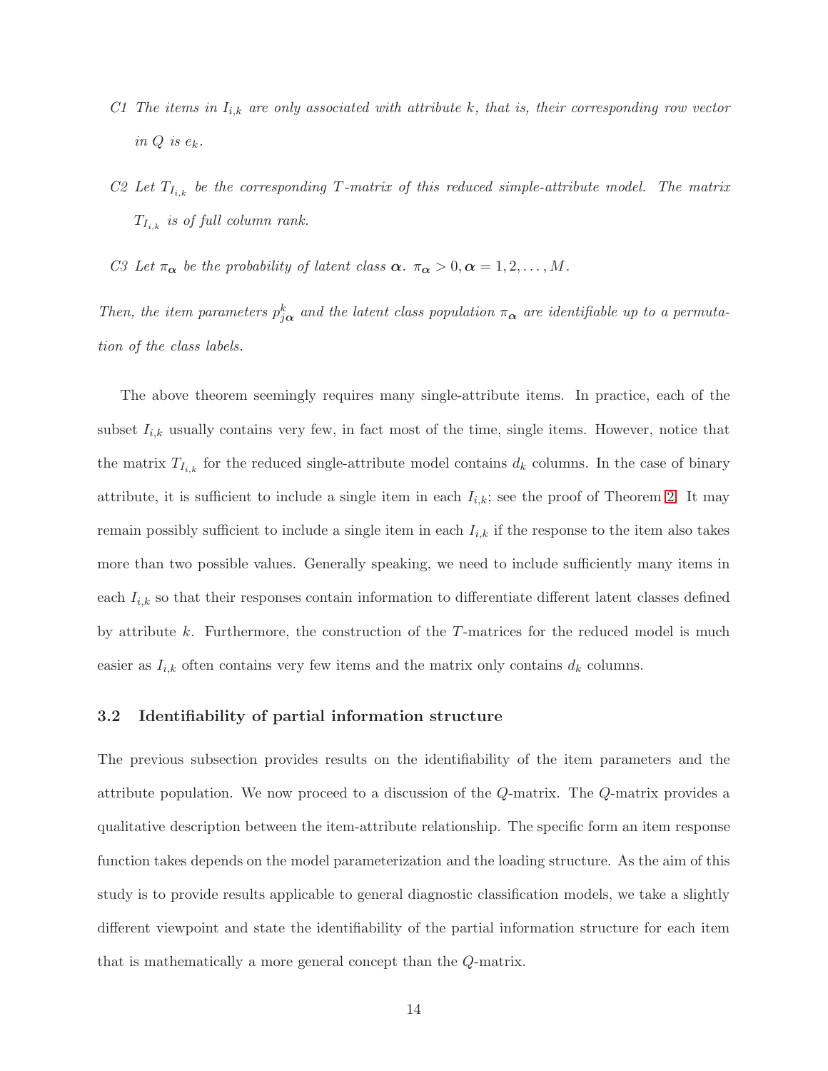*C1 The items in $I_{i,k}$ are only associated with attribute $k$, that is, their corresponding row vector in $Q$ is $e_k$.*

*C2 Let $T_{I_{i,k}}$ be the corresponding $T$-matrix of this reduced simple-attribute model. The matrix $T_{I_{i,k}}$ is of full column rank.*

*C3 Let $\pi_{\boldsymbol{\alpha}}$ be the probability of latent class $\boldsymbol{\alpha}$. $\pi_{\boldsymbol{\alpha}} > 0, \boldsymbol{\alpha} = 1, 2, \ldots, M$.*

*Then, the item parameters $p^k_{j\boldsymbol{\alpha}}$ and the latent class population $\pi_{\boldsymbol{\alpha}}$ are identifiable up to a permutation of the class labels.*

The above theorem seemingly requires many single-attribute items. In practice, each of the subset $I_{i,k}$ usually contains very few, in fact most of the time, single items. However, notice that the matrix $T_{I_{i,k}}$ for the reduced single-attribute model contains $d_k$ columns. In the case of binary attribute, it is sufficient to include a single item in each $I_{i,k}$; see the proof of Theorem 2. It may remain possibly sufficient to include a single item in each $I_{i,k}$ if the response to the item also takes more than two possible values. Generally speaking, we need to include sufficiently many items in each $I_{i,k}$ so that their responses contain information to differentiate different latent classes defined by attribute $k$. Furthermore, the construction of the $T$-matrices for the reduced model is much easier as $I_{i,k}$ often contains very few items and the matrix only contains $d_k$ columns.

### 3.2 Identifiability of partial information structure

The previous subsection provides results on the identifiability of the item parameters and the attribute population. We now proceed to a discussion of the $Q$-matrix. The $Q$-matrix provides a qualitative description between the item-attribute relationship. The specific form an item response function takes depends on the model parameterization and the loading structure. As the aim of this study is to provide results applicable to general diagnostic classification models, we take a slightly different viewpoint and state the identifiability of the partial information structure for each item that is mathematically a more general concept than the $Q$-matrix.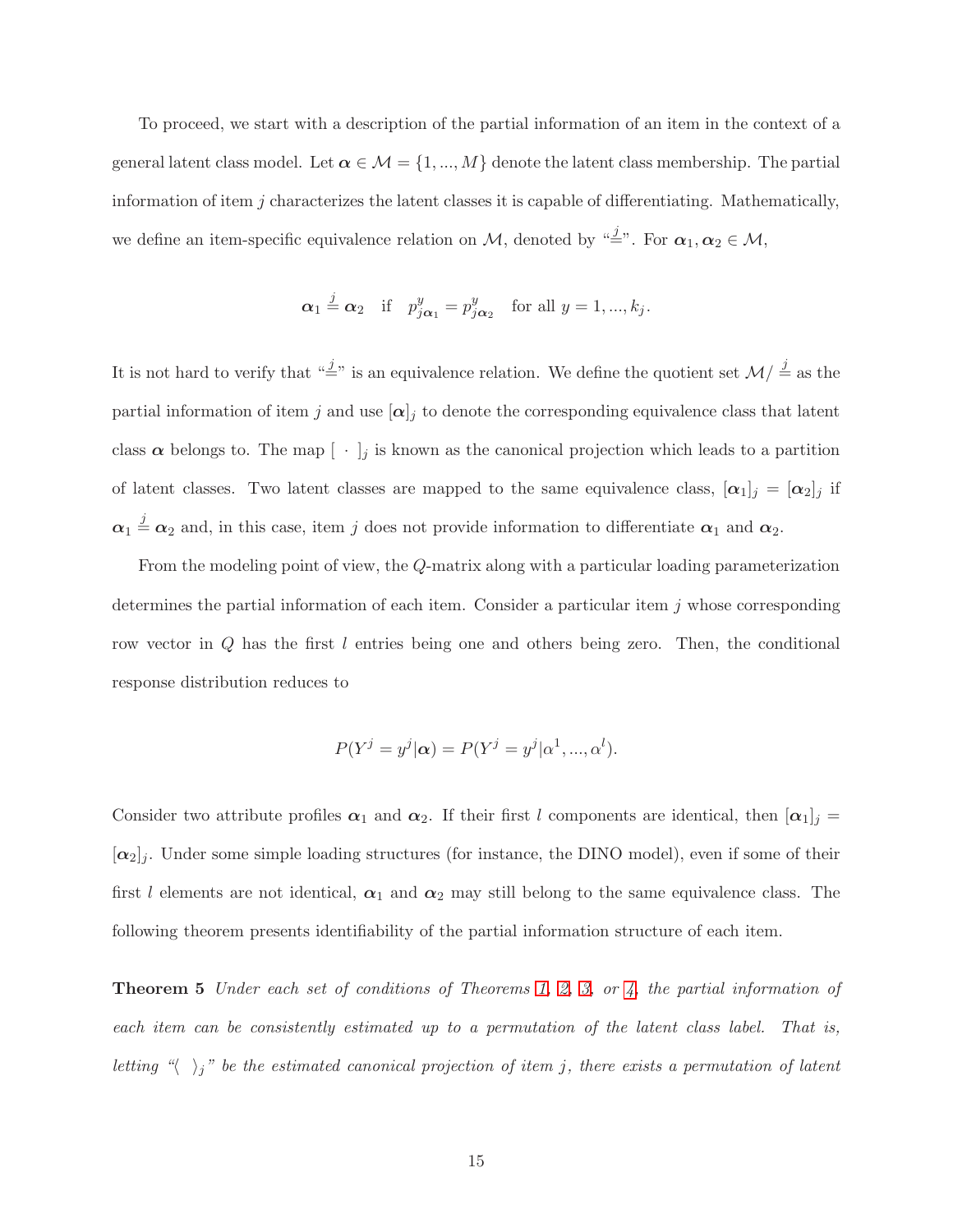To proceed, we start with a description of the partial information of an item in the context of a general latent class model. Let $\boldsymbol{\alpha} \in \mathcal{M} = \{1, ..., M\}$ denote the latent class membership. The partial information of item $j$ characterizes the latent classes it is capable of differentiating. Mathematically, we define an item-specific equivalence relation on $\mathcal{M}$, denoted by "$\stackrel{j}{=}$". For $\boldsymbol{\alpha}_1, \boldsymbol{\alpha}_2 \in \mathcal{M}$,

$$\boldsymbol{\alpha}_1 \stackrel{j}{=} \boldsymbol{\alpha}_2 \quad \text{if} \quad p^y_{j\boldsymbol{\alpha}_1} = p^y_{j\boldsymbol{\alpha}_2} \quad \text{for all } y = 1, ..., k_j.$$

It is not hard to verify that "$\stackrel{j}{=}$" is an equivalence relation. We define the quotient set $\mathcal{M}/\stackrel{j}{=}$ as the partial information of item $j$ and use $[\boldsymbol{\alpha}]_j$ to denote the corresponding equivalence class that latent class $\boldsymbol{\alpha}$ belongs to. The map $[\ \cdot\ ]_j$ is known as the canonical projection which leads to a partition of latent classes. Two latent classes are mapped to the same equivalence class, $[\boldsymbol{\alpha}_1]_j = [\boldsymbol{\alpha}_2]_j$ if $\boldsymbol{\alpha}_1 \stackrel{j}{=} \boldsymbol{\alpha}_2$ and, in this case, item $j$ does not provide information to differentiate $\boldsymbol{\alpha}_1$ and $\boldsymbol{\alpha}_2$.

From the modeling point of view, the $Q$-matrix along with a particular loading parameterization determines the partial information of each item. Consider a particular item $j$ whose corresponding row vector in $Q$ has the first $l$ entries being one and others being zero. Then, the conditional response distribution reduces to

$$P(Y^j = y^j|\boldsymbol{\alpha}) = P(Y^j = y^j|\alpha^1, ..., \alpha^l).$$

Consider two attribute profiles $\boldsymbol{\alpha}_1$ and $\boldsymbol{\alpha}_2$. If their first $l$ components are identical, then $[\boldsymbol{\alpha}_1]_j = [\boldsymbol{\alpha}_2]_j$. Under some simple loading structures (for instance, the DINO model), even if some of their first $l$ elements are not identical, $\boldsymbol{\alpha}_1$ and $\boldsymbol{\alpha}_2$ may still belong to the same equivalence class. The following theorem presents identifiability of the partial information structure of each item.

**Theorem 5** *Under each set of conditions of Theorems 1, 2, 3, or 4, the partial information of each item can be consistently estimated up to a permutation of the latent class label. That is, letting "$\langle\ \rangle_j$" be the estimated canonical projection of item $j$, there exists a permutation of latent*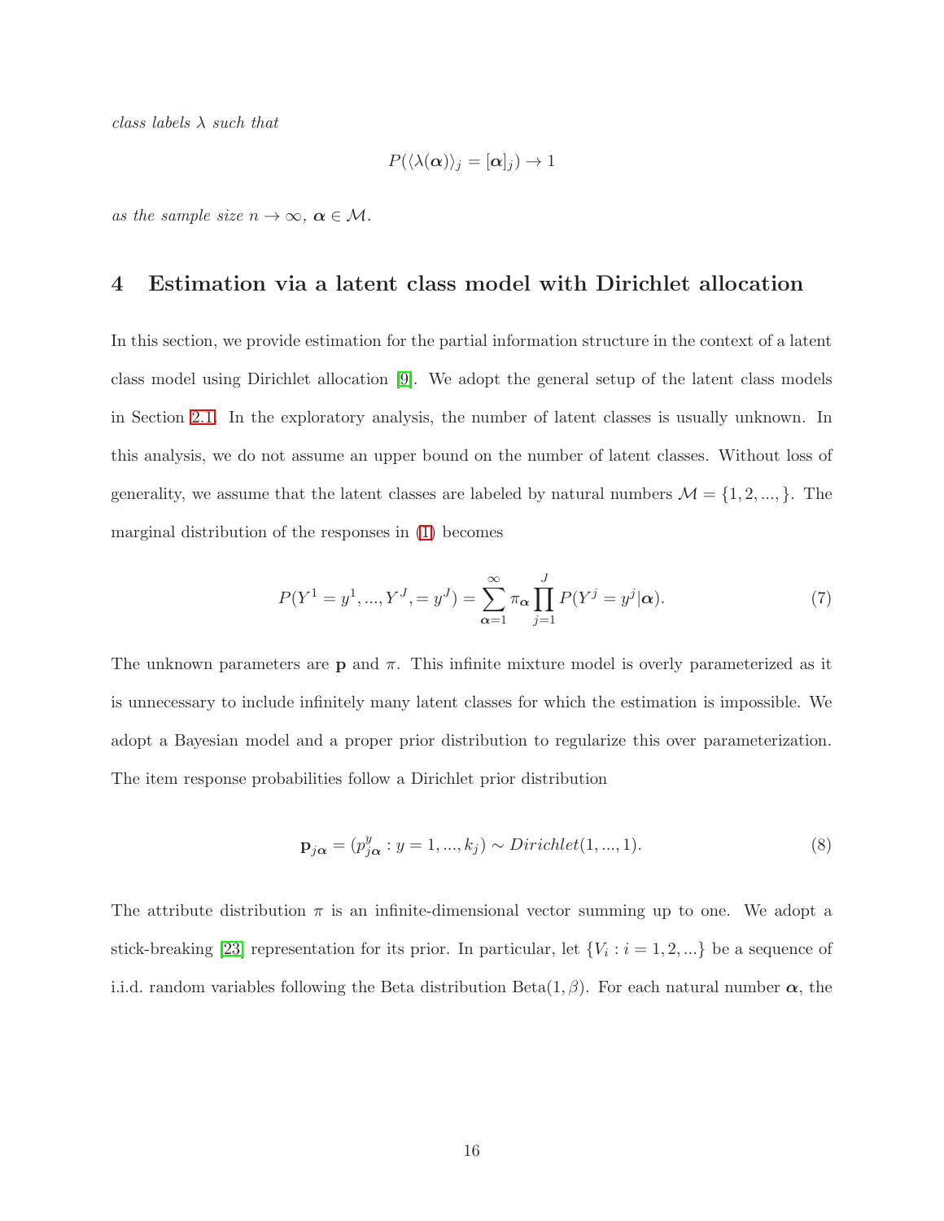*class labels $\lambda$ such that*

$$P(\langle\lambda(\boldsymbol{\alpha})\rangle_j = [\boldsymbol{\alpha}]_j) \to 1$$

*as the sample size $n \to \infty$, $\boldsymbol{\alpha} \in \mathcal{M}$.*

## 4 Estimation via a latent class model with Dirichlet allocation

In this section, we provide estimation for the partial information structure in the context of a latent class model using Dirichlet allocation [9]. We adopt the general setup of the latent class models in Section 2.1. In the exploratory analysis, the number of latent classes is usually unknown. In this analysis, we do not assume an upper bound on the number of latent classes. Without loss of generality, we assume that the latent classes are labeled by natural numbers $\mathcal{M} = \{1, 2, ..., \}$. The marginal distribution of the responses in (1) becomes

$$P(Y^1 = y^1, ..., Y^J, = y^J) = \sum_{\boldsymbol{\alpha}=1}^{\infty} \pi_{\boldsymbol{\alpha}} \prod_{j=1}^{J} P(Y^j = y^j | \boldsymbol{\alpha}). \tag{7}$$

The unknown parameters are $\mathbf{p}$ and $\pi$. This infinite mixture model is overly parameterized as it is unnecessary to include infinitely many latent classes for which the estimation is impossible. We adopt a Bayesian model and a proper prior distribution to regularize this over parameterization. The item response probabilities follow a Dirichlet prior distribution

$$\mathbf{p}_{j\boldsymbol{\alpha}} = (p^y_{j\boldsymbol{\alpha}} : y = 1, ..., k_j) \sim Dirichlet(1, ..., 1). \tag{8}$$

The attribute distribution $\pi$ is an infinite-dimensional vector summing up to one. We adopt a stick-breaking [23] representation for its prior. In particular, let $\{V_i : i = 1, 2, ...\}$ be a sequence of i.i.d. random variables following the Beta distribution Beta$(1, \beta)$. For each natural number $\boldsymbol{\alpha}$, the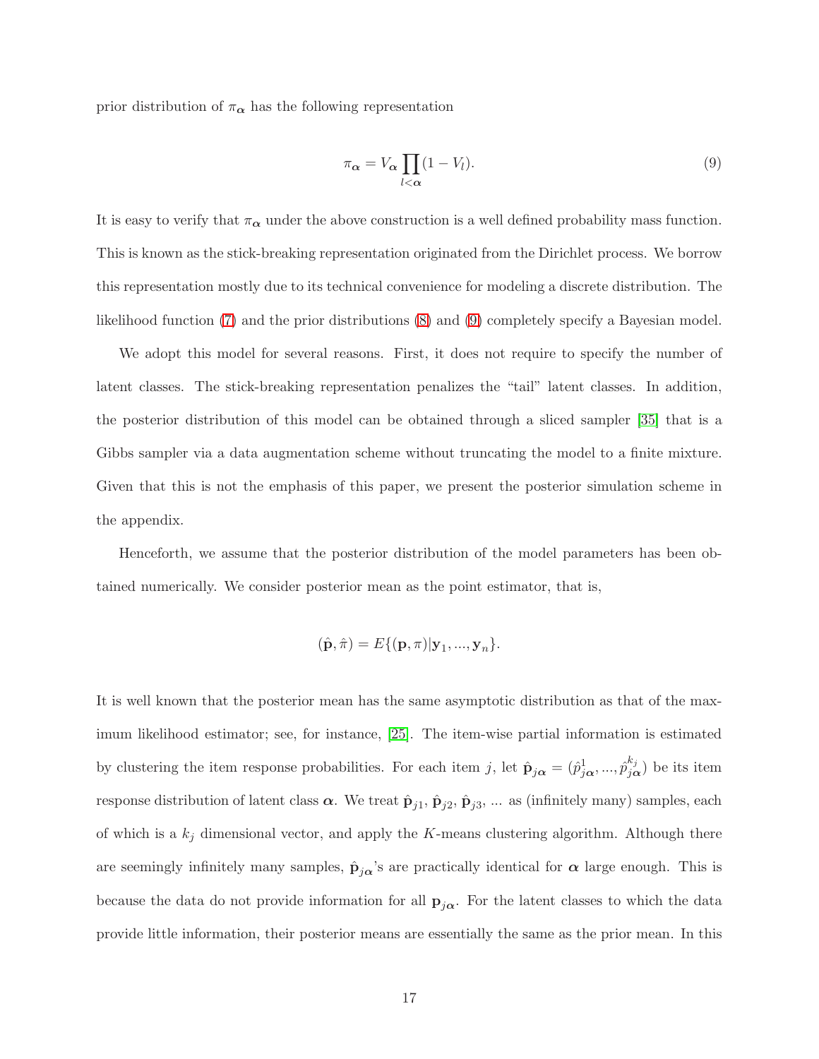prior distribution of $\pi_{\boldsymbol{\alpha}}$ has the following representation

$$\pi_{\boldsymbol{\alpha}} = V_{\boldsymbol{\alpha}} \prod_{l<\boldsymbol{\alpha}} (1 - V_l). \tag{9}$$

It is easy to verify that $\pi_{\boldsymbol{\alpha}}$ under the above construction is a well defined probability mass function. This is known as the stick-breaking representation originated from the Dirichlet process. We borrow this representation mostly due to its technical convenience for modeling a discrete distribution. The likelihood function (7) and the prior distributions (8) and (9) completely specify a Bayesian model.

We adopt this model for several reasons. First, it does not require to specify the number of latent classes. The stick-breaking representation penalizes the "tail" latent classes. In addition, the posterior distribution of this model can be obtained through a sliced sampler [35] that is a Gibbs sampler via a data augmentation scheme without truncating the model to a finite mixture. Given that this is not the emphasis of this paper, we present the posterior simulation scheme in the appendix.

Henceforth, we assume that the posterior distribution of the model parameters has been obtained numerically. We consider posterior mean as the point estimator, that is,

$$(\hat{\mathbf{p}}, \hat{\pi}) = E\{(\mathbf{p}, \pi) | \mathbf{y}_1, ..., \mathbf{y}_n\}.$$

It is well known that the posterior mean has the same asymptotic distribution as that of the maximum likelihood estimator; see, for instance, [25]. The item-wise partial information is estimated by clustering the item response probabilities. For each item $j$, let $\hat{\mathbf{p}}_{j\boldsymbol{\alpha}} = (\hat{p}^1_{j\boldsymbol{\alpha}}, ..., \hat{p}^{k_j}_{j\boldsymbol{\alpha}})$ be its item response distribution of latent class $\boldsymbol{\alpha}$. We treat $\hat{\mathbf{p}}_{j1}$, $\hat{\mathbf{p}}_{j2}$, $\hat{\mathbf{p}}_{j3}$, ... as (infinitely many) samples, each of which is a $k_j$ dimensional vector, and apply the $K$-means clustering algorithm. Although there are seemingly infinitely many samples, $\hat{\mathbf{p}}_{j\boldsymbol{\alpha}}$'s are practically identical for $\boldsymbol{\alpha}$ large enough. This is because the data do not provide information for all $\mathbf{p}_{j\boldsymbol{\alpha}}$. For the latent classes to which the data provide little information, their posterior means are essentially the same as the prior mean. In this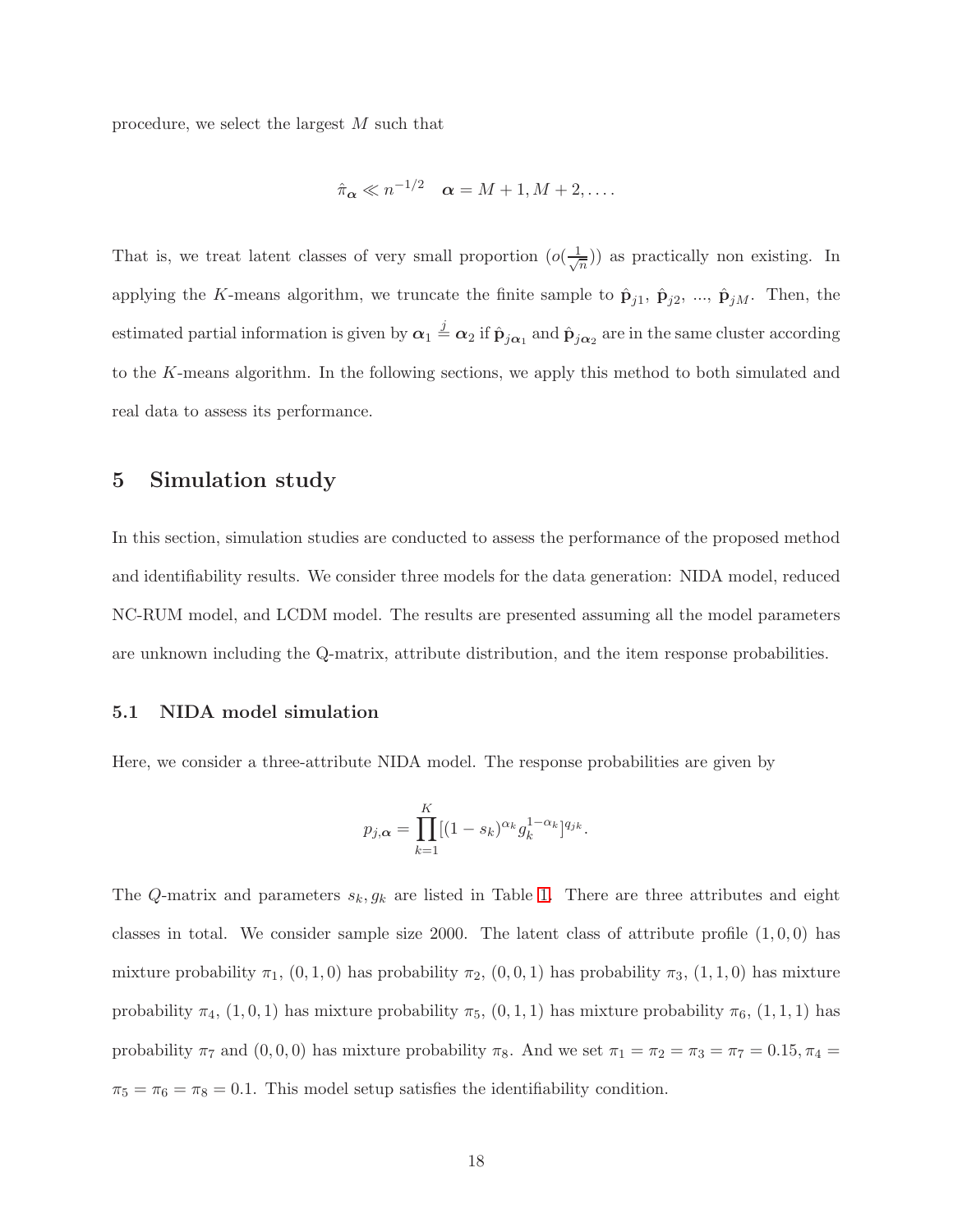procedure, we select the largest $M$ such that

$$\hat{\pi}_{\boldsymbol{\alpha}} \ll n^{-1/2} \quad \boldsymbol{\alpha} = M+1, M+2, \ldots.$$

That is, we treat latent classes of very small proportion ($o(\frac{1}{\sqrt{n}})$) as practically non existing. In applying the $K$-means algorithm, we truncate the finite sample to $\hat{\mathbf{p}}_{j1}$, $\hat{\mathbf{p}}_{j2}$, ..., $\hat{\mathbf{p}}_{jM}$. Then, the estimated partial information is given by $\boldsymbol{\alpha}_1 \stackrel{j}{=} \boldsymbol{\alpha}_2$ if $\hat{\mathbf{p}}_{j\boldsymbol{\alpha}_1}$ and $\hat{\mathbf{p}}_{j\boldsymbol{\alpha}_2}$ are in the same cluster according to the $K$-means algorithm. In the following sections, we apply this method to both simulated and real data to assess its performance.

# 5 Simulation study

In this section, simulation studies are conducted to assess the performance of the proposed method and identifiability results. We consider three models for the data generation: NIDA model, reduced NC-RUM model, and LCDM model. The results are presented assuming all the model parameters are unknown including the Q-matrix, attribute distribution, and the item response probabilities.

## 5.1 NIDA model simulation

Here, we consider a three-attribute NIDA model. The response probabilities are given by

$$p_{j,\boldsymbol{\alpha}} = \prod_{k=1}^{K} [(1-s_k)^{\alpha_k} g_k^{1-\alpha_k}]^{q_{jk}}.$$

The $Q$-matrix and parameters $s_k, g_k$ are listed in Table 1. There are three attributes and eight classes in total. We consider sample size 2000. The latent class of attribute profile $(1,0,0)$ has mixture probability $\pi_1$, $(0,1,0)$ has probability $\pi_2$, $(0,0,1)$ has probability $\pi_3$, $(1,1,0)$ has mixture probability $\pi_4$, $(1,0,1)$ has mixture probability $\pi_5$, $(0,1,1)$ has mixture probability $\pi_6$, $(1,1,1)$ has probability $\pi_7$ and $(0,0,0)$ has mixture probability $\pi_8$. And we set $\pi_1 = \pi_2 = \pi_3 = \pi_7 = 0.15, \pi_4 = \pi_5 = \pi_6 = \pi_8 = 0.1$. This model setup satisfies the identifiability condition.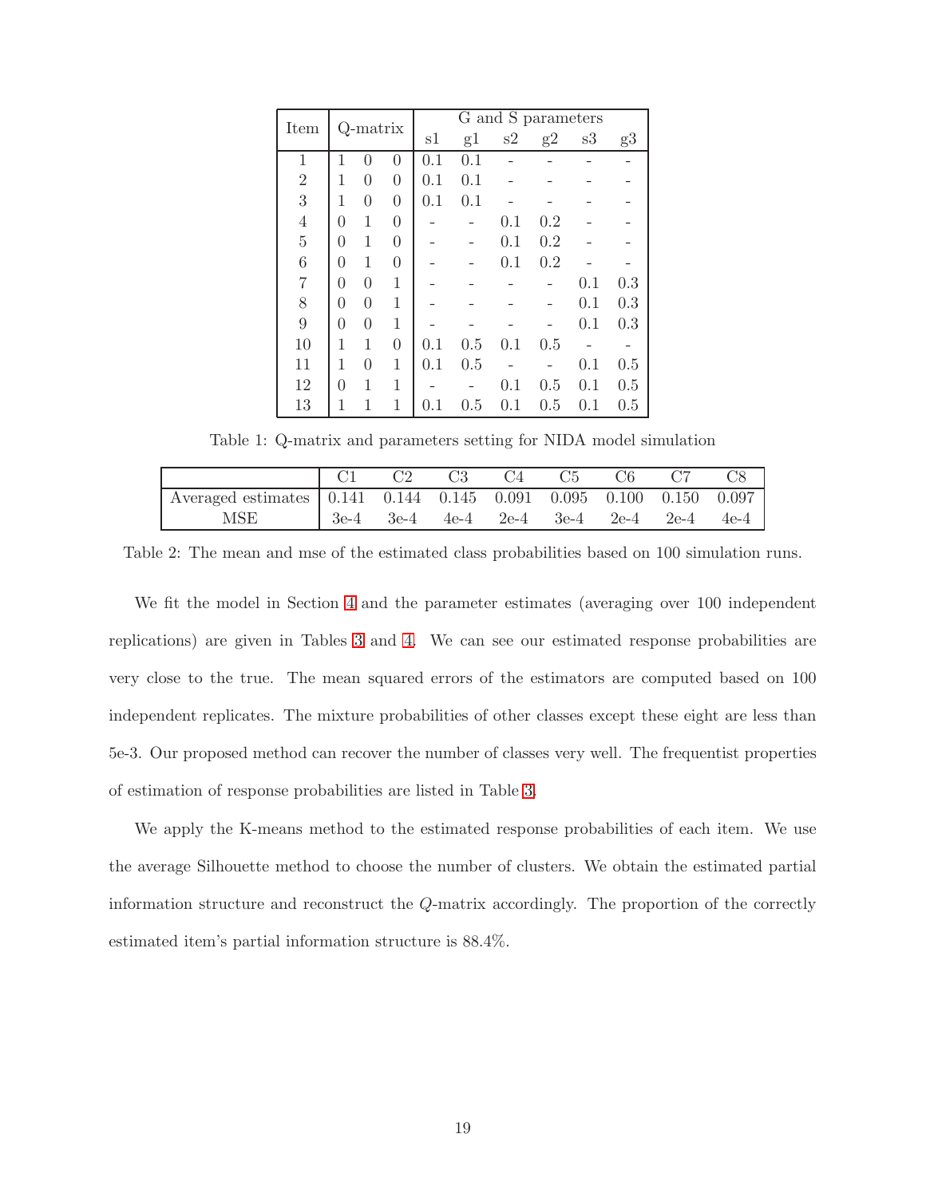| Item | Q-matrix | | | G and S parameters | | | | | |
|---|---|---|---|---|---|---|---|---|---|
| | | | | s1 | g1 | s2 | g2 | s3 | g3 |
| 1 | 1 | 0 | 0 | 0.1 | 0.1 | - | - | - | - |
| 2 | 1 | 0 | 0 | 0.1 | 0.1 | - | - | - | - |
| 3 | 1 | 0 | 0 | 0.1 | 0.1 | - | - | - | - |
| 4 | 0 | 1 | 0 | - | - | 0.1 | 0.2 | - | - |
| 5 | 0 | 1 | 0 | - | - | 0.1 | 0.2 | - | - |
| 6 | 0 | 1 | 0 | - | - | 0.1 | 0.2 | - | - |
| 7 | 0 | 0 | 1 | - | - | - | - | 0.1 | 0.3 |
| 8 | 0 | 0 | 1 | - | - | - | - | 0.1 | 0.3 |
| 9 | 0 | 0 | 1 | - | - | - | - | 0.1 | 0.3 |
| 10 | 1 | 1 | 0 | 0.1 | 0.5 | 0.1 | 0.5 | - | - |
| 11 | 1 | 0 | 1 | 0.1 | 0.5 | - | - | 0.1 | 0.5 |
| 12 | 0 | 1 | 1 | - | - | 0.1 | 0.5 | 0.1 | 0.5 |
| 13 | 1 | 1 | 1 | 0.1 | 0.5 | 0.1 | 0.5 | 0.1 | 0.5 |

Table 1: Q-matrix and parameters setting for NIDA model simulation

| | C1 | C2 | C3 | C4 | C5 | C6 | C7 | C8 |
|---|---|---|---|---|---|---|---|---|
| Averaged estimates | 0.141 | 0.144 | 0.145 | 0.091 | 0.095 | 0.100 | 0.150 | 0.097 |
| MSE | 3e-4 | 3e-4 | 4e-4 | 2e-4 | 3e-4 | 2e-4 | 2e-4 | 4e-4 |

Table 2: The mean and mse of the estimated class probabilities based on 100 simulation runs.

We fit the model in Section 4 and the parameter estimates (averaging over 100 independent replications) are given in Tables 3 and 4. We can see our estimated response probabilities are very close to the true. The mean squared errors of the estimators are computed based on 100 independent replicates. The mixture probabilities of other classes except these eight are less than 5e-3. Our proposed method can recover the number of classes very well. The frequentist properties of estimation of response probabilities are listed in Table 3.

We apply the K-means method to the estimated response probabilities of each item. We use the average Silhouette method to choose the number of clusters. We obtain the estimated partial information structure and reconstruct the $Q$-matrix accordingly. The proportion of the correctly estimated item's partial information structure is 88.4%.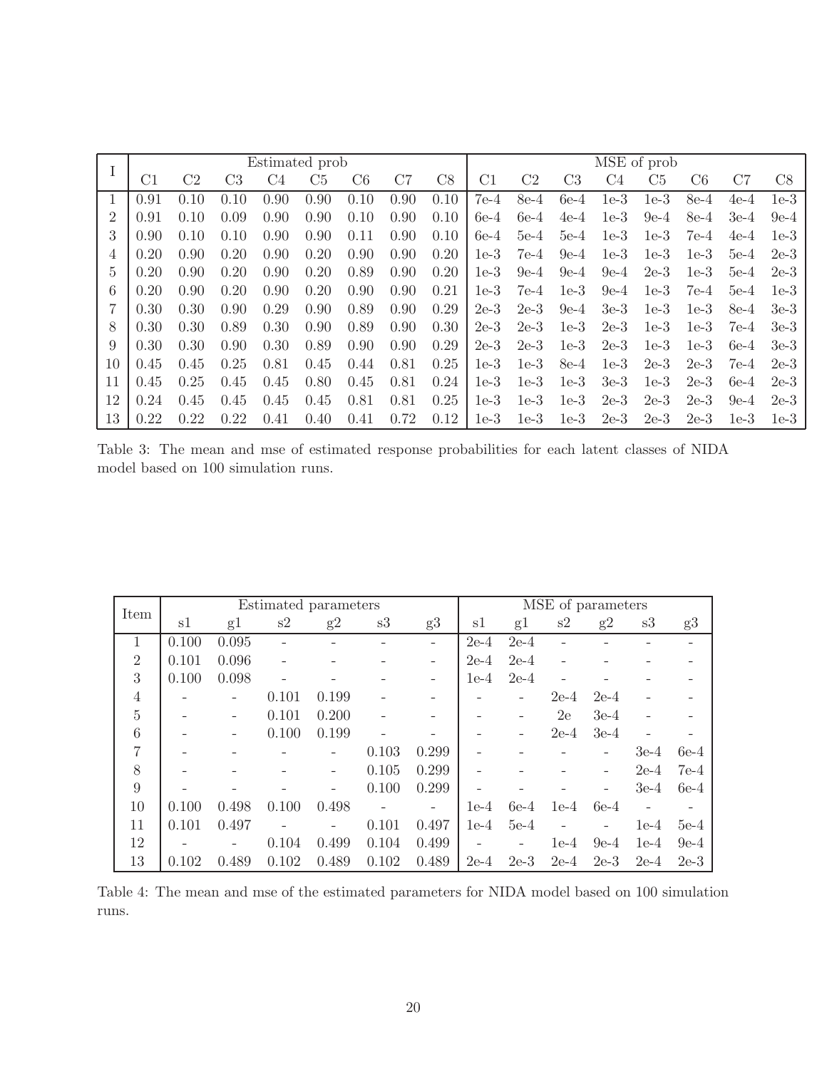| I | Estimated prob | | | | | | | | MSE of prob | | | | | | | |
|---|---|---|---|---|---|---|---|---|---|---|---|---|---|---|---|---|
| | C1 | C2 | C3 | C4 | C5 | C6 | C7 | C8 | C1 | C2 | C3 | C4 | C5 | C6 | C7 | C8 |
| 1 | 0.91 | 0.10 | 0.10 | 0.90 | 0.90 | 0.10 | 0.90 | 0.10 | 7e-4 | 8e-4 | 6e-4 | 1e-3 | 1e-3 | 8e-4 | 4e-4 | 1e-3 |
| 2 | 0.91 | 0.10 | 0.09 | 0.90 | 0.90 | 0.10 | 0.90 | 0.10 | 6e-4 | 6e-4 | 4e-4 | 1e-3 | 9e-4 | 8e-4 | 3e-4 | 9e-4 |
| 3 | 0.90 | 0.10 | 0.10 | 0.90 | 0.90 | 0.11 | 0.90 | 0.10 | 6e-4 | 5e-4 | 5e-4 | 1e-3 | 1e-3 | 7e-4 | 4e-4 | 1e-3 |
| 4 | 0.20 | 0.90 | 0.20 | 0.90 | 0.20 | 0.90 | 0.90 | 0.20 | 1e-3 | 7e-4 | 9e-4 | 1e-3 | 1e-3 | 1e-3 | 5e-4 | 2e-3 |
| 5 | 0.20 | 0.90 | 0.20 | 0.90 | 0.20 | 0.89 | 0.90 | 0.20 | 1e-3 | 9e-4 | 9e-4 | 9e-4 | 2e-3 | 1e-3 | 5e-4 | 2e-3 |
| 6 | 0.20 | 0.90 | 0.20 | 0.90 | 0.20 | 0.90 | 0.90 | 0.21 | 1e-3 | 7e-4 | 1e-3 | 9e-4 | 1e-3 | 7e-4 | 5e-4 | 1e-3 |
| 7 | 0.30 | 0.30 | 0.90 | 0.29 | 0.90 | 0.89 | 0.90 | 0.29 | 2e-3 | 2e-3 | 9e-4 | 3e-3 | 1e-3 | 1e-3 | 8e-4 | 3e-3 |
| 8 | 0.30 | 0.30 | 0.89 | 0.30 | 0.90 | 0.89 | 0.90 | 0.30 | 2e-3 | 2e-3 | 1e-3 | 2e-3 | 1e-3 | 1e-3 | 7e-4 | 3e-3 |
| 9 | 0.30 | 0.30 | 0.90 | 0.30 | 0.89 | 0.90 | 0.90 | 0.29 | 2e-3 | 2e-3 | 1e-3 | 2e-3 | 1e-3 | 1e-3 | 6e-4 | 3e-3 |
| 10 | 0.45 | 0.45 | 0.25 | 0.81 | 0.45 | 0.44 | 0.81 | 0.25 | 1e-3 | 1e-3 | 8e-4 | 1e-3 | 2e-3 | 2e-3 | 7e-4 | 2e-3 |
| 11 | 0.45 | 0.25 | 0.45 | 0.45 | 0.80 | 0.45 | 0.81 | 0.24 | 1e-3 | 1e-3 | 1e-3 | 3e-3 | 1e-3 | 2e-3 | 6e-4 | 2e-3 |
| 12 | 0.24 | 0.45 | 0.45 | 0.45 | 0.45 | 0.81 | 0.81 | 0.25 | 1e-3 | 1e-3 | 1e-3 | 2e-3 | 2e-3 | 2e-3 | 9e-4 | 2e-3 |
| 13 | 0.22 | 0.22 | 0.22 | 0.41 | 0.40 | 0.41 | 0.72 | 0.12 | 1e-3 | 1e-3 | 1e-3 | 2e-3 | 2e-3 | 2e-3 | 1e-3 | 1e-3 |

Table 3: The mean and mse of estimated response probabilities for each latent classes of NIDA model based on 100 simulation runs.

| Item | Estimated parameters | | | | | | MSE of parameters | | | | | |
|---|---|---|---|---|---|---|---|---|---|---|---|---|
| | s1 | g1 | s2 | g2 | s3 | g3 | s1 | g1 | s2 | g2 | s3 | g3 |
| 1 | 0.100 | 0.095 | - | - | - | - | 2e-4 | 2e-4 | - | - | - | - |
| 2 | 0.101 | 0.096 | - | - | - | - | 2e-4 | 2e-4 | - | - | - | - |
| 3 | 0.100 | 0.098 | - | - | - | - | 1e-4 | 2e-4 | - | - | - | - |
| 4 | - | - | 0.101 | 0.199 | - | - | - | - | 2e-4 | 2e-4 | - | - |
| 5 | - | - | 0.101 | 0.200 | - | - | - | - | 2e | 3e-4 | - | - |
| 6 | - | - | 0.100 | 0.199 | - | - | - | - | 2e-4 | 3e-4 | - | - |
| 7 | - | - | - | - | 0.103 | 0.299 | - | - | - | - | 3e-4 | 6e-4 |
| 8 | - | - | - | - | 0.105 | 0.299 | - | - | - | - | 2e-4 | 7e-4 |
| 9 | - | - | - | - | 0.100 | 0.299 | - | - | - | - | 3e-4 | 6e-4 |
| 10 | 0.100 | 0.498 | 0.100 | 0.498 | - | - | 1e-4 | 6e-4 | 1e-4 | 6e-4 | - | - |
| 11 | 0.101 | 0.497 | - | - | 0.101 | 0.497 | 1e-4 | 5e-4 | - | - | 1e-4 | 5e-4 |
| 12 | - | - | 0.104 | 0.499 | 0.104 | 0.499 | - | - | 1e-4 | 9e-4 | 1e-4 | 9e-4 |
| 13 | 0.102 | 0.489 | 0.102 | 0.489 | 0.102 | 0.489 | 2e-4 | 2e-3 | 2e-4 | 2e-3 | 2e-4 | 2e-3 |

Table 4: The mean and mse of the estimated parameters for NIDA model based on 100 simulation runs.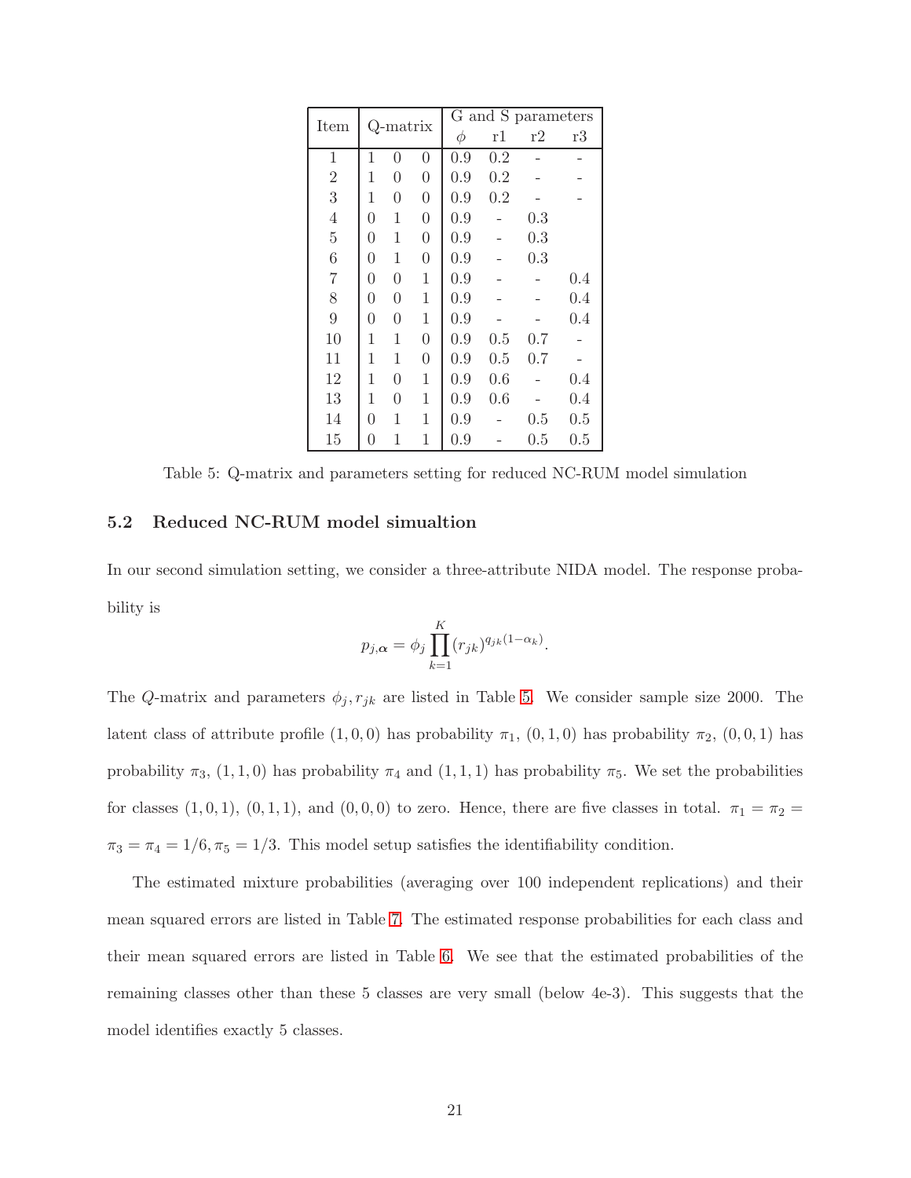| Item | Q-matrix | | | G and S parameters | | | |
|---|---|---|---|---|---|---|---|
| | | | | $\phi$ | r1 | r2 | r3 |
| 1 | 1 | 0 | 0 | 0.9 | 0.2 | - | - |
| 2 | 1 | 0 | 0 | 0.9 | 0.2 | - | - |
| 3 | 1 | 0 | 0 | 0.9 | 0.2 | - | - |
| 4 | 0 | 1 | 0 | 0.9 | - | 0.3 | |
| 5 | 0 | 1 | 0 | 0.9 | - | 0.3 | |
| 6 | 0 | 1 | 0 | 0.9 | - | 0.3 | |
| 7 | 0 | 0 | 1 | 0.9 | - | - | 0.4 |
| 8 | 0 | 0 | 1 | 0.9 | - | - | 0.4 |
| 9 | 0 | 0 | 1 | 0.9 | - | - | 0.4 |
| 10 | 1 | 1 | 0 | 0.9 | 0.5 | 0.7 | - |
| 11 | 1 | 1 | 0 | 0.9 | 0.5 | 0.7 | - |
| 12 | 1 | 0 | 1 | 0.9 | 0.6 | - | 0.4 |
| 13 | 1 | 0 | 1 | 0.9 | 0.6 | - | 0.4 |
| 14 | 0 | 1 | 1 | 0.9 | - | 0.5 | 0.5 |
| 15 | 0 | 1 | 1 | 0.9 | - | 0.5 | 0.5 |

Table 5: Q-matrix and parameters setting for reduced NC-RUM model simulation

### 5.2 Reduced NC-RUM model simualtion

In our second simulation setting, we consider a three-attribute NIDA model. The response probability is

$$p_{j,\boldsymbol{\alpha}} = \phi_j \prod_{k=1}^{K} (r_{jk})^{q_{jk}(1-\alpha_k)}.$$

The $Q$-matrix and parameters $\phi_j, r_{jk}$ are listed in Table 5. We consider sample size 2000. The latent class of attribute profile $(1,0,0)$ has probability $\pi_1$, $(0,1,0)$ has probability $\pi_2$, $(0,0,1)$ has probability $\pi_3$, $(1,1,0)$ has probability $\pi_4$ and $(1,1,1)$ has probability $\pi_5$. We set the probabilities for classes $(1,0,1)$, $(0,1,1)$, and $(0,0,0)$ to zero. Hence, there are five classes in total. $\pi_1 = \pi_2 = \pi_3 = \pi_4 = 1/6, \pi_5 = 1/3$. This model setup satisfies the identifiability condition.

The estimated mixture probabilities (averaging over 100 independent replications) and their mean squared errors are listed in Table 7. The estimated response probabilities for each class and their mean squared errors are listed in Table 6. We see that the estimated probabilities of the remaining classes other than these 5 classes are very small (below 4e-3). This suggests that the model identifies exactly 5 classes.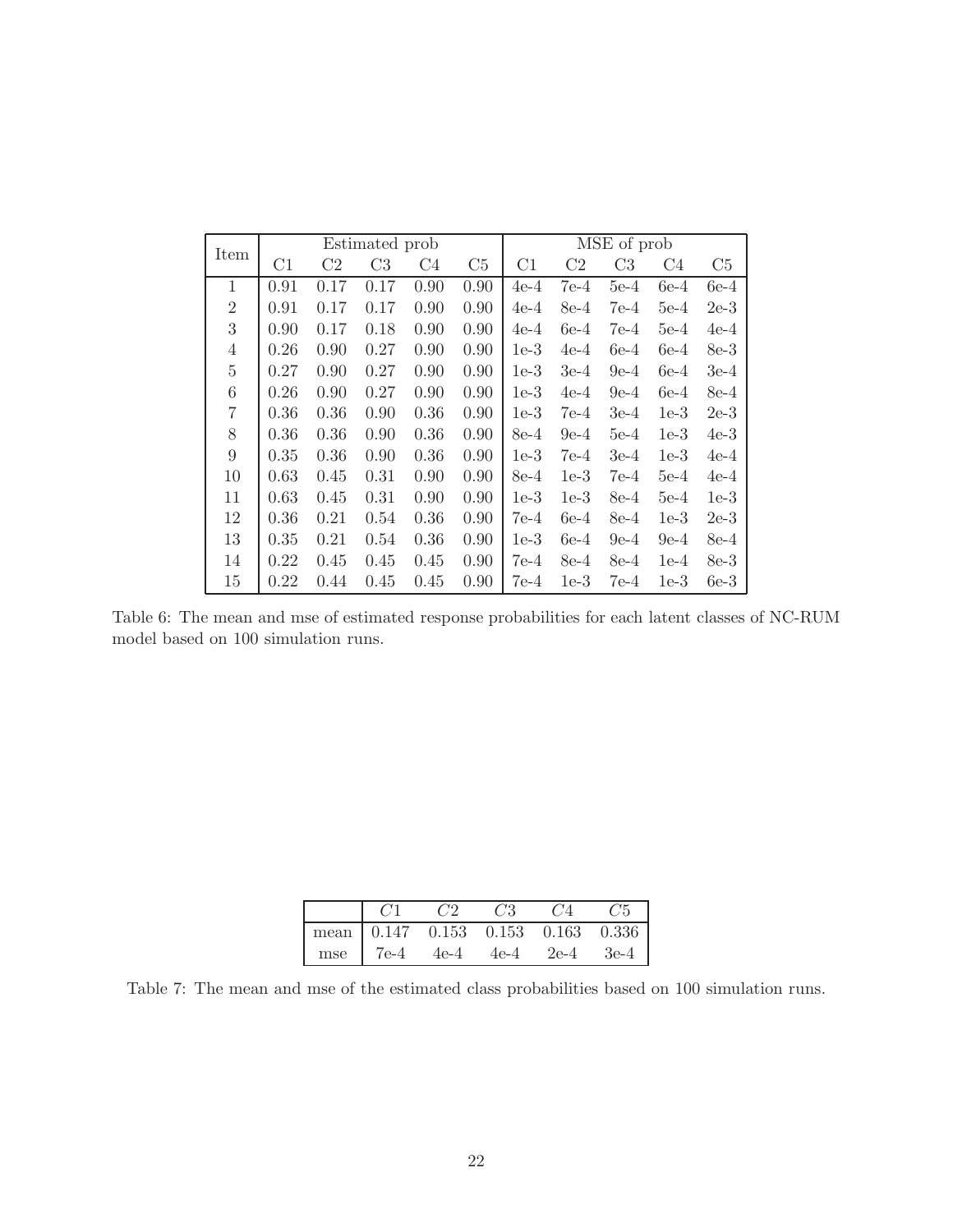| Item | Estimated prob | | | | | MSE of prob | | | | |
|---|---|---|---|---|---|---|---|---|---|---|
| | C1 | C2 | C3 | C4 | C5 | C1 | C2 | C3 | C4 | C5 |
| 1 | 0.91 | 0.17 | 0.17 | 0.90 | 0.90 | 4e-4 | 7e-4 | 5e-4 | 6e-4 | 6e-4 |
| 2 | 0.91 | 0.17 | 0.17 | 0.90 | 0.90 | 4e-4 | 8e-4 | 7e-4 | 5e-4 | 2e-3 |
| 3 | 0.90 | 0.17 | 0.18 | 0.90 | 0.90 | 4e-4 | 6e-4 | 7e-4 | 5e-4 | 4e-4 |
| 4 | 0.26 | 0.90 | 0.27 | 0.90 | 0.90 | 1e-3 | 4e-4 | 6e-4 | 6e-4 | 8e-3 |
| 5 | 0.27 | 0.90 | 0.27 | 0.90 | 0.90 | 1e-3 | 3e-4 | 9e-4 | 6e-4 | 3e-4 |
| 6 | 0.26 | 0.90 | 0.27 | 0.90 | 0.90 | 1e-3 | 4e-4 | 9e-4 | 6e-4 | 8e-4 |
| 7 | 0.36 | 0.36 | 0.90 | 0.36 | 0.90 | 1e-3 | 7e-4 | 3e-4 | 1e-3 | 2e-3 |
| 8 | 0.36 | 0.36 | 0.90 | 0.36 | 0.90 | 8e-4 | 9e-4 | 5e-4 | 1e-3 | 4e-3 |
| 9 | 0.35 | 0.36 | 0.90 | 0.36 | 0.90 | 1e-3 | 7e-4 | 3e-4 | 1e-3 | 4e-4 |
| 10 | 0.63 | 0.45 | 0.31 | 0.90 | 0.90 | 8e-4 | 1e-3 | 7e-4 | 5e-4 | 4e-4 |
| 11 | 0.63 | 0.45 | 0.31 | 0.90 | 0.90 | 1e-3 | 1e-3 | 8e-4 | 5e-4 | 1e-3 |
| 12 | 0.36 | 0.21 | 0.54 | 0.36 | 0.90 | 7e-4 | 6e-4 | 8e-4 | 1e-3 | 2e-3 |
| 13 | 0.35 | 0.21 | 0.54 | 0.36 | 0.90 | 1e-3 | 6e-4 | 9e-4 | 9e-4 | 8e-4 |
| 14 | 0.22 | 0.45 | 0.45 | 0.45 | 0.90 | 7e-4 | 8e-4 | 8e-4 | 1e-4 | 8e-3 |
| 15 | 0.22 | 0.44 | 0.45 | 0.45 | 0.90 | 7e-4 | 1e-3 | 7e-4 | 1e-3 | 6e-3 |

Table 6: The mean and mse of estimated response probabilities for each latent classes of NC-RUM model based on 100 simulation runs.

| | $C1$ | $C2$ | $C3$ | $C4$ | $C5$ |
|---|---|---|---|---|---|
| mean | 0.147 | 0.153 | 0.153 | 0.163 | 0.336 |
| mse | 7e-4 | 4e-4 | 4e-4 | 2e-4 | 3e-4 |

Table 7: The mean and mse of the estimated class probabilities based on 100 simulation runs.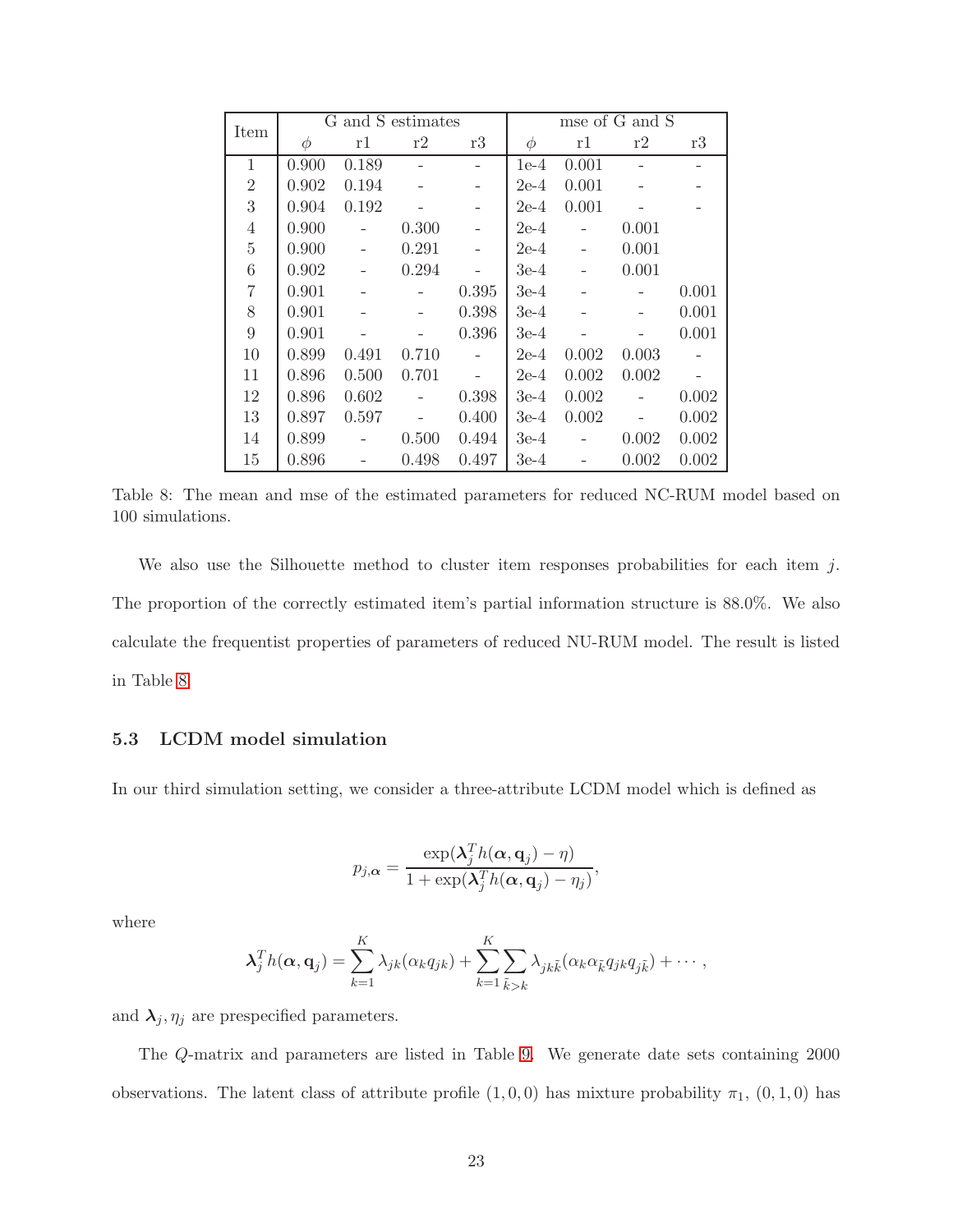| Item | G and S estimates | | | | mse of G and S | | | |
|---|---|---|---|---|---|---|---|---|
| | $\phi$ | r1 | r2 | r3 | $\phi$ | r1 | r2 | r3 |
| 1 | 0.900 | 0.189 | - | - | 1e-4 | 0.001 | - | - |
| 2 | 0.902 | 0.194 | - | - | 2e-4 | 0.001 | - | - |
| 3 | 0.904 | 0.192 | - | - | 2e-4 | 0.001 | - | - |
| 4 | 0.900 | - | 0.300 | - | 2e-4 | - | 0.001 | |
| 5 | 0.900 | - | 0.291 | - | 2e-4 | - | 0.001 | |
| 6 | 0.902 | - | 0.294 | - | 3e-4 | - | 0.001 | |
| 7 | 0.901 | - | - | 0.395 | 3e-4 | - | - | 0.001 |
| 8 | 0.901 | - | - | 0.398 | 3e-4 | - | - | 0.001 |
| 9 | 0.901 | - | - | 0.396 | 3e-4 | - | - | 0.001 |
| 10 | 0.899 | 0.491 | 0.710 | - | 2e-4 | 0.002 | 0.003 | - |
| 11 | 0.896 | 0.500 | 0.701 | - | 2e-4 | 0.002 | 0.002 | - |
| 12 | 0.896 | 0.602 | - | 0.398 | 3e-4 | 0.002 | - | 0.002 |
| 13 | 0.897 | 0.597 | - | 0.400 | 3e-4 | 0.002 | - | 0.002 |
| 14 | 0.899 | - | 0.500 | 0.494 | 3e-4 | - | 0.002 | 0.002 |
| 15 | 0.896 | - | 0.498 | 0.497 | 3e-4 | - | 0.002 | 0.002 |

Table 8: The mean and mse of the estimated parameters for reduced NC-RUM model based on 100 simulations.

We also use the Silhouette method to cluster item responses probabilities for each item $j$. The proportion of the correctly estimated item's partial information structure is 88.0%. We also calculate the frequentist properties of parameters of reduced NU-RUM model. The result is listed in Table 8.

### 5.3 LCDM model simulation

In our third simulation setting, we consider a three-attribute LCDM model which is defined as

$$p_{j,\boldsymbol{\alpha}} = \frac{\exp(\boldsymbol{\lambda}_j^T h(\boldsymbol{\alpha}, \mathbf{q}_j) - \eta)}{1 + \exp(\boldsymbol{\lambda}_j^T h(\boldsymbol{\alpha}, \mathbf{q}_j) - \eta_j)},$$

where

$$\boldsymbol{\lambda}_j^T h(\boldsymbol{\alpha}, \mathbf{q}_j) = \sum_{k=1}^{K} \lambda_{jk}(\alpha_k q_{jk}) + \sum_{k=1}^{K} \sum_{\tilde{k}>k} \lambda_{jk\tilde{k}}(\alpha_k \alpha_{\tilde{k}} q_{jk} q_{j\tilde{k}}) + \cdots,$$

and $\boldsymbol{\lambda}_j, \eta_j$ are prespecified parameters.

The $Q$-matrix and parameters are listed in Table 9. We generate date sets containing 2000 observations. The latent class of attribute profile $(1, 0, 0)$ has mixture probability $\pi_1$, $(0, 1, 0)$ has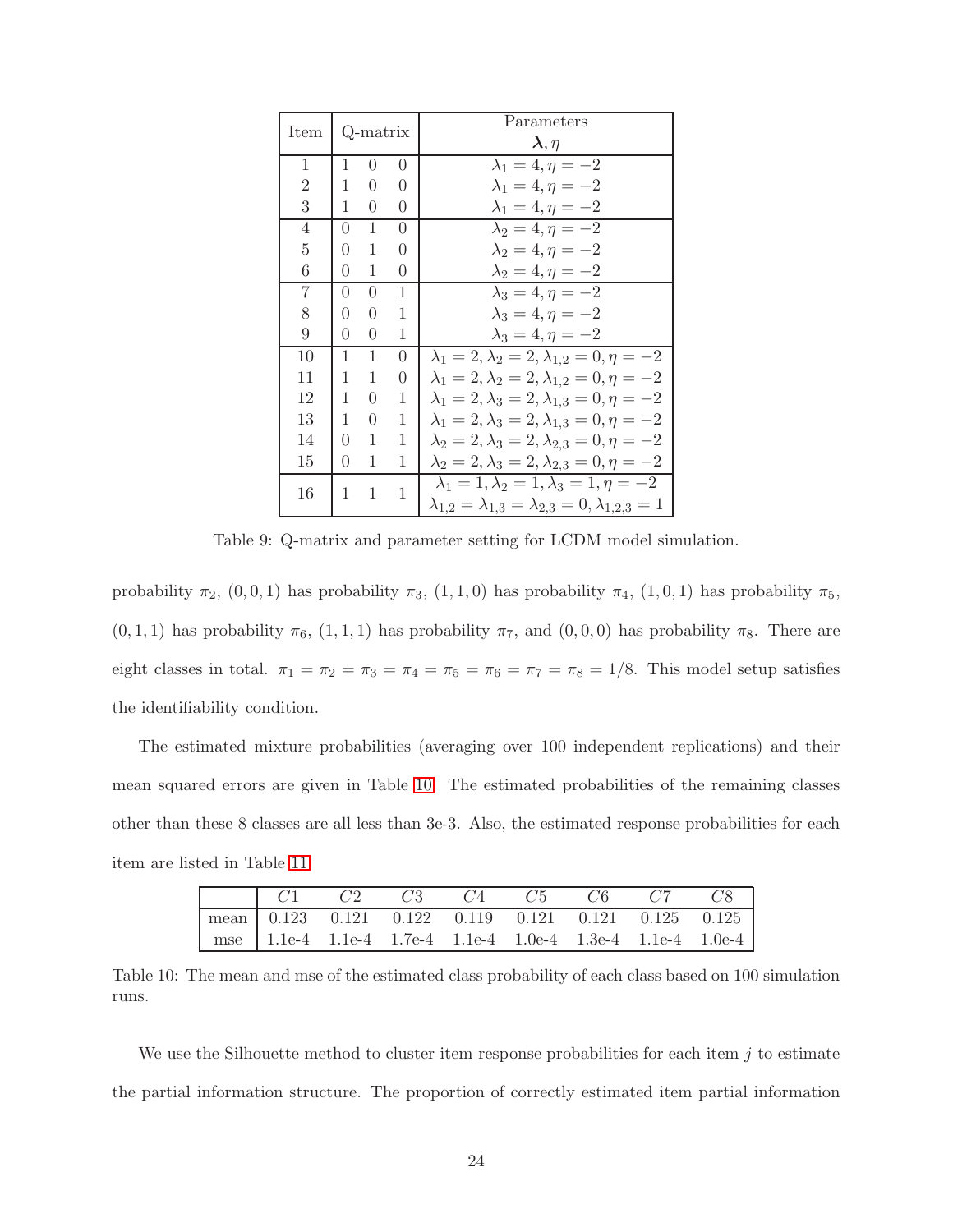| Item | Q-matrix | | | Parameters $\boldsymbol{\lambda}, \eta$ |
|---|---|---|---|---|
| 1 | 1 | 0 | 0 | $\lambda_1 = 4, \eta = -2$ |
| 2 | 1 | 0 | 0 | $\lambda_1 = 4, \eta = -2$ |
| 3 | 1 | 0 | 0 | $\lambda_1 = 4, \eta = -2$ |
| 4 | 0 | 1 | 0 | $\lambda_2 = 4, \eta = -2$ |
| 5 | 0 | 1 | 0 | $\lambda_2 = 4, \eta = -2$ |
| 6 | 0 | 1 | 0 | $\lambda_2 = 4, \eta = -2$ |
| 7 | 0 | 0 | 1 | $\lambda_3 = 4, \eta = -2$ |
| 8 | 0 | 0 | 1 | $\lambda_3 = 4, \eta = -2$ |
| 9 | 0 | 0 | 1 | $\lambda_3 = 4, \eta = -2$ |
| 10 | 1 | 1 | 0 | $\lambda_1 = 2, \lambda_2 = 2, \lambda_{1,2} = 0, \eta = -2$ |
| 11 | 1 | 1 | 0 | $\lambda_1 = 2, \lambda_2 = 2, \lambda_{1,2} = 0, \eta = -2$ |
| 12 | 1 | 0 | 1 | $\lambda_1 = 2, \lambda_3 = 2, \lambda_{1,3} = 0, \eta = -2$ |
| 13 | 1 | 0 | 1 | $\lambda_1 = 2, \lambda_3 = 2, \lambda_{1,3} = 0, \eta = -2$ |
| 14 | 0 | 1 | 1 | $\lambda_2 = 2, \lambda_3 = 2, \lambda_{2,3} = 0, \eta = -2$ |
| 15 | 0 | 1 | 1 | $\lambda_2 = 2, \lambda_3 = 2, \lambda_{2,3} = 0, \eta = -2$ |
| 16 | 1 | 1 | 1 | $\lambda_1 = 1, \lambda_2 = 1, \lambda_3 = 1, \eta = -2$; $\lambda_{1,2} = \lambda_{1,3} = \lambda_{2,3} = 0, \lambda_{1,2,3} = 1$ |

Table 9: Q-matrix and parameter setting for LCDM model simulation.

probability $\pi_2$, $(0, 0, 1)$ has probability $\pi_3$, $(1, 1, 0)$ has probability $\pi_4$, $(1, 0, 1)$ has probability $\pi_5$, $(0, 1, 1)$ has probability $\pi_6$, $(1, 1, 1)$ has probability $\pi_7$, and $(0, 0, 0)$ has probability $\pi_8$. There are eight classes in total. $\pi_1 = \pi_2 = \pi_3 = \pi_4 = \pi_5 = \pi_6 = \pi_7 = \pi_8 = 1/8$. This model setup satisfies the identifiability condition.

The estimated mixture probabilities (averaging over 100 independent replications) and their mean squared errors are given in Table 10. The estimated probabilities of the remaining classes other than these 8 classes are all less than 3e-3. Also, the estimated response probabilities for each item are listed in Table 11.

| | $C1$ | $C2$ | $C3$ | $C4$ | $C5$ | $C6$ | $C7$ | $C8$ |
|---|---|---|---|---|---|---|---|---|
| mean | 0.123 | 0.121 | 0.122 | 0.119 | 0.121 | 0.121 | 0.125 | 0.125 |
| mse | 1.1e-4 | 1.1e-4 | 1.7e-4 | 1.1e-4 | 1.0e-4 | 1.3e-4 | 1.1e-4 | 1.0e-4 |

Table 10: The mean and mse of the estimated class probability of each class based on 100 simulation runs.

We use the Silhouette method to cluster item response probabilities for each item $j$ to estimate the partial information structure. The proportion of correctly estimated item partial information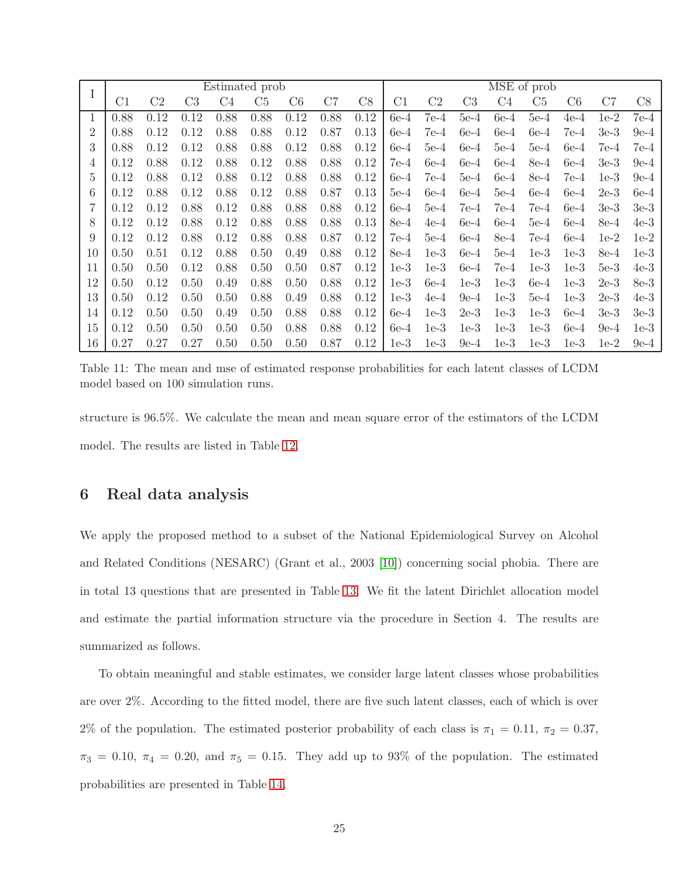| I | Estimated prob | | | | | | | | MSE of prob | | | | | | | |
|---|---|---|---|---|---|---|---|---|---|---|---|---|---|---|---|---|
| | C1 | C2 | C3 | C4 | C5 | C6 | C7 | C8 | C1 | C2 | C3 | C4 | C5 | C6 | C7 | C8 |
| 1 | 0.88 | 0.12 | 0.12 | 0.88 | 0.88 | 0.12 | 0.88 | 0.12 | 6e-4 | 7e-4 | 5e-4 | 6e-4 | 5e-4 | 4e-4 | 1e-2 | 7e-4 |
| 2 | 0.88 | 0.12 | 0.12 | 0.88 | 0.88 | 0.12 | 0.87 | 0.13 | 6e-4 | 7e-4 | 6e-4 | 6e-4 | 6e-4 | 7e-4 | 3e-3 | 9e-4 |
| 3 | 0.88 | 0.12 | 0.12 | 0.88 | 0.88 | 0.12 | 0.88 | 0.12 | 6e-4 | 5e-4 | 6e-4 | 5e-4 | 5e-4 | 6e-4 | 7e-4 | 7e-4 |
| 4 | 0.12 | 0.88 | 0.12 | 0.88 | 0.12 | 0.88 | 0.88 | 0.12 | 7e-4 | 6e-4 | 6e-4 | 6e-4 | 8e-4 | 6e-4 | 3e-3 | 9e-4 |
| 5 | 0.12 | 0.88 | 0.12 | 0.88 | 0.12 | 0.88 | 0.88 | 0.12 | 6e-4 | 7e-4 | 5e-4 | 6e-4 | 8e-4 | 7e-4 | 1e-3 | 9e-4 |
| 6 | 0.12 | 0.88 | 0.12 | 0.88 | 0.12 | 0.88 | 0.87 | 0.13 | 5e-4 | 6e-4 | 6e-4 | 5e-4 | 6e-4 | 6e-4 | 2e-3 | 6e-4 |
| 7 | 0.12 | 0.12 | 0.88 | 0.12 | 0.88 | 0.88 | 0.88 | 0.12 | 6e-4 | 5e-4 | 7e-4 | 7e-4 | 7e-4 | 6e-4 | 3e-3 | 3e-3 |
| 8 | 0.12 | 0.12 | 0.88 | 0.12 | 0.88 | 0.88 | 0.88 | 0.13 | 8e-4 | 4e-4 | 6e-4 | 6e-4 | 5e-4 | 6e-4 | 8e-4 | 4e-3 |
| 9 | 0.12 | 0.12 | 0.88 | 0.12 | 0.88 | 0.88 | 0.87 | 0.12 | 7e-4 | 5e-4 | 6e-4 | 8e-4 | 7e-4 | 6e-4 | 1e-2 | 1e-2 |
| 10 | 0.50 | 0.51 | 0.12 | 0.88 | 0.50 | 0.49 | 0.88 | 0.12 | 8e-4 | 1e-3 | 6e-4 | 5e-4 | 1e-3 | 1e-3 | 8e-4 | 1e-3 |
| 11 | 0.50 | 0.50 | 0.12 | 0.88 | 0.50 | 0.50 | 0.87 | 0.12 | 1e-3 | 1e-3 | 6e-4 | 7e-4 | 1e-3 | 1e-3 | 5e-3 | 4e-3 |
| 12 | 0.50 | 0.12 | 0.50 | 0.49 | 0.88 | 0.50 | 0.88 | 0.12 | 1e-3 | 6e-4 | 1e-3 | 1e-3 | 6e-4 | 1e-3 | 2e-3 | 8e-3 |
| 13 | 0.50 | 0.12 | 0.50 | 0.50 | 0.88 | 0.49 | 0.88 | 0.12 | 1e-3 | 4e-4 | 9e-4 | 1e-3 | 5e-4 | 1e-3 | 2e-3 | 4e-3 |
| 14 | 0.12 | 0.50 | 0.50 | 0.49 | 0.50 | 0.88 | 0.88 | 0.12 | 6e-4 | 1e-3 | 2e-3 | 1e-3 | 1e-3 | 6e-4 | 3e-3 | 3e-3 |
| 15 | 0.12 | 0.50 | 0.50 | 0.50 | 0.50 | 0.88 | 0.88 | 0.12 | 6e-4 | 1e-3 | 1e-3 | 1e-3 | 1e-3 | 6e-4 | 9e-4 | 1e-3 |
| 16 | 0.27 | 0.27 | 0.27 | 0.50 | 0.50 | 0.50 | 0.87 | 0.12 | 1e-3 | 1e-3 | 9e-4 | 1e-3 | 1e-3 | 1e-3 | 1e-2 | 9e-4 |

Table 11: The mean and mse of estimated response probabilities for each latent classes of LCDM model based on 100 simulation runs.

structure is 96.5%. We calculate the mean and mean square error of the estimators of the LCDM model. The results are listed in Table 12.

## 6 Real data analysis

We apply the proposed method to a subset of the National Epidemiological Survey on Alcohol and Related Conditions (NESARC) (Grant et al., 2003 [10]) concerning social phobia. There are in total 13 questions that are presented in Table 13. We fit the latent Dirichlet allocation model and estimate the partial information structure via the procedure in Section 4. The results are summarized as follows.

To obtain meaningful and stable estimates, we consider large latent classes whose probabilities are over 2%. According to the fitted model, there are five such latent classes, each of which is over 2% of the population. The estimated posterior probability of each class is $\pi_1 = 0.11$, $\pi_2 = 0.37$, $\pi_3 = 0.10$, $\pi_4 = 0.20$, and $\pi_5 = 0.15$. They add up to 93% of the population. The estimated probabilities are presented in Table 14.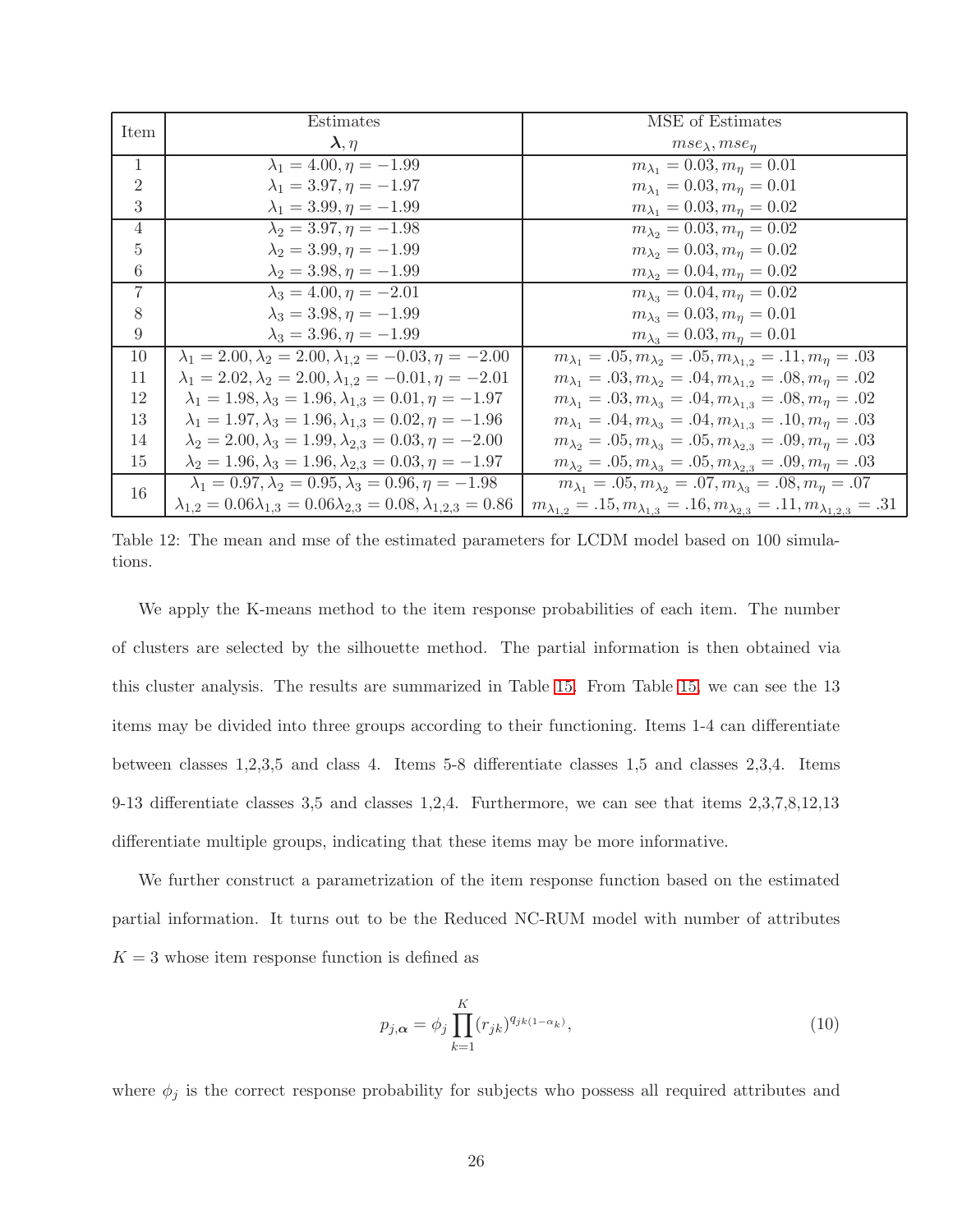| Item | Estimates $\boldsymbol{\lambda}, \eta$ | MSE of Estimates $mse_\lambda, mse_\eta$ |
|---|---|---|
| 1 | $\lambda_1 = 4.00, \eta = -1.99$ | $m_{\lambda_1} = 0.03, m_\eta = 0.01$ |
| 2 | $\lambda_1 = 3.97, \eta = -1.97$ | $m_{\lambda_1} = 0.03, m_\eta = 0.01$ |
| 3 | $\lambda_1 = 3.99, \eta = -1.99$ | $m_{\lambda_1} = 0.03, m_\eta = 0.02$ |
| 4 | $\lambda_2 = 3.97, \eta = -1.98$ | $m_{\lambda_2} = 0.03, m_\eta = 0.02$ |
| 5 | $\lambda_2 = 3.99, \eta = -1.99$ | $m_{\lambda_2} = 0.03, m_\eta = 0.02$ |
| 6 | $\lambda_2 = 3.98, \eta = -1.99$ | $m_{\lambda_2} = 0.04, m_\eta = 0.02$ |
| 7 | $\lambda_3 = 4.00, \eta = -2.01$ | $m_{\lambda_3} = 0.04, m_\eta = 0.02$ |
| 8 | $\lambda_3 = 3.98, \eta = -1.99$ | $m_{\lambda_3} = 0.03, m_\eta = 0.01$ |
| 9 | $\lambda_3 = 3.96, \eta = -1.99$ | $m_{\lambda_3} = 0.03, m_\eta = 0.01$ |
| 10 | $\lambda_1 = 2.00, \lambda_2 = 2.00, \lambda_{1,2} = -0.03, \eta = -2.00$ | $m_{\lambda_1} = .05, m_{\lambda_2} = .05, m_{\lambda_{1,2}} = .11, m_\eta = .03$ |
| 11 | $\lambda_1 = 2.02, \lambda_2 = 2.00, \lambda_{1,2} = -0.01, \eta = -2.01$ | $m_{\lambda_1} = .03, m_{\lambda_2} = .04, m_{\lambda_{1,2}} = .08, m_\eta = .02$ |
| 12 | $\lambda_1 = 1.98, \lambda_3 = 1.96, \lambda_{1,3} = 0.01, \eta = -1.97$ | $m_{\lambda_1} = .03, m_{\lambda_3} = .04, m_{\lambda_{1,3}} = .08, m_\eta = .02$ |
| 13 | $\lambda_1 = 1.97, \lambda_3 = 1.96, \lambda_{1,3} = 0.02, \eta = -1.96$ | $m_{\lambda_1} = .04, m_{\lambda_3} = .04, m_{\lambda_{1,3}} = .10, m_\eta = .03$ |
| 14 | $\lambda_2 = 2.00, \lambda_3 = 1.99, \lambda_{2,3} = 0.03, \eta = -2.00$ | $m_{\lambda_2} = .05, m_{\lambda_3} = .05, m_{\lambda_{2,3}} = .09, m_\eta = .03$ |
| 15 | $\lambda_2 = 1.96, \lambda_3 = 1.96, \lambda_{2,3} = 0.03, \eta = -1.97$ | $m_{\lambda_2} = .05, m_{\lambda_3} = .05, m_{\lambda_{2,3}} = .09, m_\eta = .03$ |
| 16 | $\lambda_1 = 0.97, \lambda_2 = 0.95, \lambda_3 = 0.96, \eta = -1.98$ <br> $\lambda_{1,2} = 0.06 \lambda_{1,3} = 0.06 \lambda_{2,3} = 0.08, \lambda_{1,2,3} = 0.86$ | $m_{\lambda_1} = .05, m_{\lambda_2} = .07, m_{\lambda_3} = .08, m_\eta = .07$ <br> $m_{\lambda_{1,2}} = .15, m_{\lambda_{1,3}} = .16, m_{\lambda_{2,3}} = .11, m_{\lambda_{1,2,3}} = .31$ |

Table 12: The mean and mse of the estimated parameters for LCDM model based on 100 simulations.

We apply the K-means method to the item response probabilities of each item. The number of clusters are selected by the silhouette method. The partial information is then obtained via this cluster analysis. The results are summarized in Table 15. From Table 15, we can see the 13 items may be divided into three groups according to their functioning. Items 1-4 can differentiate between classes 1,2,3,5 and class 4. Items 5-8 differentiate classes 1,5 and classes 2,3,4. Items 9-13 differentiate classes 3,5 and classes 1,2,4. Furthermore, we can see that items 2,3,7,8,12,13 differentiate multiple groups, indicating that these items may be more informative.

We further construct a parametrization of the item response function based on the estimated partial information. It turns out to be the Reduced NC-RUM model with number of attributes $K = 3$ whose item response function is defined as

$$p_{j,\boldsymbol{\alpha}} = \phi_j \prod_{k=1}^{K} (r_{jk})^{q_{jk(1-\alpha_k)}}, \tag{10}$$

where $\phi_j$ is the correct response probability for subjects who possess all required attributes and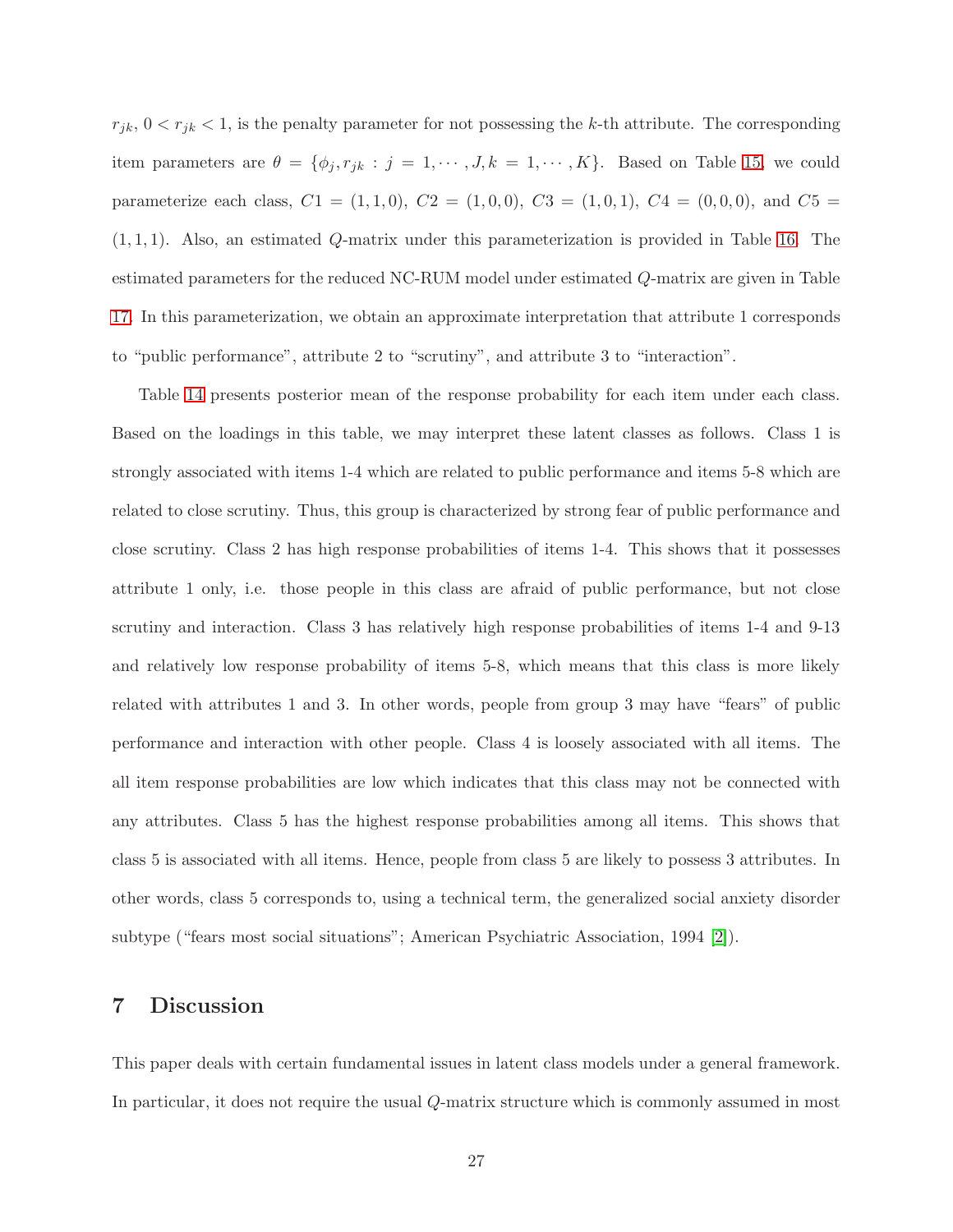$r_{jk}$, $0 < r_{jk} < 1$, is the penalty parameter for not possessing the $k$-th attribute. The corresponding item parameters are $\theta = \{\phi_j, r_{jk} : j = 1, \cdots, J, k = 1, \cdots, K\}$. Based on Table 15, we could parameterize each class, $C1 = (1, 1, 0)$, $C2 = (1, 0, 0)$, $C3 = (1, 0, 1)$, $C4 = (0, 0, 0)$, and $C5 = (1, 1, 1)$. Also, an estimated $Q$-matrix under this parameterization is provided in Table 16. The estimated parameters for the reduced NC-RUM model under estimated $Q$-matrix are given in Table 17. In this parameterization, we obtain an approximate interpretation that attribute 1 corresponds to "public performance", attribute 2 to "scrutiny", and attribute 3 to "interaction".

Table 14 presents posterior mean of the response probability for each item under each class. Based on the loadings in this table, we may interpret these latent classes as follows. Class 1 is strongly associated with items 1-4 which are related to public performance and items 5-8 which are related to close scrutiny. Thus, this group is characterized by strong fear of public performance and close scrutiny. Class 2 has high response probabilities of items 1-4. This shows that it possesses attribute 1 only, i.e. those people in this class are afraid of public performance, but not close scrutiny and interaction. Class 3 has relatively high response probabilities of items 1-4 and 9-13 and relatively low response probability of items 5-8, which means that this class is more likely related with attributes 1 and 3. In other words, people from group 3 may have "fears" of public performance and interaction with other people. Class 4 is loosely associated with all items. The all item response probabilities are low which indicates that this class may not be connected with any attributes. Class 5 has the highest response probabilities among all items. This shows that class 5 is associated with all items. Hence, people from class 5 are likely to possess 3 attributes. In other words, class 5 corresponds to, using a technical term, the generalized social anxiety disorder subtype ("fears most social situations"; American Psychiatric Association, 1994 [2]).

## 7 Discussion

This paper deals with certain fundamental issues in latent class models under a general framework. In particular, it does not require the usual $Q$-matrix structure which is commonly assumed in most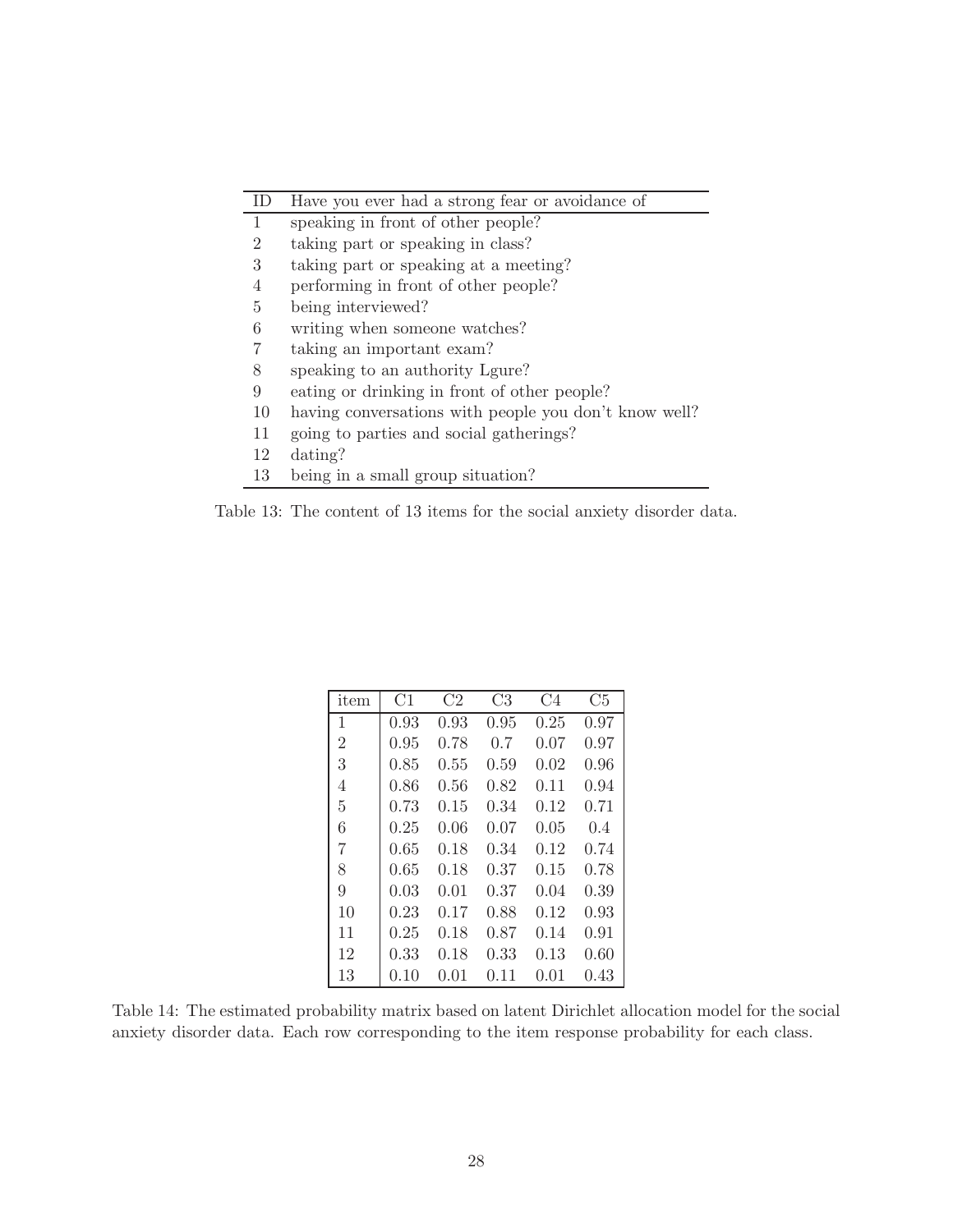| ID | Have you ever had a strong fear or avoidance of |
|---|---|
| 1 | speaking in front of other people? |
| 2 | taking part or speaking in class? |
| 3 | taking part or speaking at a meeting? |
| 4 | performing in front of other people? |
| 5 | being interviewed? |
| 6 | writing when someone watches? |
| 7 | taking an important exam? |
| 8 | speaking to an authority Lgure? |
| 9 | eating or drinking in front of other people? |
| 10 | having conversations with people you don't know well? |
| 11 | going to parties and social gatherings? |
| 12 | dating? |
| 13 | being in a small group situation? |

Table 13: The content of 13 items for the social anxiety disorder data.

| item | C1 | C2 | C3 | C4 | C5 |
|---|---|---|---|---|---|
| 1 | 0.93 | 0.93 | 0.95 | 0.25 | 0.97 |
| 2 | 0.95 | 0.78 | 0.7 | 0.07 | 0.97 |
| 3 | 0.85 | 0.55 | 0.59 | 0.02 | 0.96 |
| 4 | 0.86 | 0.56 | 0.82 | 0.11 | 0.94 |
| 5 | 0.73 | 0.15 | 0.34 | 0.12 | 0.71 |
| 6 | 0.25 | 0.06 | 0.07 | 0.05 | 0.4 |
| 7 | 0.65 | 0.18 | 0.34 | 0.12 | 0.74 |
| 8 | 0.65 | 0.18 | 0.37 | 0.15 | 0.78 |
| 9 | 0.03 | 0.01 | 0.37 | 0.04 | 0.39 |
| 10 | 0.23 | 0.17 | 0.88 | 0.12 | 0.93 |
| 11 | 0.25 | 0.18 | 0.87 | 0.14 | 0.91 |
| 12 | 0.33 | 0.18 | 0.33 | 0.13 | 0.60 |
| 13 | 0.10 | 0.01 | 0.11 | 0.01 | 0.43 |

Table 14: The estimated probability matrix based on latent Dirichlet allocation model for the social anxiety disorder data. Each row corresponding to the item response probability for each class.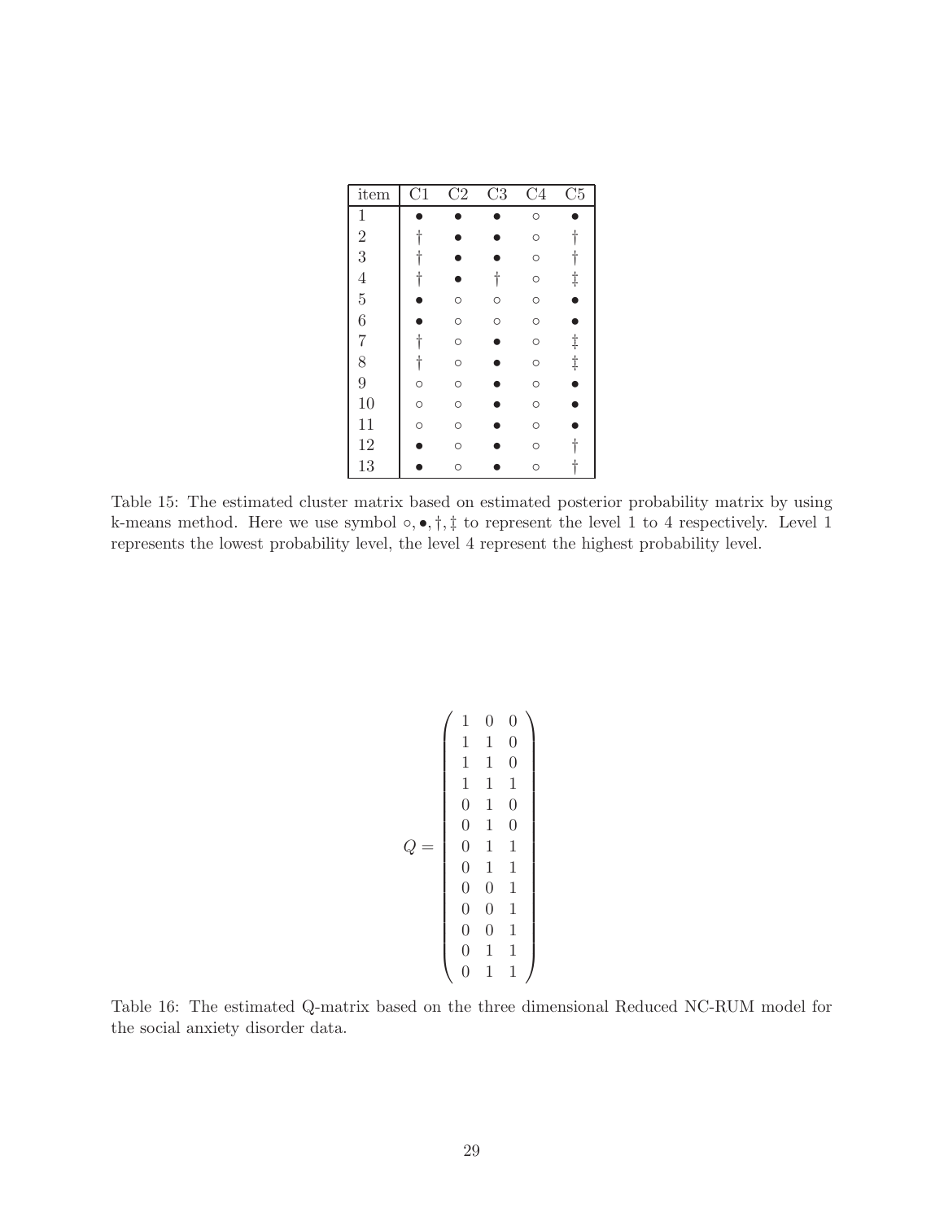| item | C1 | C2 | C3 | C4 | C5 |
|---|---|---|---|---|---|
| 1 | • | • | • | ∘ | • |
| 2 | † | • | • | ∘ | † |
| 3 | † | • | • | ∘ | † |
| 4 | † | • | † | ∘ | ‡ |
| 5 | • | ∘ | ∘ | ∘ | • |
| 6 | • | ∘ | ∘ | ∘ | • |
| 7 | † | ∘ | • | ∘ | ‡ |
| 8 | † | ∘ | • | ∘ | ‡ |
| 9 | ∘ | ∘ | • | ∘ | • |
| 10 | ∘ | ∘ | • | ∘ | • |
| 11 | ∘ | ∘ | • | ∘ | • |
| 12 | • | ∘ | • | ∘ | † |
| 13 | • | ∘ | • | ∘ | † |

Table 15: The estimated cluster matrix based on estimated posterior probability matrix by using k-means method. Here we use symbol $\circ, \bullet, \dagger, \ddagger$ to represent the level 1 to 4 respectively. Level 1 represents the lowest probability level, the level 4 represent the highest probability level.

$$
Q = \begin{pmatrix}
1 & 0 & 0 \\
1 & 1 & 0 \\
1 & 1 & 0 \\
1 & 1 & 1 \\
0 & 1 & 0 \\
0 & 1 & 0 \\
0 & 1 & 1 \\
0 & 1 & 1 \\
0 & 0 & 1 \\
0 & 0 & 1 \\
0 & 0 & 1 \\
0 & 1 & 1 \\
0 & 1 & 1
\end{pmatrix}
$$

Table 16: The estimated Q-matrix based on the three dimensional Reduced NC-RUM model for the social anxiety disorder data.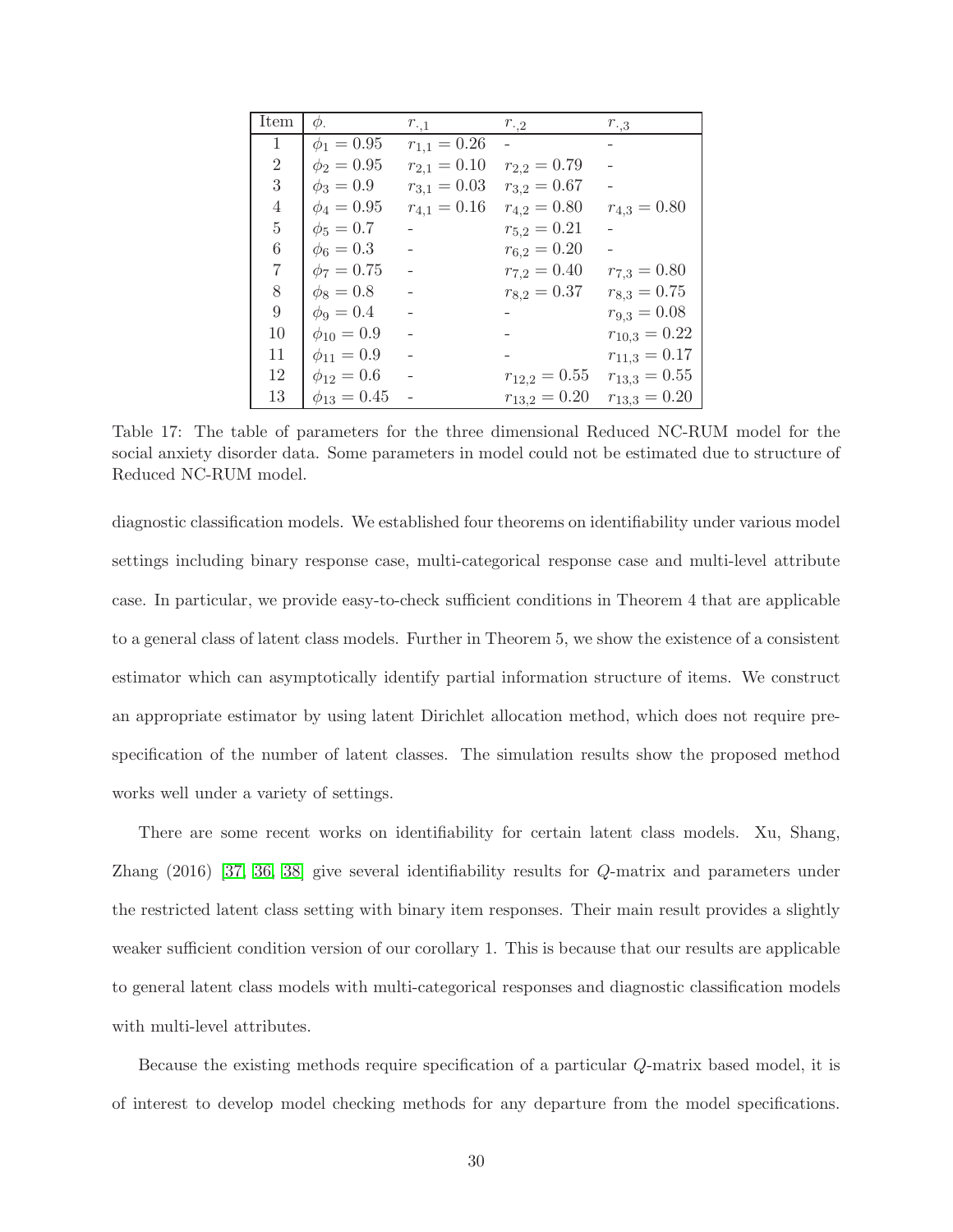| Item | $\phi_{\cdot}$ | $r_{\cdot,1}$ | $r_{\cdot,2}$ | $r_{\cdot,3}$ |
|---|---|---|---|---|
| 1 | $\phi_1 = 0.95$ | $r_{1,1} = 0.26$ | - | - |
| 2 | $\phi_2 = 0.95$ | $r_{2,1} = 0.10$ | $r_{2,2} = 0.79$ | - |
| 3 | $\phi_3 = 0.9$ | $r_{3,1} = 0.03$ | $r_{3,2} = 0.67$ | - |
| 4 | $\phi_4 = 0.95$ | $r_{4,1} = 0.16$ | $r_{4,2} = 0.80$ | $r_{4,3} = 0.80$ |
| 5 | $\phi_5 = 0.7$ | - | $r_{5,2} = 0.21$ | - |
| 6 | $\phi_6 = 0.3$ | - | $r_{6,2} = 0.20$ | - |
| 7 | $\phi_7 = 0.75$ | - | $r_{7,2} = 0.40$ | $r_{7,3} = 0.80$ |
| 8 | $\phi_8 = 0.8$ | - | $r_{8,2} = 0.37$ | $r_{8,3} = 0.75$ |
| 9 | $\phi_9 = 0.4$ | - | - | $r_{9,3} = 0.08$ |
| 10 | $\phi_{10} = 0.9$ | - | - | $r_{10,3} = 0.22$ |
| 11 | $\phi_{11} = 0.9$ | - | - | $r_{11,3} = 0.17$ |
| 12 | $\phi_{12} = 0.6$ | - | $r_{12,2} = 0.55$ | $r_{13,3} = 0.55$ |
| 13 | $\phi_{13} = 0.45$ | - | $r_{13,2} = 0.20$ | $r_{13,3} = 0.20$ |

Table 17: The table of parameters for the three dimensional Reduced NC-RUM model for the social anxiety disorder data. Some parameters in model could not be estimated due to structure of Reduced NC-RUM model.

diagnostic classification models. We established four theorems on identifiability under various model settings including binary response case, multi-categorical response case and multi-level attribute case. In particular, we provide easy-to-check sufficient conditions in Theorem 4 that are applicable to a general class of latent class models. Further in Theorem 5, we show the existence of a consistent estimator which can asymptotically identify partial information structure of items. We construct an appropriate estimator by using latent Dirichlet allocation method, which does not require pre-specification of the number of latent classes. The simulation results show the proposed method works well under a variety of settings.

There are some recent works on identifiability for certain latent class models. Xu, Shang, Zhang (2016) [37, 36, 38] give several identifiability results for $Q$-matrix and parameters under the restricted latent class setting with binary item responses. Their main result provides a slightly weaker sufficient condition version of our corollary 1. This is because that our results are applicable to general latent class models with multi-categorical responses and diagnostic classification models with multi-level attributes.

Because the existing methods require specification of a particular $Q$-matrix based model, it is of interest to develop model checking methods for any departure from the model specifications.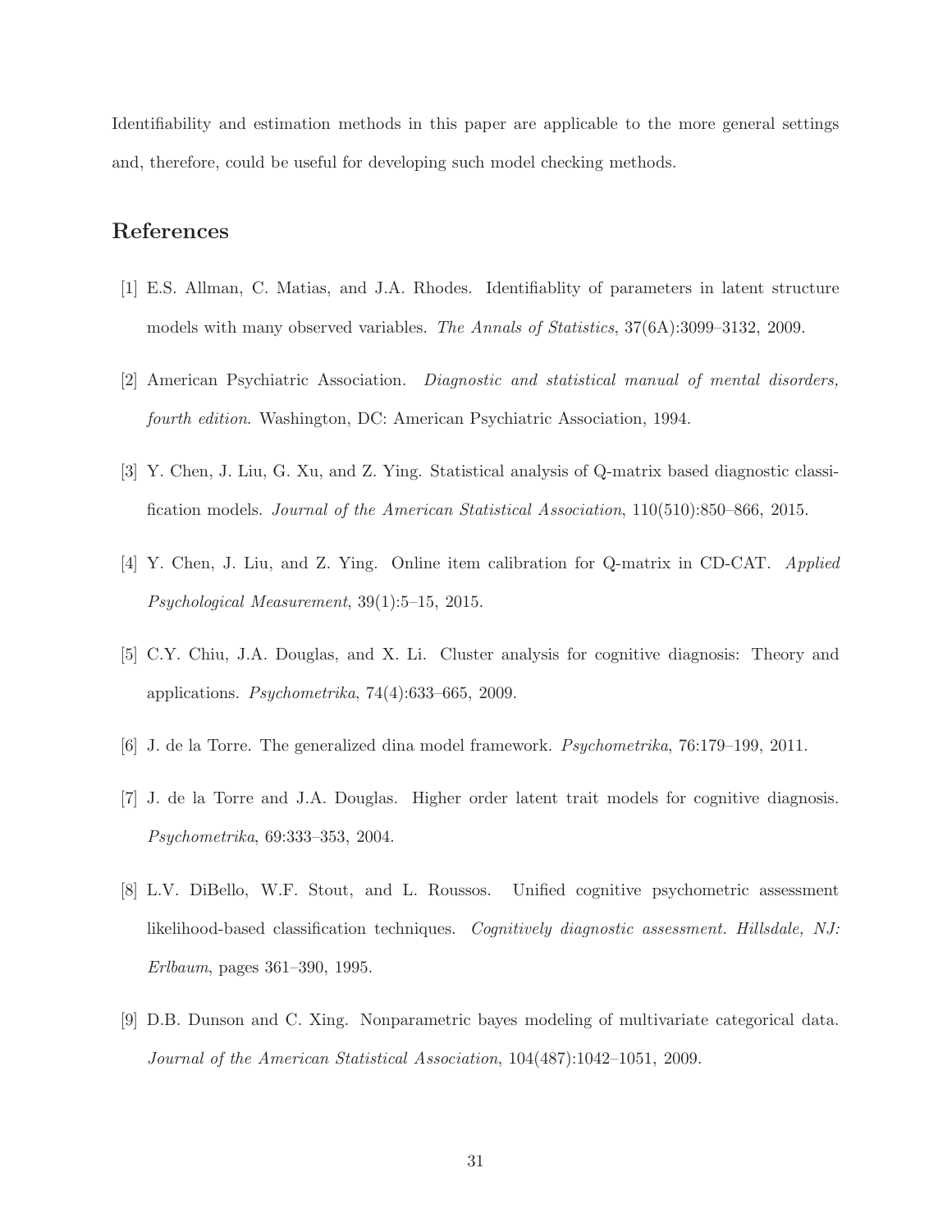Identifiability and estimation methods in this paper are applicable to the more general settings and, therefore, could be useful for developing such model checking methods.

## References

[1] E.S. Allman, C. Matias, and J.A. Rhodes. Identifiablity of parameters in latent structure models with many observed variables. *The Annals of Statistics*, 37(6A):3099–3132, 2009.

[2] American Psychiatric Association. *Diagnostic and statistical manual of mental disorders, fourth edition*. Washington, DC: American Psychiatric Association, 1994.

[3] Y. Chen, J. Liu, G. Xu, and Z. Ying. Statistical analysis of Q-matrix based diagnostic classification models. *Journal of the American Statistical Association*, 110(510):850–866, 2015.

[4] Y. Chen, J. Liu, and Z. Ying. Online item calibration for Q-matrix in CD-CAT. *Applied Psychological Measurement*, 39(1):5–15, 2015.

[5] C.Y. Chiu, J.A. Douglas, and X. Li. Cluster analysis for cognitive diagnosis: Theory and applications. *Psychometrika*, 74(4):633–665, 2009.

[6] J. de la Torre. The generalized dina model framework. *Psychometrika*, 76:179–199, 2011.

[7] J. de la Torre and J.A. Douglas. Higher order latent trait models for cognitive diagnosis. *Psychometrika*, 69:333–353, 2004.

[8] L.V. DiBello, W.F. Stout, and L. Roussos. Unified cognitive psychometric assessment likelihood-based classification techniques. *Cognitively diagnostic assessment. Hillsdale, NJ: Erlbaum*, pages 361–390, 1995.

[9] D.B. Dunson and C. Xing. Nonparametric bayes modeling of multivariate categorical data. *Journal of the American Statistical Association*, 104(487):1042–1051, 2009.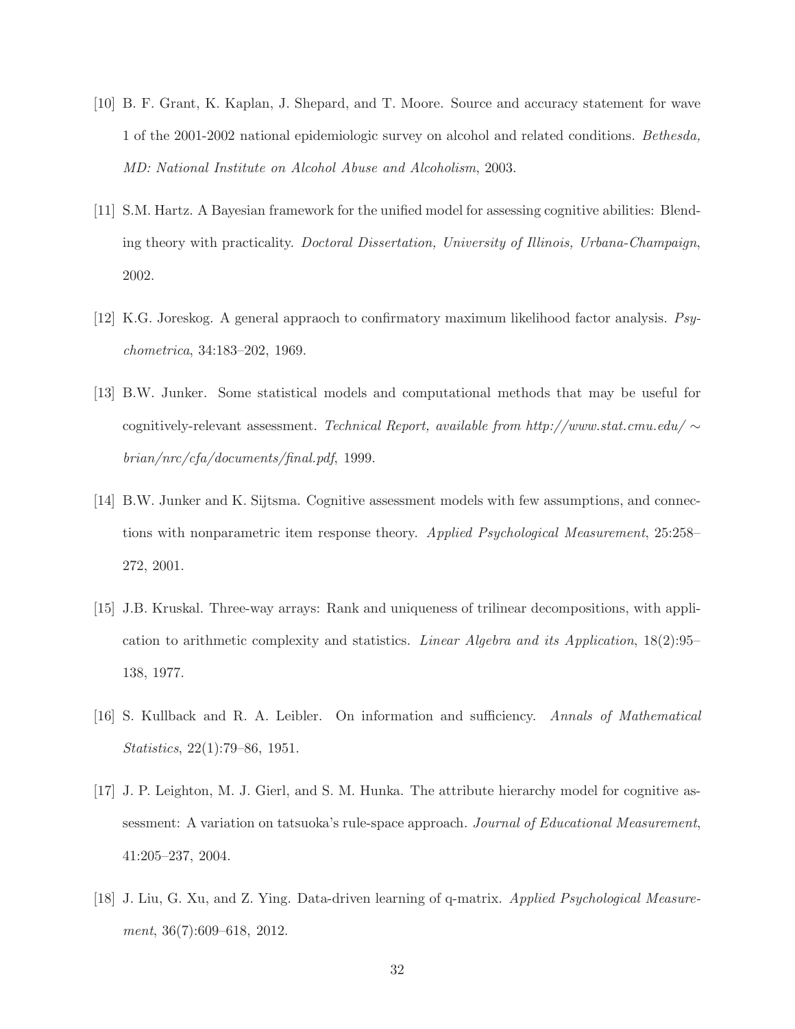[10] B. F. Grant, K. Kaplan, J. Shepard, and T. Moore. Source and accuracy statement for wave 1 of the 2001-2002 national epidemiologic survey on alcohol and related conditions. *Bethesda, MD: National Institute on Alcohol Abuse and Alcoholism*, 2003.

[11] S.M. Hartz. A Bayesian framework for the unified model for assessing cognitive abilities: Blending theory with practicality. *Doctoral Dissertation, University of Illinois, Urbana-Champaign*, 2002.

[12] K.G. Joreskog. A general appraoch to confirmatory maximum likelihood factor analysis. *Psychometrica*, 34:183–202, 1969.

[13] B.W. Junker. Some statistical models and computational methods that may be useful for cognitively-relevant assessment. *Technical Report, available from http://www.stat.cmu.edu/ ∼ brian/nrc/cfa/documents/final.pdf*, 1999.

[14] B.W. Junker and K. Sijtsma. Cognitive assessment models with few assumptions, and connections with nonparametric item response theory. *Applied Psychological Measurement*, 25:258–272, 2001.

[15] J.B. Kruskal. Three-way arrays: Rank and uniqueness of trilinear decompositions, with application to arithmetic complexity and statistics. *Linear Algebra and its Application*, 18(2):95–138, 1977.

[16] S. Kullback and R. A. Leibler. On information and sufficiency. *Annals of Mathematical Statistics*, 22(1):79–86, 1951.

[17] J. P. Leighton, M. J. Gierl, and S. M. Hunka. The attribute hierarchy model for cognitive assessment: A variation on tatsuoka's rule-space approach. *Journal of Educational Measurement*, 41:205–237, 2004.

[18] J. Liu, G. Xu, and Z. Ying. Data-driven learning of q-matrix. *Applied Psychological Measurement*, 36(7):609–618, 2012.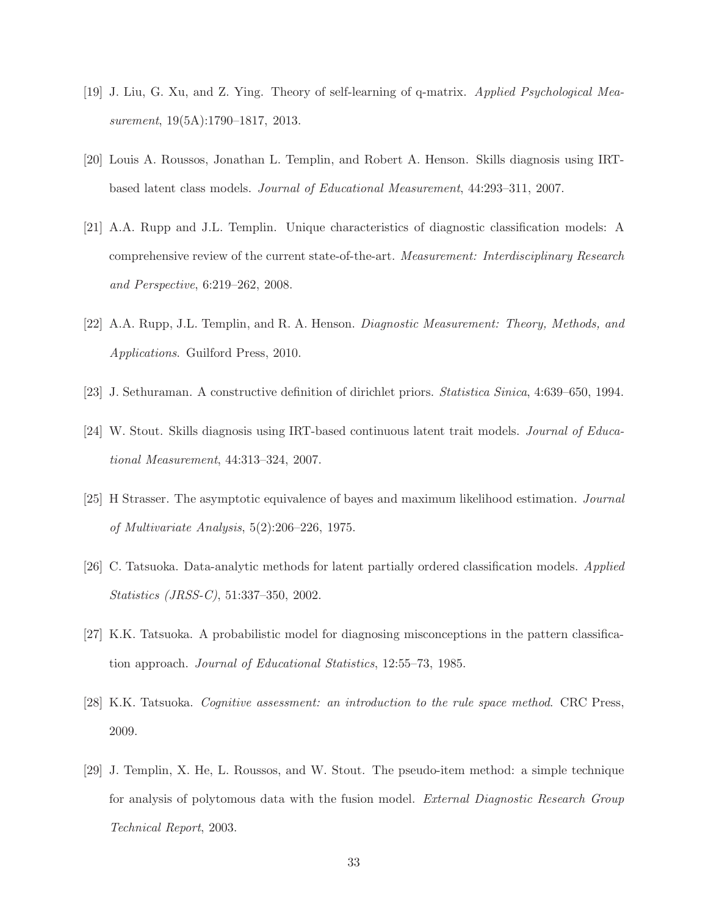[19] J. Liu, G. Xu, and Z. Ying. Theory of self-learning of q-matrix. *Applied Psychological Measurement*, 19(5A):1790–1817, 2013.

[20] Louis A. Roussos, Jonathan L. Templin, and Robert A. Henson. Skills diagnosis using IRT-based latent class models. *Journal of Educational Measurement*, 44:293–311, 2007.

[21] A.A. Rupp and J.L. Templin. Unique characteristics of diagnostic classification models: A comprehensive review of the current state-of-the-art. *Measurement: Interdisciplinary Research and Perspective*, 6:219–262, 2008.

[22] A.A. Rupp, J.L. Templin, and R. A. Henson. *Diagnostic Measurement: Theory, Methods, and Applications*. Guilford Press, 2010.

[23] J. Sethuraman. A constructive definition of dirichlet priors. *Statistica Sinica*, 4:639–650, 1994.

[24] W. Stout. Skills diagnosis using IRT-based continuous latent trait models. *Journal of Educational Measurement*, 44:313–324, 2007.

[25] H Strasser. The asymptotic equivalence of bayes and maximum likelihood estimation. *Journal of Multivariate Analysis*, 5(2):206–226, 1975.

[26] C. Tatsuoka. Data-analytic methods for latent partially ordered classification models. *Applied Statistics (JRSS-C)*, 51:337–350, 2002.

[27] K.K. Tatsuoka. A probabilistic model for diagnosing misconceptions in the pattern classification approach. *Journal of Educational Statistics*, 12:55–73, 1985.

[28] K.K. Tatsuoka. *Cognitive assessment: an introduction to the rule space method*. CRC Press, 2009.

[29] J. Templin, X. He, L. Roussos, and W. Stout. The pseudo-item method: a simple technique for analysis of polytomous data with the fusion model. *External Diagnostic Research Group Technical Report*, 2003.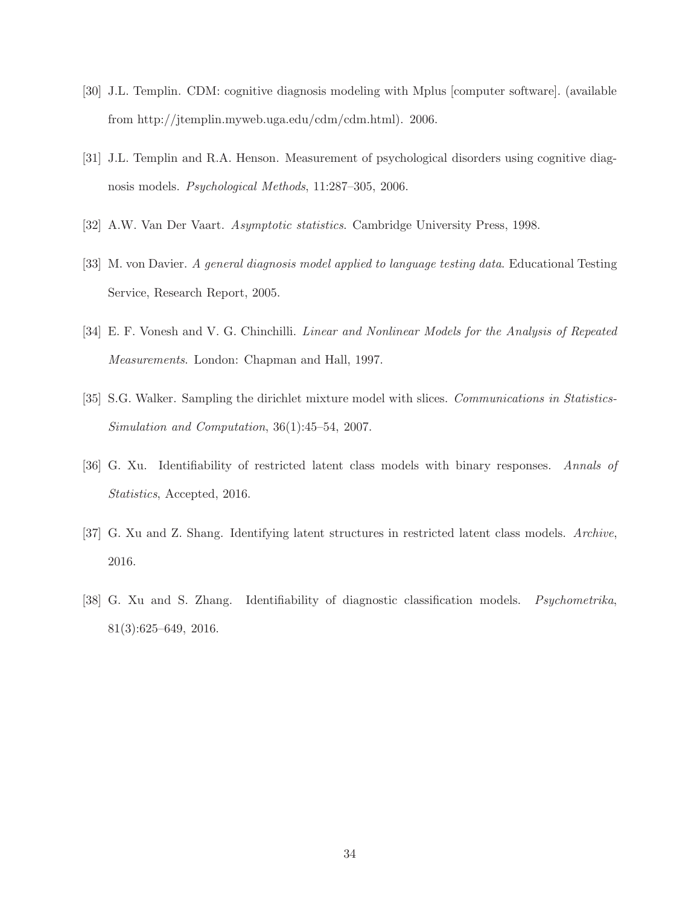[30] J.L. Templin. CDM: cognitive diagnosis modeling with Mplus [computer software]. (available from http://jtemplin.myweb.uga.edu/cdm/cdm.html). 2006.

[31] J.L. Templin and R.A. Henson. Measurement of psychological disorders using cognitive diagnosis models. *Psychological Methods*, 11:287–305, 2006.

[32] A.W. Van Der Vaart. *Asymptotic statistics*. Cambridge University Press, 1998.

[33] M. von Davier. *A general diagnosis model applied to language testing data*. Educational Testing Service, Research Report, 2005.

[34] E. F. Vonesh and V. G. Chinchilli. *Linear and Nonlinear Models for the Analysis of Repeated Measurements*. London: Chapman and Hall, 1997.

[35] S.G. Walker. Sampling the dirichlet mixture model with slices. *Communications in Statistics-Simulation and Computation*, 36(1):45–54, 2007.

[36] G. Xu. Identifiability of restricted latent class models with binary responses. *Annals of Statistics*, Accepted, 2016.

[37] G. Xu and Z. Shang. Identifying latent structures in restricted latent class models. *Archive*, 2016.

[38] G. Xu and S. Zhang. Identifiability of diagnostic classification models. *Psychometrika*, 81(3):625–649, 2016.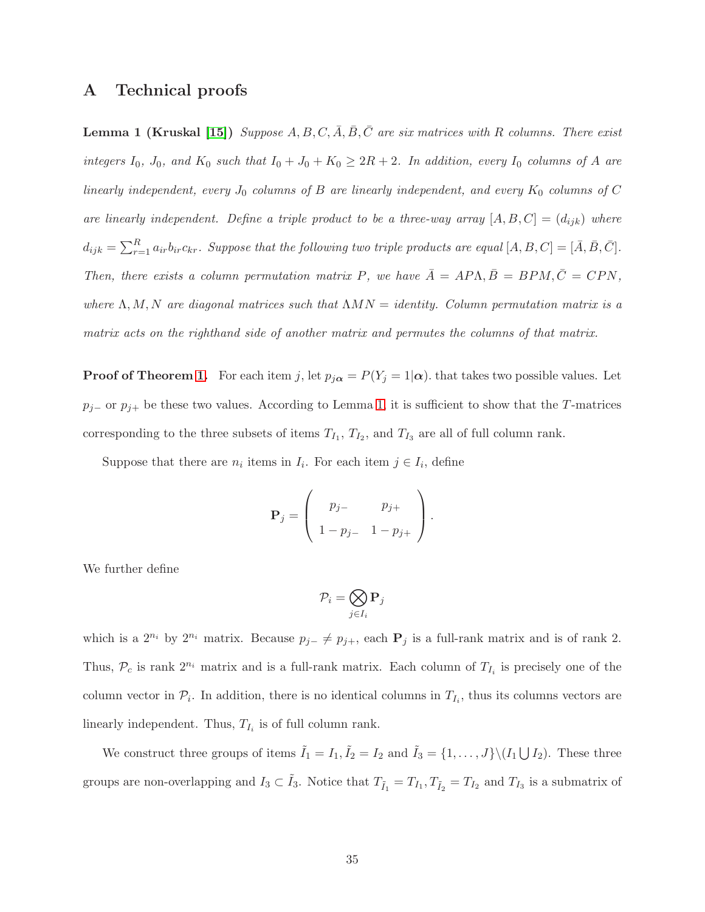# A Technical proofs

**Lemma 1 (Kruskal [15])** *Suppose $A, B, C, \bar{A}, \bar{B}, \bar{C}$ are six matrices with $R$ columns. There exist integers $I_0$, $J_0$, and $K_0$ such that $I_0 + J_0 + K_0 \geq 2R + 2$. In addition, every $I_0$ columns of $A$ are linearly independent, every $J_0$ columns of $B$ are linearly independent, and every $K_0$ columns of $C$ are linearly independent. Define a triple product to be a three-way array $[A, B, C] = (d_{ijk})$ where $d_{ijk} = \sum_{r=1}^{R} a_{ir} b_{ir} c_{kr}$. Suppose that the following two triple products are equal $[A, B, C] = [\bar{A}, \bar{B}, \bar{C}]$. Then, there exists a column permutation matrix $P$, we have $\bar{A} = AP\Lambda, \bar{B} = BPM, \bar{C} = CPN$, where $\Lambda, M, N$ are diagonal matrices such that $\Lambda MN =$ identity. Column permutation matrix is a matrix acts on the righthand side of another matrix and permutes the columns of that matrix.*

**Proof of Theorem 1.** For each item $j$, let $p_{j\boldsymbol{\alpha}} = P(Y_j = 1|\boldsymbol{\alpha})$. that takes two possible values. Let $p_{j-}$ or $p_{j+}$ be these two values. According to Lemma 1, it is sufficient to show that the $T$-matrices corresponding to the three subsets of items $T_{I_1}$, $T_{I_2}$, and $T_{I_3}$ are all of full column rank.

Suppose that there are $n_i$ items in $I_i$. For each item $j \in I_i$, define

$$\mathbf{P}_j = \begin{pmatrix} p_{j-} & p_{j+} \\ 1 - p_{j-} & 1 - p_{j+} \end{pmatrix}.$$

We further define

$$\mathcal{P}_i = \bigotimes_{j \in I_i} \mathbf{P}_j$$

which is a $2^{n_i}$ by $2^{n_i}$ matrix. Because $p_{j-} \neq p_{j+}$, each $\mathbf{P}_j$ is a full-rank matrix and is of rank 2. Thus, $\mathcal{P}_c$ is rank $2^{n_i}$ matrix and is a full-rank matrix. Each column of $T_{I_i}$ is precisely one of the column vector in $\mathcal{P}_i$. In addition, there is no identical columns in $T_{I_i}$, thus its columns vectors are linearly independent. Thus, $T_{I_i}$ is of full column rank.

We construct three groups of items $\tilde{I}_1 = I_1, \tilde{I}_2 = I_2$ and $\tilde{I}_3 = \{1, \ldots, J\} \backslash (I_1 \bigcup I_2)$. These three groups are non-overlapping and $I_3 \subset \tilde{I}_3$. Notice that $T_{\tilde{I}_1} = T_{I_1}, T_{\tilde{I}_2} = T_{I_2}$ and $T_{I_3}$ is a submatrix of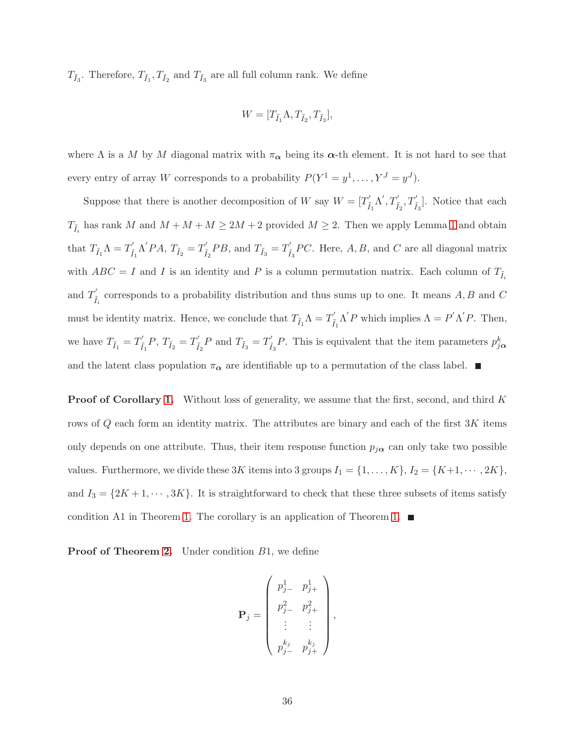$T_{\tilde{I}_3}$. Therefore, $T_{\tilde{I}_1}, T_{\tilde{I}_2}$ and $T_{\tilde{I}_3}$ are all full column rank. We define

$$W = [T_{\tilde{I}_1}\Lambda, T_{\tilde{I}_2}, T_{\tilde{I}_3}],$$

where $\Lambda$ is a $M$ by $M$ diagonal matrix with $\pi_{\boldsymbol{\alpha}}$ being its $\boldsymbol{\alpha}$-th element. It is not hard to see that every entry of array $W$ corresponds to a probability $P(Y^1 = y^1, \ldots, Y^J = y^J)$.

Suppose that there is another decomposition of $W$ say $W = [T^{'}_{\tilde{I}_1}\Lambda^{'}, T^{'}_{\tilde{I}_2}, T^{'}_{\tilde{I}_3}]$. Notice that each $T_{\tilde{I}_i}$ has rank $M$ and $M + M + M \geq 2M + 2$ provided $M \geq 2$. Then we apply Lemma 1 and obtain that $T_{\tilde{I}_1}\Lambda = T^{'}_{\tilde{I}_1}\Lambda^{'}PA$, $T_{\tilde{I}_2} = T^{'}_{\tilde{I}_2}PB$, and $T_{\tilde{I}_3} = T^{'}_{\tilde{I}_3}PC$. Here, $A, B$, and $C$ are all diagonal matrix with $ABC = I$ and $I$ is an identity and $P$ is a column permutation matrix. Each column of $T_{\tilde{I}_i}$ and $T^{'}_{\tilde{I}_i}$ corresponds to a probability distribution and thus sums up to one. It means $A, B$ and $C$ must be identity matrix. Hence, we conclude that $T_{\tilde{I}_1}\Lambda = T^{'}_{\tilde{I}_1}\Lambda^{'}P$ which implies $\Lambda = P^{'}\Lambda^{'}P$. Then, we have $T_{\tilde{I}_1} = T^{'}_{\tilde{I}_1}P$, $T_{\tilde{I}_2} = T^{'}_{\tilde{I}_2}P$ and $T_{\tilde{I}_3} = T^{'}_{\tilde{I}_3}P$. This is equivalent that the item parameters $p^k_{j\boldsymbol{\alpha}}$ and the latent class population $\pi_{\boldsymbol{\alpha}}$ are identifiable up to a permutation of the class label. ∎

**Proof of Corollary 1.** Without loss of generality, we assume that the first, second, and third $K$ rows of $Q$ each form an identity matrix. The attributes are binary and each of the first $3K$ items only depends on one attribute. Thus, their item response function $p_{j\boldsymbol{\alpha}}$ can only take two possible values. Furthermore, we divide these $3K$ items into 3 groups $I_1 = \{1, \ldots, K\}$, $I_2 = \{K+1, \cdots, 2K\}$, and $I_3 = \{2K+1, \cdots, 3K\}$. It is straightforward to check that these three subsets of items satisfy condition A1 in Theorem 1. The corollary is an application of Theorem 1. ∎

**Proof of Theorem 2.** Under condition $B1$, we define

$$\mathbf{P}_j = \begin{pmatrix} p^1_{j-} & p^1_{j+} \\ p^2_{j-} & p^2_{j+} \\ \vdots & \vdots \\ p^{k_j}_{j-} & p^{k_j}_{j+} \end{pmatrix},$$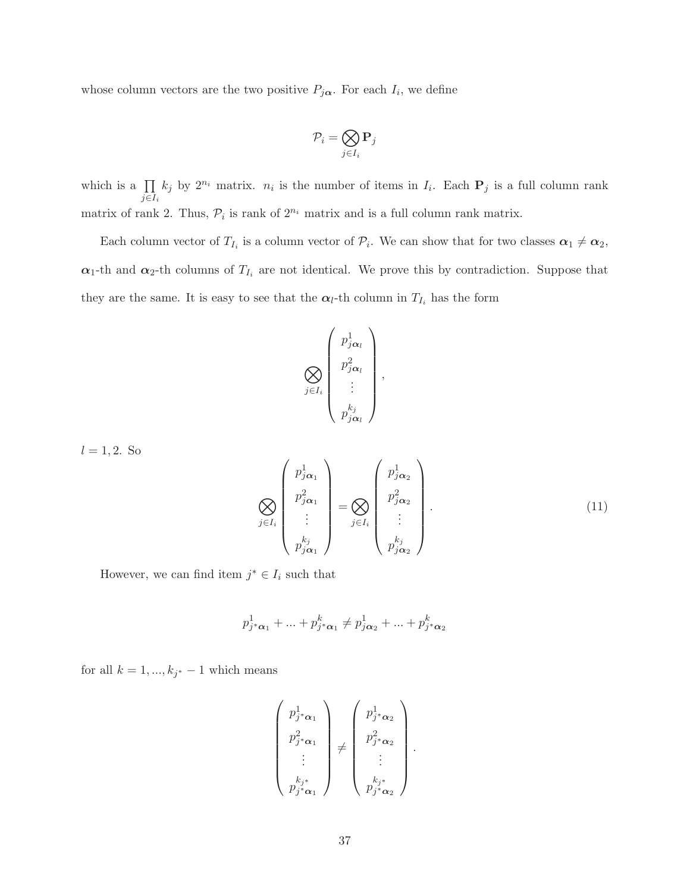whose column vectors are the two positive $P_{j\boldsymbol{\alpha}}$. For each $I_i$, we define

$$\mathcal{P}_i = \bigotimes_{j \in I_i} \mathbf{P}_j$$

which is a $\prod_{j \in I_i} k_j$ by $2^{n_i}$ matrix. $n_i$ is the number of items in $I_i$. Each $\mathbf{P}_j$ is a full column rank matrix of rank 2. Thus, $\mathcal{P}_i$ is rank of $2^{n_i}$ matrix and is a full column rank matrix.

Each column vector of $T_{I_i}$ is a column vector of $\mathcal{P}_i$. We can show that for two classes $\boldsymbol{\alpha}_1 \neq \boldsymbol{\alpha}_2$, $\boldsymbol{\alpha}_1$-th and $\boldsymbol{\alpha}_2$-th columns of $T_{I_i}$ are not identical. We prove this by contradiction. Suppose that they are the same. It is easy to see that the $\boldsymbol{\alpha}_l$-th column in $T_{I_i}$ has the form

$$\bigotimes_{j \in I_i} \begin{pmatrix} p^1_{j\boldsymbol{\alpha}_l} \\ p^2_{j\boldsymbol{\alpha}_l} \\ \vdots \\ p^{k_j}_{j\boldsymbol{\alpha}_l} \end{pmatrix},$$

$l = 1, 2$. So

$$\bigotimes_{j \in I_i} \begin{pmatrix} p^1_{j\boldsymbol{\alpha}_1} \\ p^2_{j\boldsymbol{\alpha}_1} \\ \vdots \\ p^{k_j}_{j\boldsymbol{\alpha}_1} \end{pmatrix} = \bigotimes_{j \in I_i} \begin{pmatrix} p^1_{j\boldsymbol{\alpha}_2} \\ p^2_{j\boldsymbol{\alpha}_2} \\ \vdots \\ p^{k_j}_{j\boldsymbol{\alpha}_2} \end{pmatrix}. \tag{11}$$

However, we can find item $j^* \in I_i$ such that

$$p^1_{j^*\boldsymbol{\alpha}_1} + \ldots + p^k_{j^*\boldsymbol{\alpha}_1} \neq p^1_{j\boldsymbol{\alpha}_2} + \ldots + p^k_{j^*\boldsymbol{\alpha}_2}$$

for all $k = 1, \ldots, k_{j^*} - 1$ which means

$$\begin{pmatrix} p^1_{j^*\boldsymbol{\alpha}_1} \\ p^2_{j^*\boldsymbol{\alpha}_1} \\ \vdots \\ p^{k_{j^*}}_{j^*\boldsymbol{\alpha}_1} \end{pmatrix} \neq \begin{pmatrix} p^1_{j^*\boldsymbol{\alpha}_2} \\ p^2_{j^*\boldsymbol{\alpha}_2} \\ \vdots \\ p^{k_{j^*}}_{j^*\boldsymbol{\alpha}_2} \end{pmatrix}.$$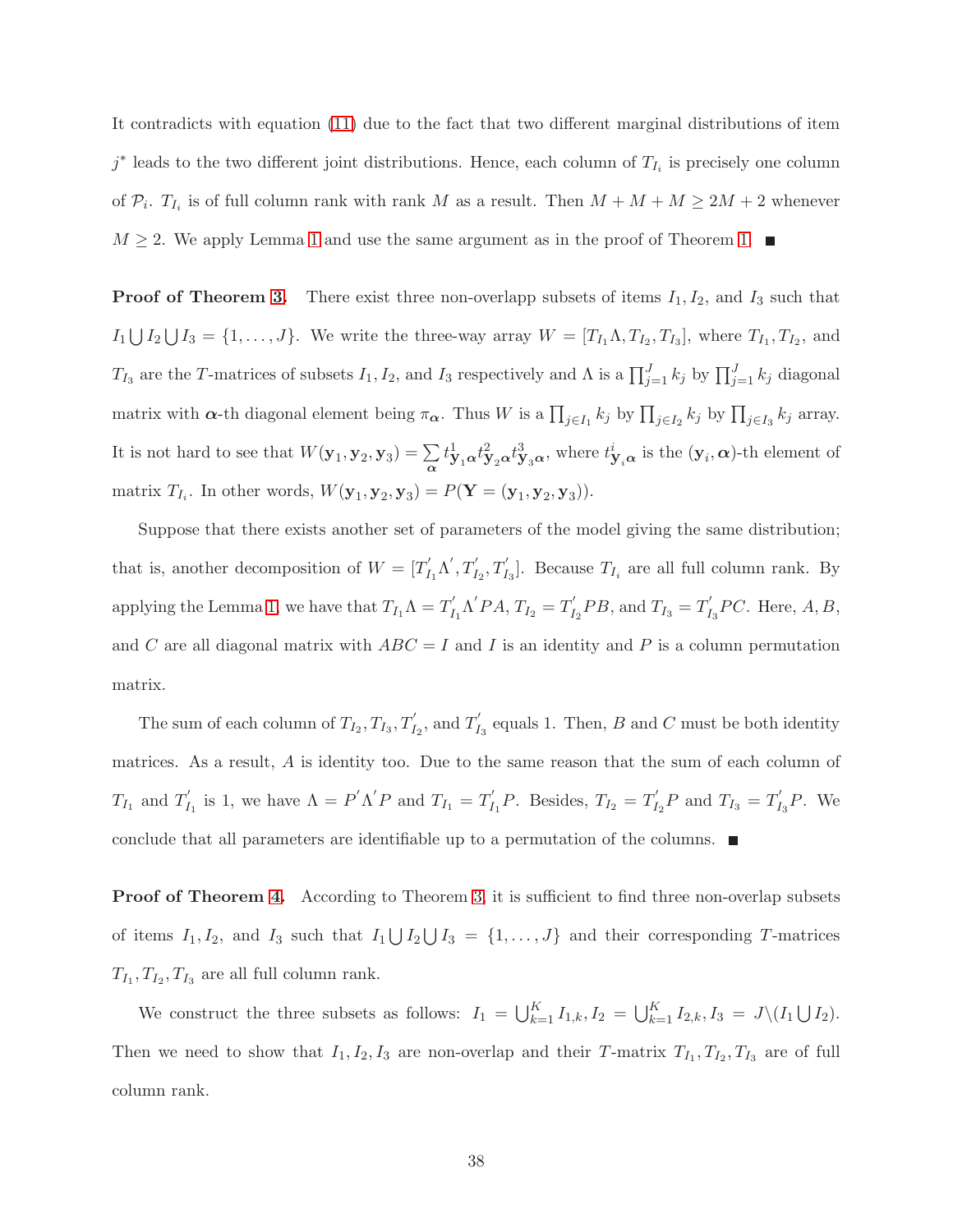It contradicts with equation (11) due to the fact that two different marginal distributions of item $j^*$ leads to the two different joint distributions. Hence, each column of $T_{I_i}$ is precisely one column of $\mathcal{P}_i$. $T_{I_i}$ is of full column rank with rank $M$ as a result. Then $M + M + M \geq 2M + 2$ whenever $M \geq 2$. We apply Lemma 1 and use the same argument as in the proof of Theorem 1. ∎

**Proof of Theorem 3.** There exist three non-overlapp subsets of items $I_1, I_2$, and $I_3$ such that $I_1 \bigcup I_2 \bigcup I_3 = \{1, \ldots, J\}$. We write the three-way array $W = [T_{I_1}\Lambda, T_{I_2}, T_{I_3}]$, where $T_{I_1}, T_{I_2}$, and $T_{I_3}$ are the $T$-matrices of subsets $I_1, I_2$, and $I_3$ respectively and $\Lambda$ is a $\prod_{j=1}^{J} k_j$ by $\prod_{j=1}^{J} k_j$ diagonal matrix with $\boldsymbol{\alpha}$-th diagonal element being $\pi_{\boldsymbol{\alpha}}$. Thus $W$ is a $\prod_{j\in I_1} k_j$ by $\prod_{j\in I_2} k_j$ by $\prod_{j\in I_3} k_j$ array. It is not hard to see that $W(\mathbf{y}_1, \mathbf{y}_2, \mathbf{y}_3) = \sum_{\boldsymbol{\alpha}} t^1_{\mathbf{y}_1\boldsymbol{\alpha}} t^2_{\mathbf{y}_2\boldsymbol{\alpha}} t^3_{\mathbf{y}_3\boldsymbol{\alpha}}$, where $t^i_{\mathbf{y}_i\boldsymbol{\alpha}}$ is the $(\mathbf{y}_i, \boldsymbol{\alpha})$-th element of matrix $T_{I_i}$. In other words, $W(\mathbf{y}_1, \mathbf{y}_2, \mathbf{y}_3) = P(\mathbf{Y} = (\mathbf{y}_1, \mathbf{y}_2, \mathbf{y}_3))$.

Suppose that there exists another set of parameters of the model giving the same distribution; that is, another decomposition of $W = [T^{'}_{I_1}\Lambda^{'}, T^{'}_{I_2}, T^{'}_{I_3}]$. Because $T_{I_i}$ are all full column rank. By applying the Lemma 1, we have that $T_{I_1}\Lambda = T^{'}_{I_1}\Lambda^{'}PA$, $T_{I_2} = T^{'}_{I_2}PB$, and $T_{I_3} = T^{'}_{I_3}PC$. Here, $A, B$, and $C$ are all diagonal matrix with $ABC = I$ and $I$ is an identity and $P$ is a column permutation matrix.

The sum of each column of $T_{I_2}, T_{I_3}, T^{'}_{I_2}$, and $T^{'}_{I_3}$ equals 1. Then, $B$ and $C$ must be both identity matrices. As a result, $A$ is identity too. Due to the same reason that the sum of each column of $T_{I_1}$ and $T^{'}_{I_1}$ is 1, we have $\Lambda = P^{'}\Lambda^{'}P$ and $T_{I_1} = T^{'}_{I_1}P$. Besides, $T_{I_2} = T^{'}_{I_2}P$ and $T_{I_3} = T^{'}_{I_3}P$. We conclude that all parameters are identifiable up to a permutation of the columns. ∎

**Proof of Theorem 4.** According to Theorem 3, it is sufficient to find three non-overlap subsets of items $I_1, I_2$, and $I_3$ such that $I_1 \bigcup I_2 \bigcup I_3 = \{1, \ldots, J\}$ and their corresponding $T$-matrices $T_{I_1}, T_{I_2}, T_{I_3}$ are all full column rank.

We construct the three subsets as follows: $I_1 = \bigcup_{k=1}^{K} I_{1,k}, I_2 = \bigcup_{k=1}^{K} I_{2,k}, I_3 = J \backslash (I_1 \bigcup I_2)$. Then we need to show that $I_1, I_2, I_3$ are non-overlap and their $T$-matrix $T_{I_1}, T_{I_2}, T_{I_3}$ are of full column rank.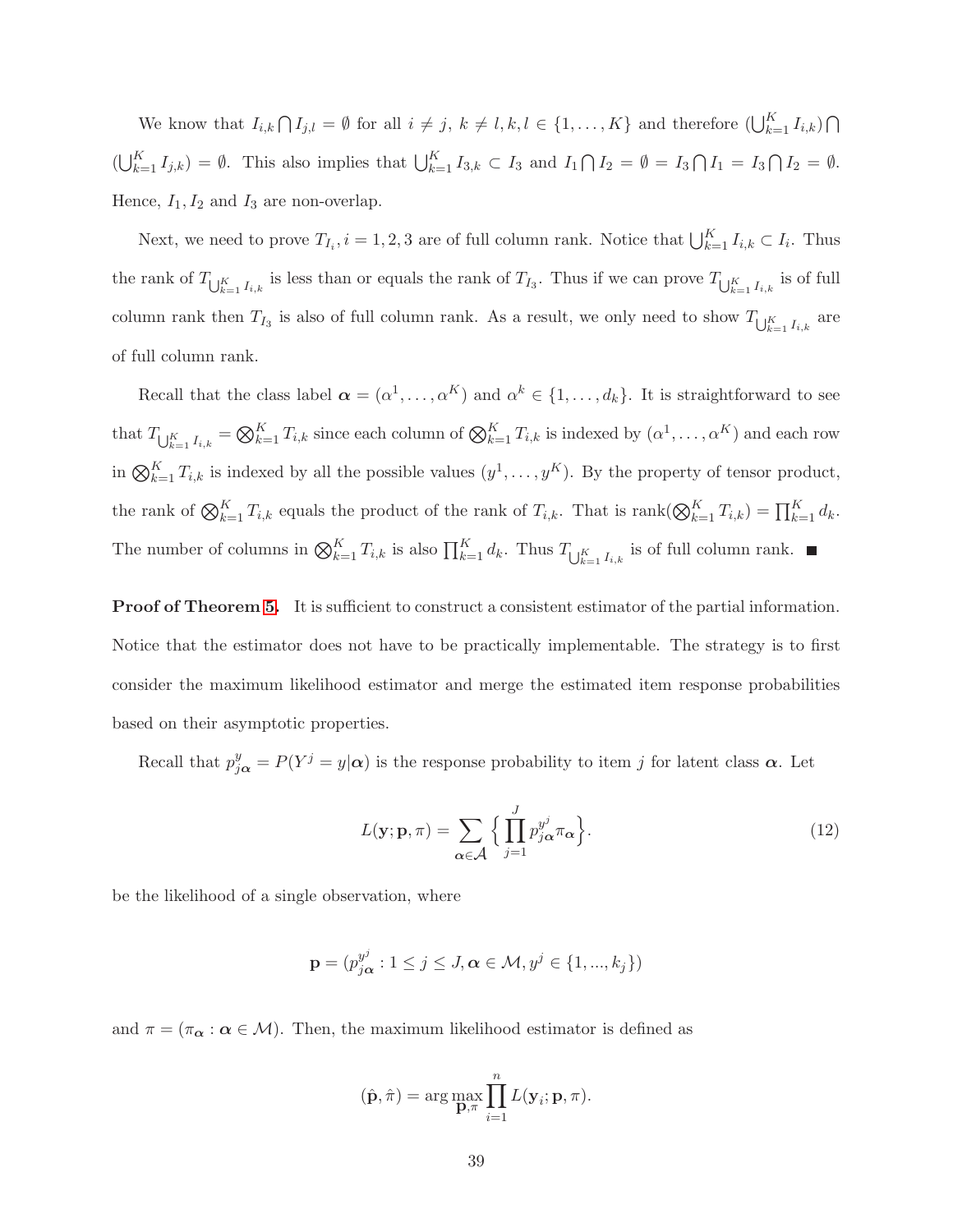We know that $I_{i,k} \bigcap I_{j,l} = \emptyset$ for all $i \neq j$, $k \neq l, k, l \in \{1, \ldots, K\}$ and therefore $(\bigcup_{k=1}^{K} I_{i,k}) \bigcap (\bigcup_{k=1}^{K} I_{j,k}) = \emptyset$. This also implies that $\bigcup_{k=1}^{K} I_{3,k} \subset I_3$ and $I_1 \bigcap I_2 = \emptyset = I_3 \bigcap I_1 = I_3 \bigcap I_2 = \emptyset$. Hence, $I_1, I_2$ and $I_3$ are non-overlap.

Next, we need to prove $T_{I_i}, i = 1, 2, 3$ are of full column rank. Notice that $\bigcup_{k=1}^{K} I_{i,k} \subset I_i$. Thus the rank of $T_{\bigcup_{k=1}^{K} I_{i,k}}$ is less than or equals the rank of $T_{I_3}$. Thus if we can prove $T_{\bigcup_{k=1}^{K} I_{i,k}}$ is of full column rank then $T_{I_3}$ is also of full column rank. As a result, we only need to show $T_{\bigcup_{k=1}^{K} I_{i,k}}$ are of full column rank.

Recall that the class label $\boldsymbol{\alpha} = (\alpha^1, \ldots, \alpha^K)$ and $\alpha^k \in \{1, \ldots, d_k\}$. It is straightforward to see that $T_{\bigcup_{k=1}^{K} I_{i,k}} = \bigotimes_{k=1}^{K} T_{i,k}$ since each column of $\bigotimes_{k=1}^{K} T_{i,k}$ is indexed by $(\alpha^1, \ldots, \alpha^K)$ and each row in $\bigotimes_{k=1}^{K} T_{i,k}$ is indexed by all the possible values $(y^1, \ldots, y^K)$. By the property of tensor product, the rank of $\bigotimes_{k=1}^{K} T_{i,k}$ equals the product of the rank of $T_{i,k}$. That is $\text{rank}(\bigotimes_{k=1}^{K} T_{i,k}) = \prod_{k=1}^{K} d_k$. The number of columns in $\bigotimes_{k=1}^{K} T_{i,k}$ is also $\prod_{k=1}^{K} d_k$. Thus $T_{\bigcup_{k=1}^{K} I_{i,k}}$ is of full column rank. ■

**Proof of Theorem 5.** It is sufficient to construct a consistent estimator of the partial information. Notice that the estimator does not have to be practically implementable. The strategy is to first consider the maximum likelihood estimator and merge the estimated item response probabilities based on their asymptotic properties.

Recall that $p_{j\boldsymbol{\alpha}}^{y} = P(Y^j = y|\boldsymbol{\alpha})$ is the response probability to item $j$ for latent class $\boldsymbol{\alpha}$. Let

$$L(\mathbf{y}; \mathbf{p}, \pi) = \sum_{\boldsymbol{\alpha} \in \mathcal{A}} \Big\{ \prod_{j=1}^{J} p_{j\boldsymbol{\alpha}}^{y^j} \pi_{\boldsymbol{\alpha}} \Big\}. \tag{12}$$

be the likelihood of a single observation, where

$$\mathbf{p} = (p_{j\boldsymbol{\alpha}}^{y^j} : 1 \leq j \leq J, \boldsymbol{\alpha} \in \mathcal{M}, y^j \in \{1, ..., k_j\})$$

and $\pi = (\pi_{\boldsymbol{\alpha}} : \boldsymbol{\alpha} \in \mathcal{M})$. Then, the maximum likelihood estimator is defined as

$$(\hat{\mathbf{p}}, \hat{\pi}) = \arg\max_{\mathbf{p}, \pi} \prod_{i=1}^{n} L(\mathbf{y}_i; \mathbf{p}, \pi).$$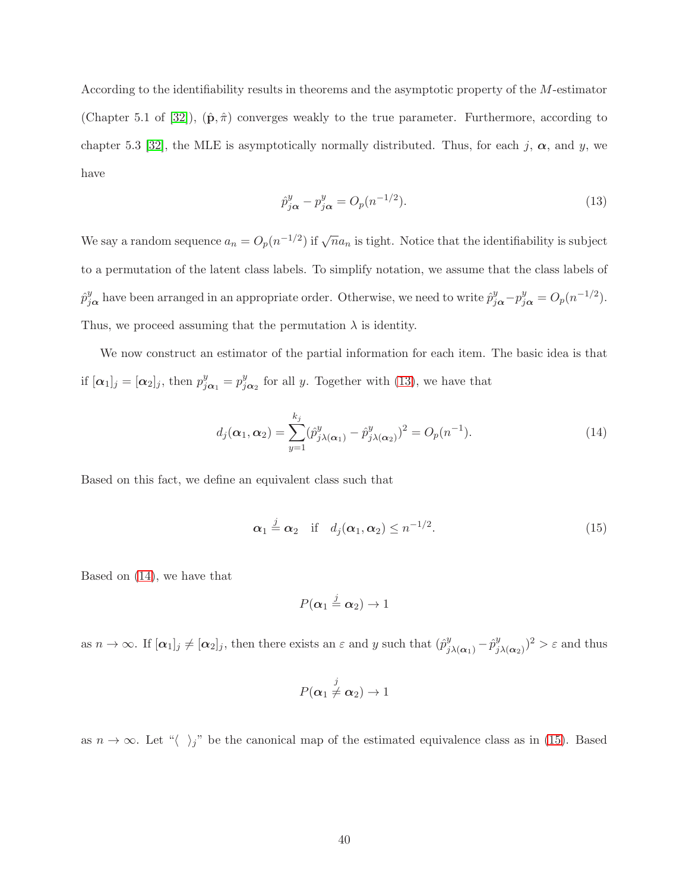According to the identifiability results in theorems and the asymptotic property of the $M$-estimator (Chapter 5.1 of [32]), $(\hat{\mathbf{p}}, \hat{\pi})$ converges weakly to the true parameter. Furthermore, according to chapter 5.3 [32], the MLE is asymptotically normally distributed. Thus, for each $j$, $\boldsymbol{\alpha}$, and $y$, we have

$$\hat{p}^y_{j\boldsymbol{\alpha}} - p^y_{j\boldsymbol{\alpha}} = O_p(n^{-1/2}). \tag{13}$$

We say a random sequence $a_n = O_p(n^{-1/2})$ if $\sqrt{n}a_n$ is tight. Notice that the identifiability is subject to a permutation of the latent class labels. To simplify notation, we assume that the class labels of $\hat{p}^y_{j\boldsymbol{\alpha}}$ have been arranged in an appropriate order. Otherwise, we need to write $\hat{p}^y_{j\boldsymbol{\alpha}} - p^y_{j\boldsymbol{\alpha}} = O_p(n^{-1/2})$. Thus, we proceed assuming that the permutation $\lambda$ is identity.

We now construct an estimator of the partial information for each item. The basic idea is that if $[\boldsymbol{\alpha}_1]_j = [\boldsymbol{\alpha}_2]_j$, then $p^y_{j\boldsymbol{\alpha}_1} = p^y_{j\boldsymbol{\alpha}_2}$ for all $y$. Together with (13), we have that

$$d_j(\boldsymbol{\alpha}_1, \boldsymbol{\alpha}_2) = \sum_{y=1}^{k_j} (\hat{p}^y_{j\lambda(\boldsymbol{\alpha}_1)} - \hat{p}^y_{j\lambda(\boldsymbol{\alpha}_2)})^2 = O_p(n^{-1}). \tag{14}$$

Based on this fact, we define an equivalent class such that

$$\boldsymbol{\alpha}_1 \stackrel{j}{=} \boldsymbol{\alpha}_2 \quad \text{if} \quad d_j(\boldsymbol{\alpha}_1, \boldsymbol{\alpha}_2) \leq n^{-1/2}. \tag{15}$$

Based on (14), we have that

$$P(\boldsymbol{\alpha}_1 \stackrel{j}{=} \boldsymbol{\alpha}_2) \to 1$$

as $n \to \infty$. If $[\boldsymbol{\alpha}_1]_j \neq [\boldsymbol{\alpha}_2]_j$, then there exists an $\varepsilon$ and $y$ such that $(\hat{p}^y_{j\lambda(\boldsymbol{\alpha}_1)} - \hat{p}^y_{j\lambda(\boldsymbol{\alpha}_2)})^2 > \varepsilon$ and thus

$$P(\boldsymbol{\alpha}_1 \stackrel{j}{\neq} \boldsymbol{\alpha}_2) \to 1$$

as $n \to \infty$. Let "$\langle \ \rangle_j$" be the canonical map of the estimated equivalence class as in (15). Based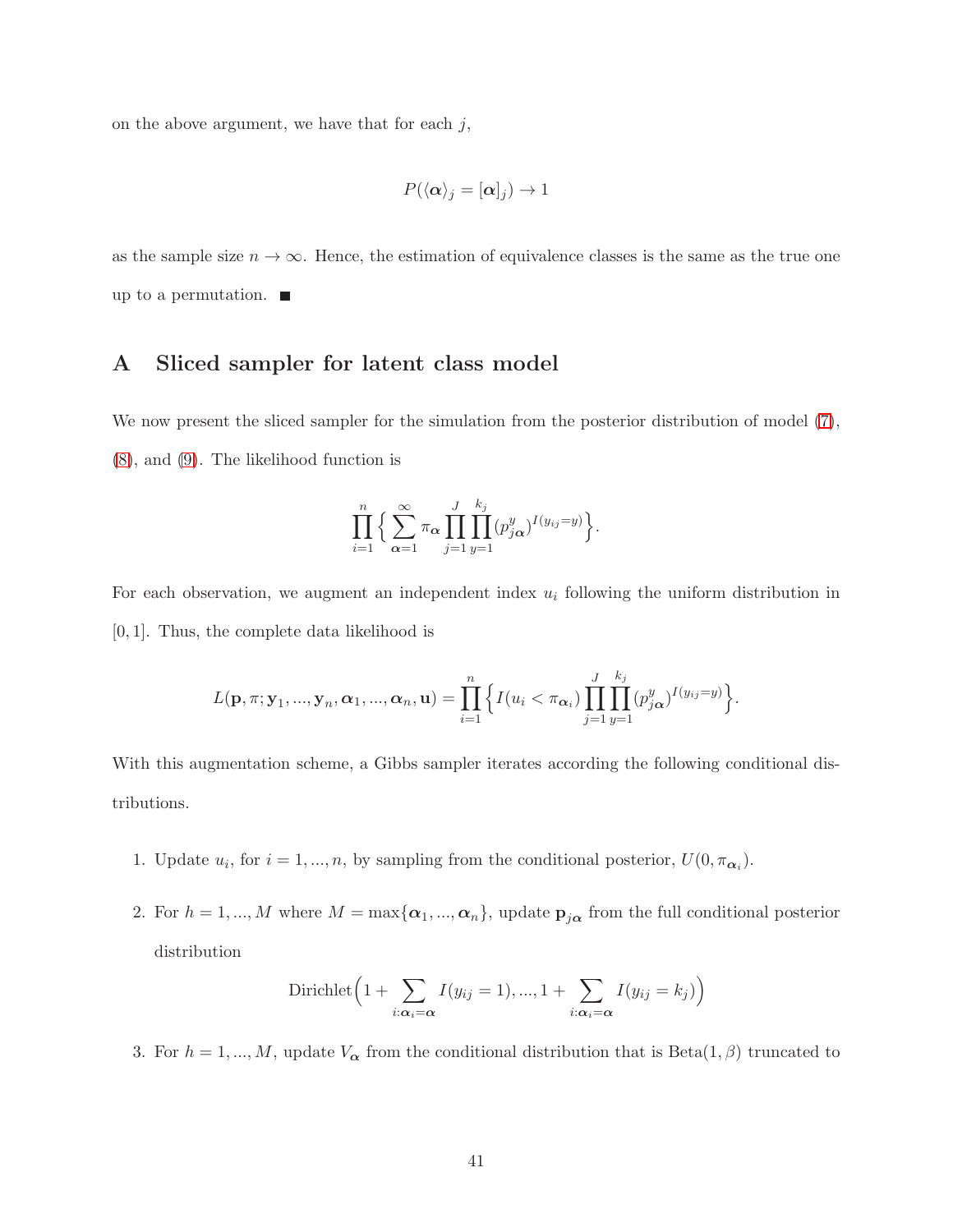on the above argument, we have that for each $j$,

$$P(\langle \boldsymbol{\alpha} \rangle_j = [\boldsymbol{\alpha}]_j) \to 1$$

as the sample size $n \to \infty$. Hence, the estimation of equivalence classes is the same as the true one up to a permutation. ■

# A Sliced sampler for latent class model

We now present the sliced sampler for the simulation from the posterior distribution of model (7), (8), and (9). The likelihood function is

$$\prod_{i=1}^{n} \Big\{ \sum_{\boldsymbol{\alpha}=1}^{\infty} \pi_{\boldsymbol{\alpha}} \prod_{j=1}^{J} \prod_{y=1}^{k_j} (p_{j\boldsymbol{\alpha}}^{y})^{I(y_{ij}=y)} \Big\}.$$

For each observation, we augment an independent index $u_i$ following the uniform distribution in $[0, 1]$. Thus, the complete data likelihood is

$$L(\mathbf{p}, \pi; \mathbf{y}_1, ..., \mathbf{y}_n, \boldsymbol{\alpha}_1, ..., \boldsymbol{\alpha}_n, \mathbf{u}) = \prod_{i=1}^{n} \Big\{ I(u_i < \pi_{\boldsymbol{\alpha}_i}) \prod_{j=1}^{J} \prod_{y=1}^{k_j} (p_{j\boldsymbol{\alpha}}^{y})^{I(y_{ij}=y)} \Big\}.$$

With this augmentation scheme, a Gibbs sampler iterates according the following conditional distributions.

1. Update $u_i$, for $i = 1, ..., n$, by sampling from the conditional posterior, $U(0, \pi_{\boldsymbol{\alpha}_i})$.

2. For $h = 1, ..., M$ where $M = \max\{\boldsymbol{\alpha}_1, ..., \boldsymbol{\alpha}_n\}$, update $\mathbf{p}_{j\boldsymbol{\alpha}}$ from the full conditional posterior distribution

$$\text{Dirichlet}\Big(1 + \sum_{i:\boldsymbol{\alpha}_i=\boldsymbol{\alpha}} I(y_{ij} = 1), ..., 1 + \sum_{i:\boldsymbol{\alpha}_i=\boldsymbol{\alpha}} I(y_{ij} = k_j)\Big)$$

3. For $h = 1, ..., M$, update $V_{\boldsymbol{\alpha}}$ from the conditional distribution that is Beta$(1, \beta)$ truncated to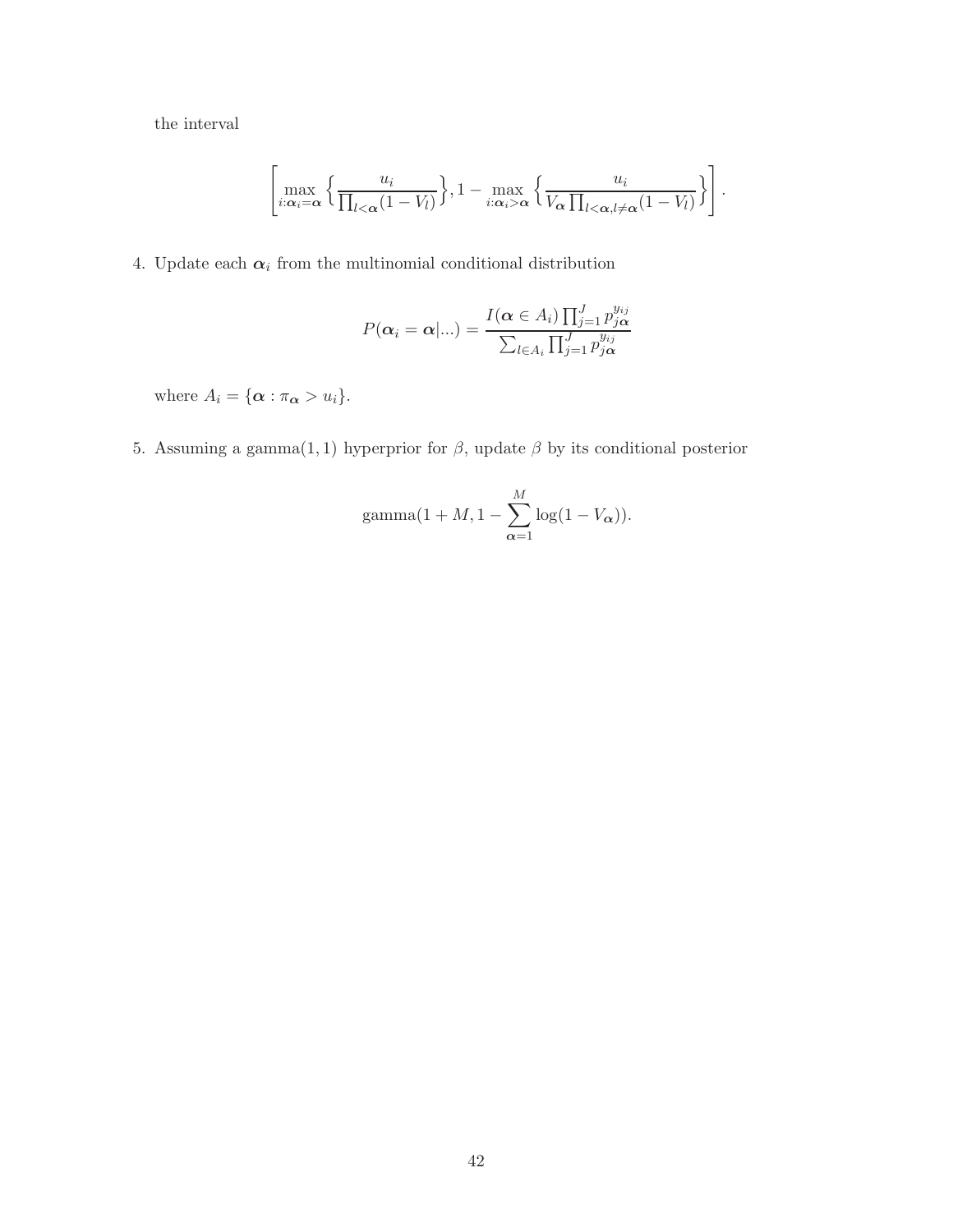the interval

$$\left[\max_{i:\boldsymbol{\alpha}_i=\boldsymbol{\alpha}}\left\{\frac{u_i}{\prod_{l<\boldsymbol{\alpha}}(1-V_l)}\right\}, 1-\max_{i:\boldsymbol{\alpha}_i>\boldsymbol{\alpha}}\left\{\frac{u_i}{V_{\boldsymbol{\alpha}}\prod_{l<\boldsymbol{\alpha},l\neq\boldsymbol{\alpha}}(1-V_l)}\right\}\right].$$

4. Update each $\boldsymbol{\alpha}_i$ from the multinomial conditional distribution

$$P(\boldsymbol{\alpha}_i=\boldsymbol{\alpha}|...)=\frac{I(\boldsymbol{\alpha}\in A_i)\prod_{j=1}^{J}p_{j\boldsymbol{\alpha}}^{y_{ij}}}{\sum_{l\in A_i}\prod_{j=1}^{J}p_{j\boldsymbol{\alpha}}^{y_{ij}}}$$

where $A_i=\{\boldsymbol{\alpha}:\pi_{\boldsymbol{\alpha}}>u_i\}$.

5. Assuming a gamma$(1,1)$ hyperprior for $\beta$, update $\beta$ by its conditional posterior

$$\text{gamma}(1+M, 1-\sum_{\boldsymbol{\alpha}=1}^{M}\log(1-V_{\boldsymbol{\alpha}})).$$